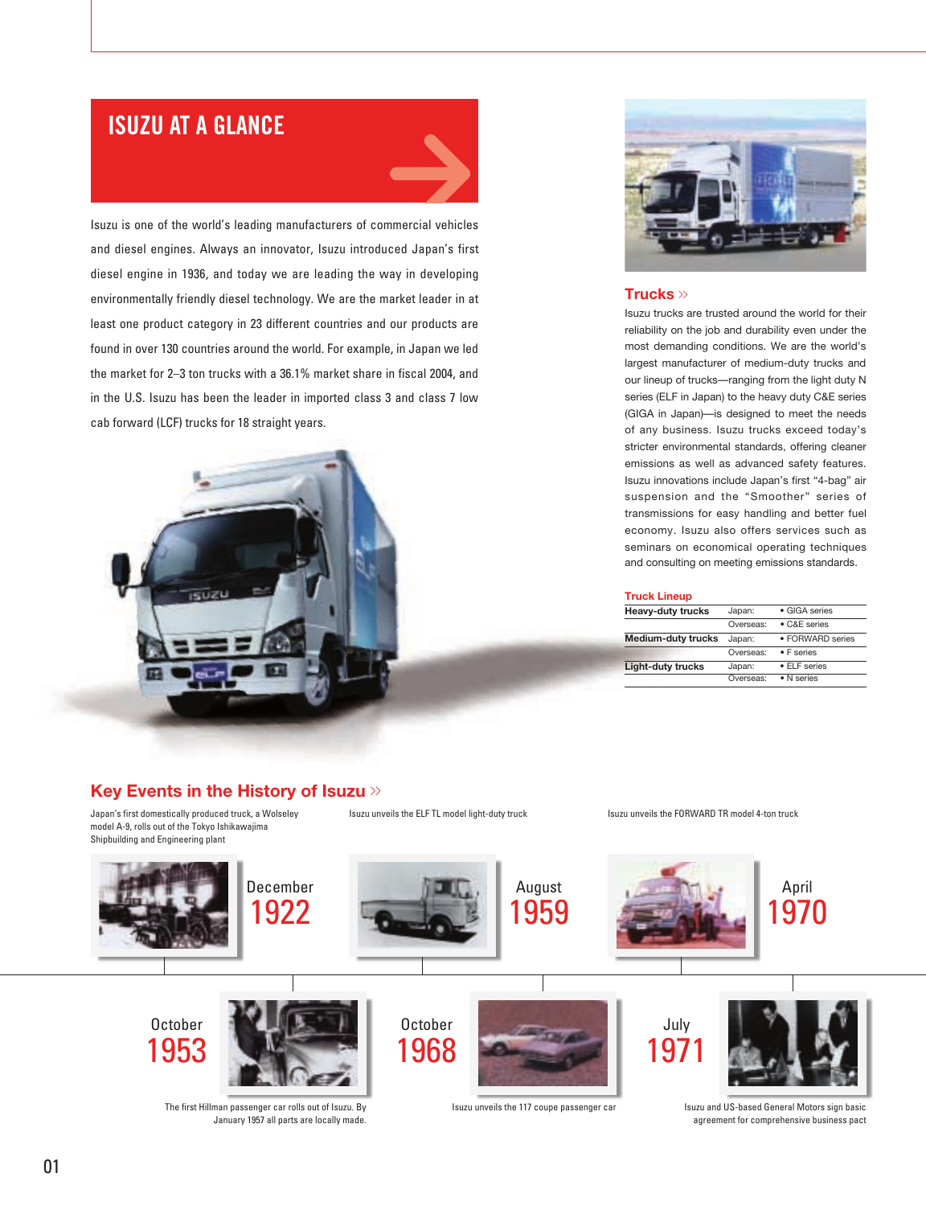# ISUZU AT A GLANCE

Isuzu is one of the world's leading manufacturers of commercial vehicles and diesel engines. Always an innovator, Isuzu introduced Japan's first diesel engine in 1936, and today we are leading the way in developing environmentally friendly diesel technology. We are the market leader in at least one product category in 23 different countries and our products are found in over 130 countries around the world. For example, in Japan we led the market for 2–3 ton trucks with a 36.1% market share in fiscal 2004, and in the U.S. Isuzu has been the leader in imported class 3 and class 7 low cab forward (LCF) trucks for 18 straight years.

## Trucks »

Isuzu trucks are trusted around the world for their reliability on the job and durability even under the most demanding conditions. We are the world's largest manufacturer of medium-duty trucks and our lineup of trucks—ranging from the light duty N series (ELF in Japan) to the heavy duty C&E series (GIGA in Japan)—is designed to meet the needs of any business. Isuzu trucks exceed today's stricter environmental standards, offering cleaner emissions as well as advanced safety features. Isuzu innovations include Japan's first "4-bag" air suspension and the "Smoother" series of transmissions for easy handling and better fuel economy. Isuzu also offers services such as seminars on economical operating techniques and consulting on meeting emissions standards.

**Truck Lineup**

| | | |
|---|---|---|
| **Heavy-duty trucks** | Japan: | • GIGA series |
| | Overseas: | • C&E series |
| **Medium-duty trucks** | Japan: | • FORWARD series |
| | Overseas: | • F series |
| **Light-duty trucks** | Japan: | • ELF series |
| | Overseas: | • N series |

## Key Events in the History of Isuzu »

**December 1922**
Japan's first domestically produced truck, a Wolseley model A-9, rolls out of the Tokyo Ishikawajima Shipbuilding and Engineering plant

**October 1953**
The first Hillman passenger car rolls out of Isuzu. By January 1957 all parts are locally made.

**August 1959**
Isuzu unveils the ELF TL model light-duty truck

**October 1968**
Isuzu unveils the 117 coupe passenger car

**April 1970**
Isuzu unveils the FORWARD TR model 4-ton truck

**July 1971**
Isuzu and US-based General Motors sign basic agreement for comprehensive business pact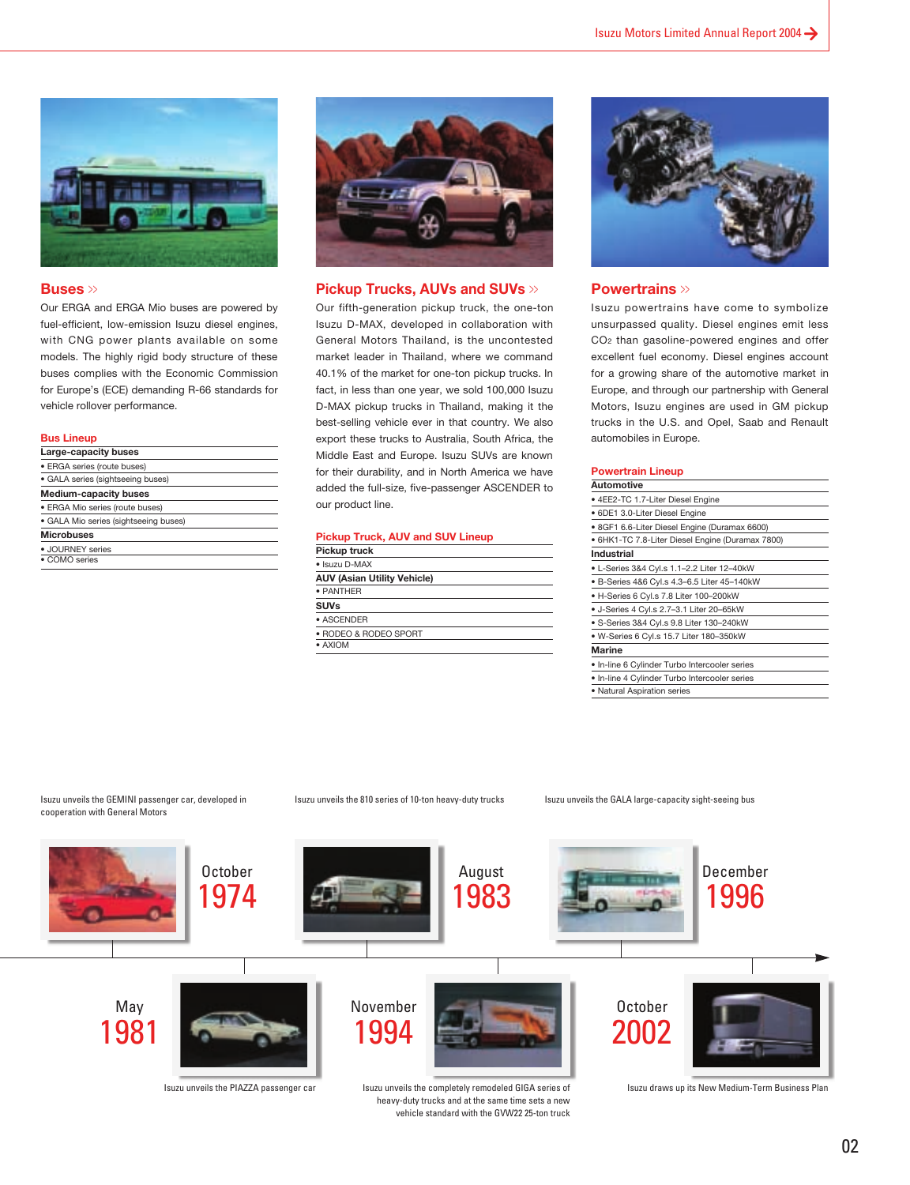## Buses

Our ERGA and ERGA Mio buses are powered by fuel-efficient, low-emission Isuzu diesel engines, with CNG power plants available on some models. The highly rigid body structure of these buses complies with the Economic Commission for Europe's (ECE) demanding R-66 standards for vehicle rollover performance.

### Bus Lineup

**Large-capacity buses**

- ERGA series (route buses)
- GALA series (sightseeing buses)

**Medium-capacity buses**

- ERGA Mio series (route buses)
- GALA Mio series (sightseeing buses)

**Microbuses**

- JOURNEY series
- COMO series

## Pickup Trucks, AUVs and SUVs

Our fifth-generation pickup truck, the one-ton Isuzu D-MAX, developed in collaboration with General Motors Thailand, is the uncontested market leader in Thailand, where we command 40.1% of the market for one-ton pickup trucks. In fact, in less than one year, we sold 100,000 Isuzu D-MAX pickup trucks in Thailand, making it the best-selling vehicle ever in that country. We also export these trucks to Australia, South Africa, the Middle East and Europe. Isuzu SUVs are known for their durability, and in North America we have added the full-size, five-passenger ASCENDER to our product line.

### Pickup Truck, AUV and SUV Lineup

**Pickup truck**

- Isuzu D-MAX

**AUV (Asian Utility Vehicle)**

- PANTHER

**SUVs**

- ASCENDER
- RODEO & RODEO SPORT
- AXIOM

## Powertrains

Isuzu powertrains have come to symbolize unsurpassed quality. Diesel engines emit less $CO_2$ than gasoline-powered engines and offer excellent fuel economy. Diesel engines account for a growing share of the automotive market in Europe, and through our partnership with General Motors, Isuzu engines are used in GM pickup trucks in the U.S. and Opel, Saab and Renault automobiles in Europe.

### Powertrain Lineup

**Automotive**

- 4EE2-TC 1.7-Liter Diesel Engine
- 6DE1 3.0-Liter Diesel Engine
- 8GF1 6.6-Liter Diesel Engine (Duramax 6600)
- 6HK1-TC 7.8-Liter Diesel Engine (Duramax 7800)

**Industrial**

- L-Series 3&4 Cyl.s 1.1–2.2 Liter 12–40kW
- B-Series 4&6 Cyl.s 4.3–6.5 Liter 45–140kW
- H-Series 6 Cyl.s 7.8 Liter 100–200kW
- J-Series 4 Cyl.s 2.7–3.1 Liter 20–65kW
- S-Series 3&4 Cyl.s 9.8 Liter 130–240kW
- W-Series 6 Cyl.s 15.7 Liter 180–350kW

**Marine**

- In-line 6 Cylinder Turbo Intercooler series
- In-line 4 Cylinder Turbo Intercooler series
- Natural Aspiration series

---

**October 1974** — Isuzu unveils the GEMINI passenger car, developed in cooperation with General Motors

**May 1981** — Isuzu unveils the PIAZZA passenger car

**August 1983** — Isuzu unveils the 810 series of 10-ton heavy-duty trucks

**November 1994** — Isuzu unveils the completely remodeled GIGA series of heavy-duty trucks and at the same time sets a new vehicle standard with the GVW22 25-ton truck

**December 1996** — Isuzu unveils the GALA large-capacity sight-seeing bus

**October 2002** — Isuzu draws up its New Medium-Term Business Plan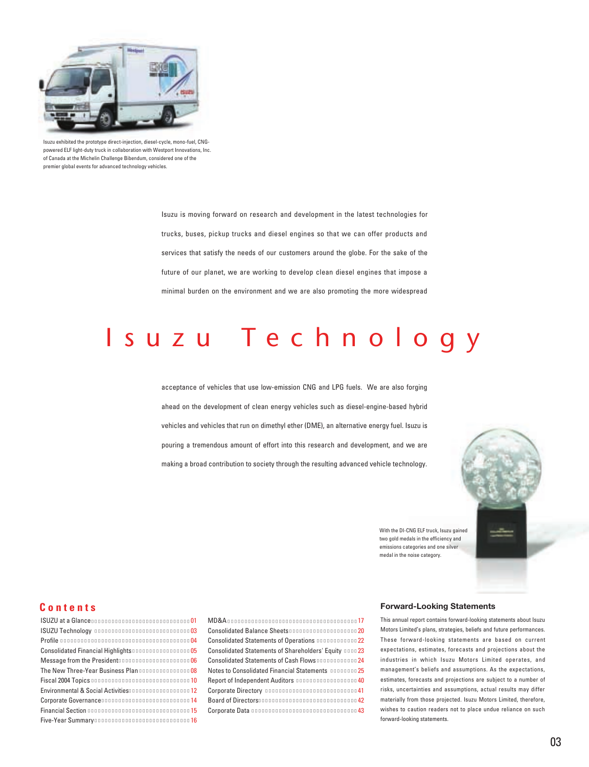Isuzu exhibited the prototype direct-injection, diesel-cycle, mono-fuel, CNG-powered ELF light-duty truck in collaboration with Westport Innovations, Inc. of Canada at the Michelin Challenge Bibendum, considered one of the premier global events for advanced technology vehicles.

# Isuzu Technology

Isuzu is moving forward on research and development in the latest technologies for trucks, buses, pickup trucks and diesel engines so that we can offer products and services that satisfy the needs of our customers around the globe. For the sake of the future of our planet, we are working to develop clean diesel engines that impose a minimal burden on the environment and we are also promoting the more widespread acceptance of vehicles that use low-emission CNG and LPG fuels. We are also forging ahead on the development of clean energy vehicles such as diesel-engine-based hybrid vehicles and vehicles that run on dimethyl ether (DME), an alternative energy fuel. Isuzu is pouring a tremendous amount of effort into this research and development, and we are making a broad contribution to society through the resulting advanced vehicle technology.

With the DI-CNG ELF truck, Isuzu gained two gold medals in the efficiency and emissions categories and one silver medal in the noise category.

## Contents

| | |
|---|---|
| ISUZU at a Glance | 01 |
| ISUZU Technology | 03 |
| Profile | 04 |
| Consolidated Financial Highlights | 05 |
| Message from the President | 06 |
| The New Three-Year Business Plan | 08 |
| Fiscal 2004 Topics | 10 |
| Environmental & Social Activities | 12 |
| Corporate Governance | 14 |
| Financial Section | 15 |
| Five-Year Summary | 16 |
| MD&A | 17 |
| Consolidated Balance Sheets | 20 |
| Consolidated Statements of Operations | 22 |
| Consolidated Statements of Shareholders' Equity | 23 |
| Consolidated Statements of Cash Flows | 24 |
| Notes to Consolidated Financial Statements | 25 |
| Report of Independent Auditors | 40 |
| Corporate Directory | 41 |
| Board of Directors | 42 |
| Corporate Data | 43 |

## Forward-Looking Statements

This annual report contains forward-looking statements about Isuzu Motors Limited's plans, strategies, beliefs and future performances. These forward-looking statements are based on current expectations, estimates, forecasts and projections about the industries in which Isuzu Motors Limited operates, and management's beliefs and assumptions. As the expectations, estimates, forecasts and projections are subject to a number of risks, uncertainties and assumptions, actual results may differ materially from those projected. Isuzu Motors Limited, therefore, wishes to caution readers not to place undue reliance on such forward-looking statements.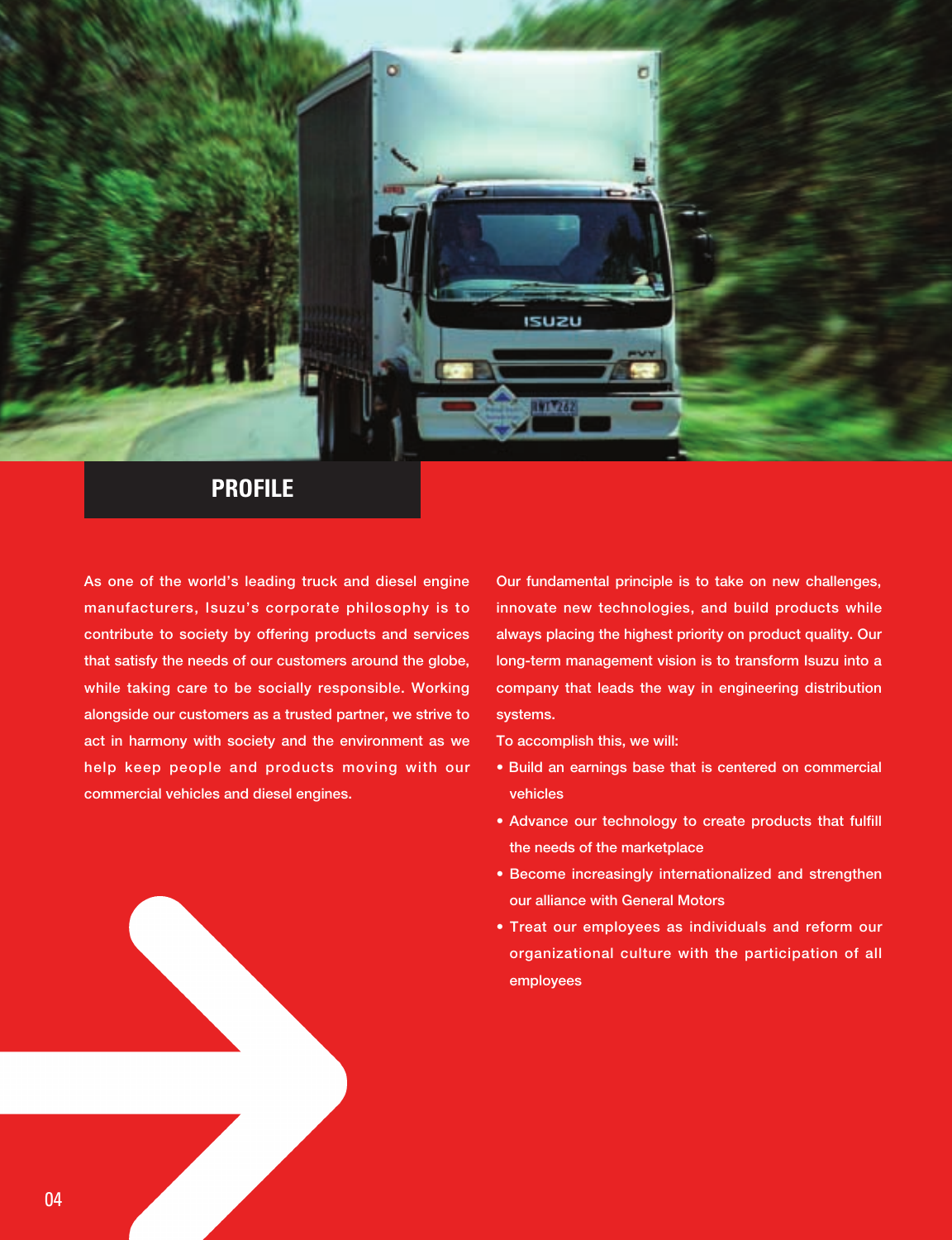## PROFILE

As one of the world's leading truck and diesel engine manufacturers, Isuzu's corporate philosophy is to contribute to society by offering products and services that satisfy the needs of our customers around the globe, while taking care to be socially responsible. Working alongside our customers as a trusted partner, we strive to act in harmony with society and the environment as we help keep people and products moving with our commercial vehicles and diesel engines.

Our fundamental principle is to take on new challenges, innovate new technologies, and build products while always placing the highest priority on product quality. Our long-term management vision is to transform Isuzu into a company that leads the way in engineering distribution systems.

To accomplish this, we will:

- Build an earnings base that is centered on commercial vehicles
- Advance our technology to create products that fulfill the needs of the marketplace
- Become increasingly internationalized and strengthen our alliance with General Motors
- Treat our employees as individuals and reform our organizational culture with the participation of all employees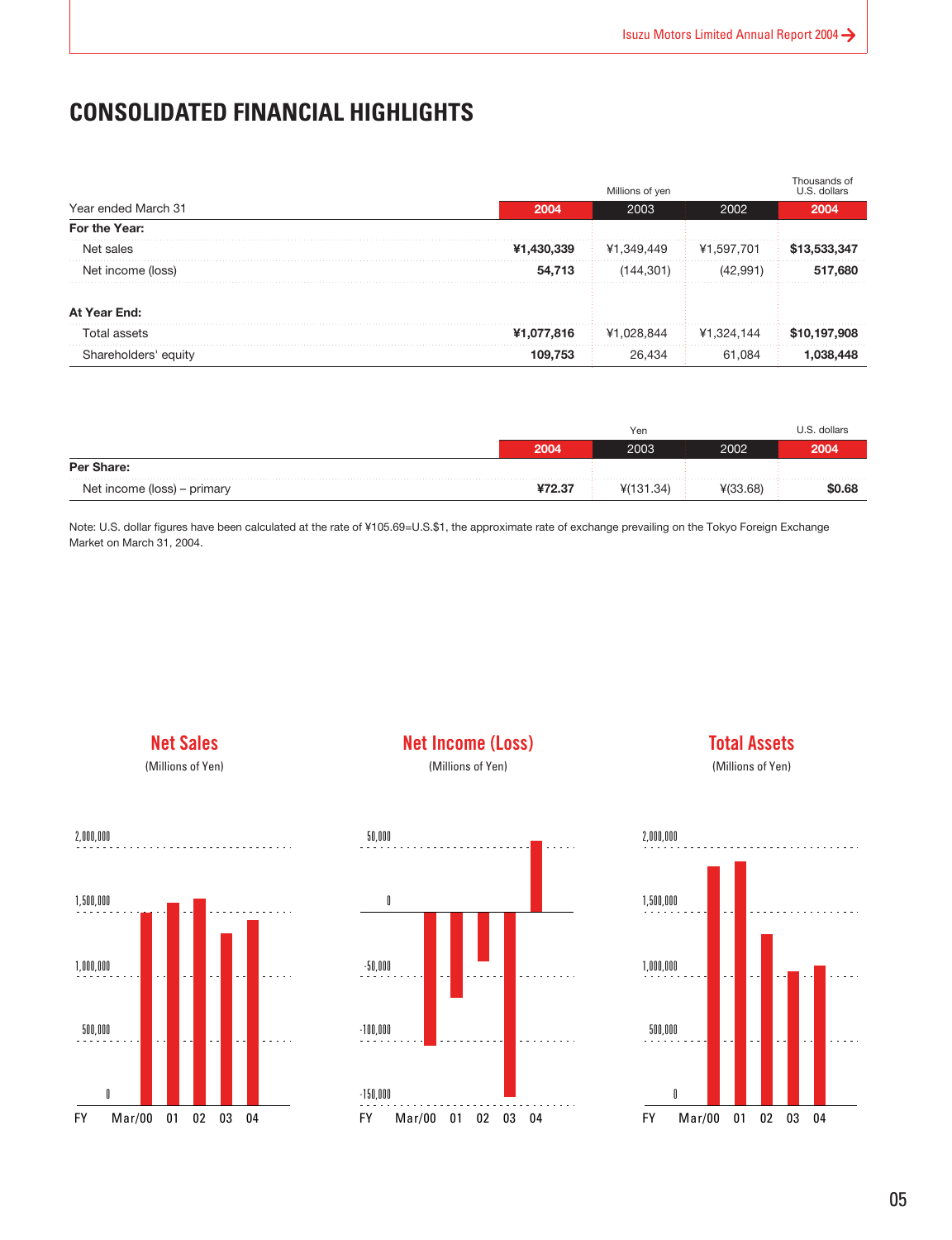# CONSOLIDATED FINANCIAL HIGHLIGHTS

| | Millions of yen | | | Thousands of U.S. dollars |
|---|---|---|---|---|
| Year ended March 31 | **2004** | 2003 | 2002 | **2004** |
| **For the Year:** | | | | |
| Net sales | **¥1,430,339** | ¥1,349,449 | ¥1,597,701 | **$13,533,347** |
| Net income (loss) | **54,713** | (144,301) | (42,991) | **517,680** |
| **At Year End:** | | | | |
| Total assets | **¥1,077,816** | ¥1,028,844 | ¥1,324,144 | **$10,197,908** |
| Shareholders' equity | **109,753** | 26,434 | 61,084 | **1,038,448** |

| | Yen | | | U.S. dollars |
|---|---|---|---|---|
| | **2004** | 2003 | 2002 | **2004** |
| **Per Share:** | | | | |
| Net income (loss) – primary | **¥72.37** | ¥(131.34) | ¥(33.68) | **$0.68** |

Note: U.S. dollar figures have been calculated at the rate of ¥105.69=U.S.$1, the approximate rate of exchange prevailing on the Tokyo Foreign Exchange Market on March 31, 2004.

**Net Sales**
(Millions of Yen)

**Net Income (Loss)**
(Millions of Yen)

**Total Assets**
(Millions of Yen)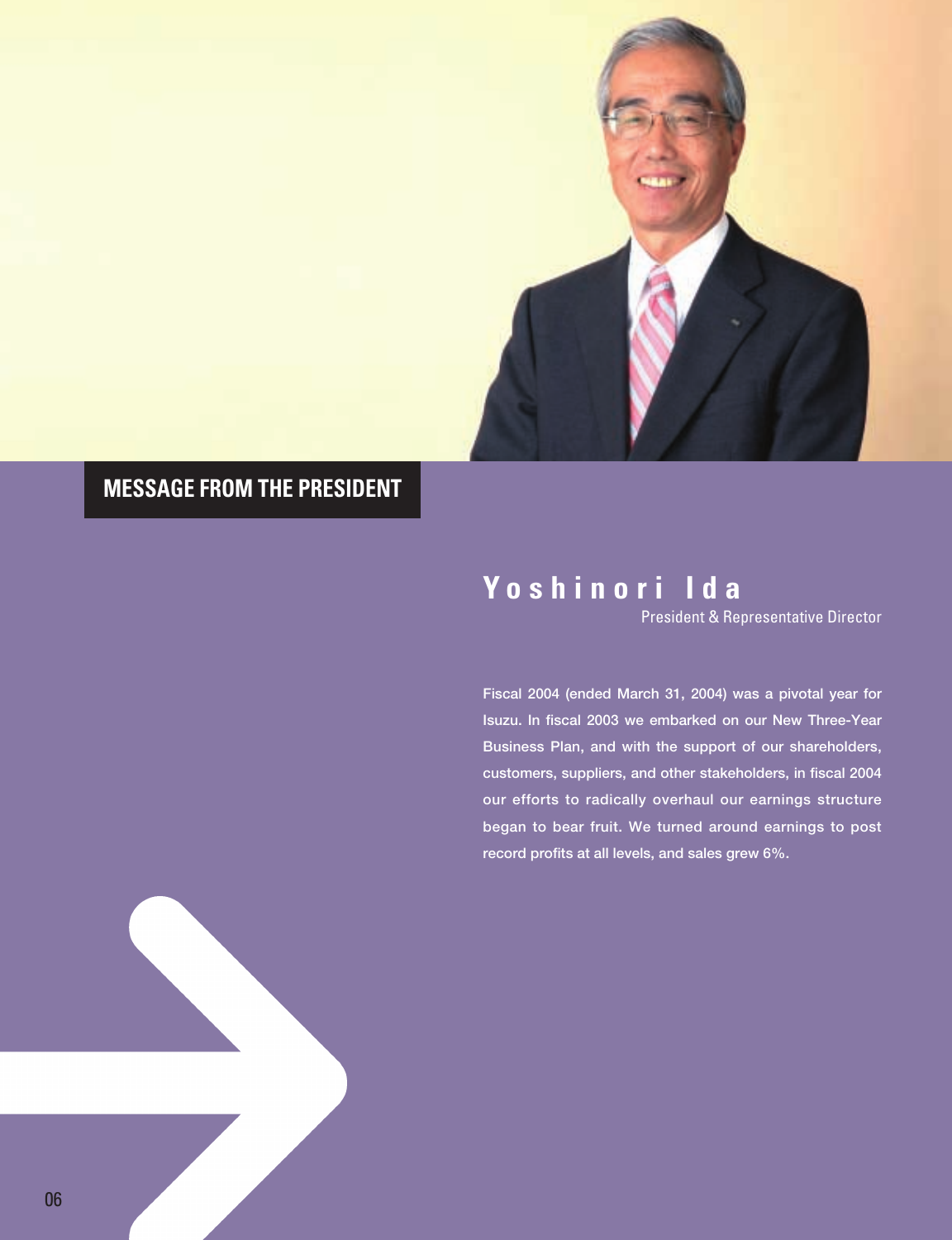# MESSAGE FROM THE PRESIDENT

## Yoshinori Ida

President & Representative Director

Fiscal 2004 (ended March 31, 2004) was a pivotal year for Isuzu. In fiscal 2003 we embarked on our New Three-Year Business Plan, and with the support of our shareholders, customers, suppliers, and other stakeholders, in fiscal 2004 our efforts to radically overhaul our earnings structure began to bear fruit. We turned around earnings to post record profits at all levels, and sales grew 6%.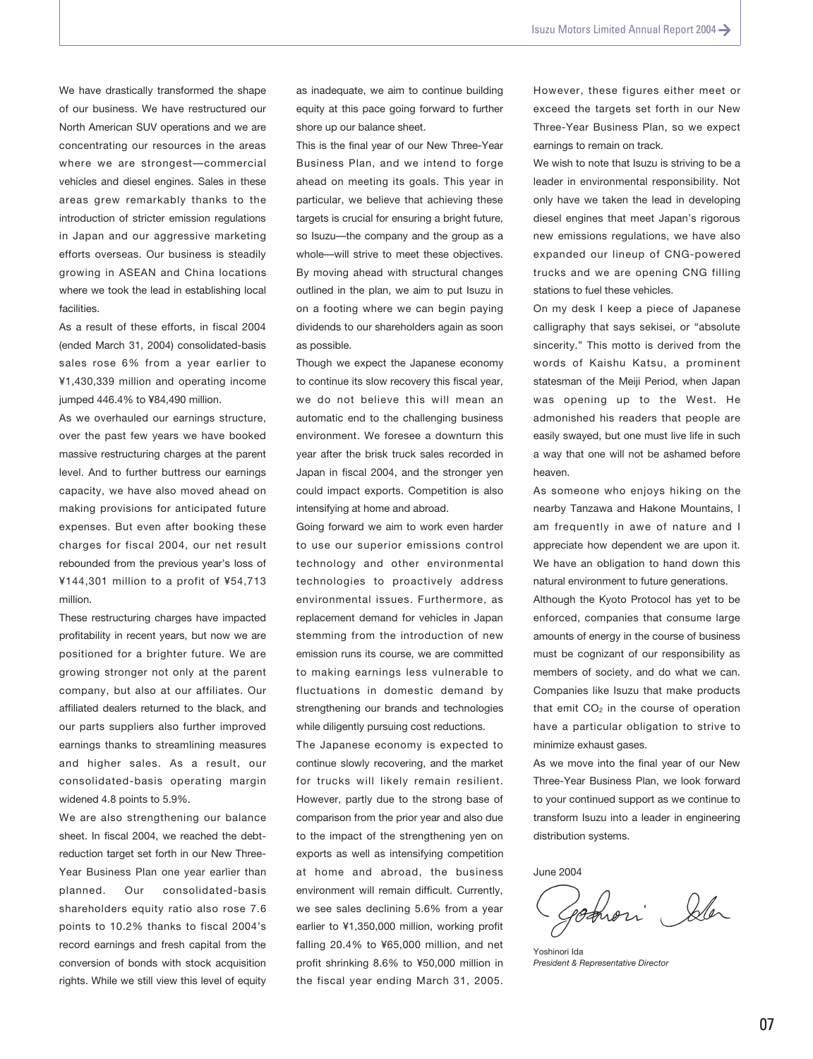We have drastically transformed the shape of our business. We have restructured our North American SUV operations and we are concentrating our resources in the areas where we are strongest—commercial vehicles and diesel engines. Sales in these areas grew remarkably thanks to the introduction of stricter emission regulations in Japan and our aggressive marketing efforts overseas. Our business is steadily growing in ASEAN and China locations where we took the lead in establishing local facilities.

As a result of these efforts, in fiscal 2004 (ended March 31, 2004) consolidated-basis sales rose 6% from a year earlier to ¥1,430,339 million and operating income jumped 446.4% to ¥84,490 million.

As we overhauled our earnings structure, over the past few years we have booked massive restructuring charges at the parent level. And to further buttress our earnings capacity, we have also moved ahead on making provisions for anticipated future expenses. But even after booking these charges for fiscal 2004, our net result rebounded from the previous year's loss of ¥144,301 million to a profit of ¥54,713 million.

These restructuring charges have impacted profitability in recent years, but now we are positioned for a brighter future. We are growing stronger not only at the parent company, but also at our affiliates. Our affiliated dealers returned to the black, and our parts suppliers also further improved earnings thanks to streamlining measures and higher sales. As a result, our consolidated-basis operating margin widened 4.8 points to 5.9%.

We are also strengthening our balance sheet. In fiscal 2004, we reached the debt-reduction target set forth in our New Three-Year Business Plan one year earlier than planned. Our consolidated-basis shareholders equity ratio also rose 7.6 points to 10.2% thanks to fiscal 2004's record earnings and fresh capital from the conversion of bonds with stock acquisition rights. While we still view this level of equity as inadequate, we aim to continue building equity at this pace going forward to further shore up our balance sheet.

This is the final year of our New Three-Year Business Plan, and we intend to forge ahead on meeting its goals. This year in particular, we believe that achieving these targets is crucial for ensuring a bright future, so Isuzu—the company and the group as a whole—will strive to meet these objectives. By moving ahead with structural changes outlined in the plan, we aim to put Isuzu in on a footing where we can begin paying dividends to our shareholders again as soon as possible.

Though we expect the Japanese economy to continue its slow recovery this fiscal year, we do not believe this will mean an automatic end to the challenging business environment. We foresee a downturn this year after the brisk truck sales recorded in Japan in fiscal 2004, and the stronger yen could impact exports. Competition is also intensifying at home and abroad.

Going forward we aim to work even harder to use our superior emissions control technology and other environmental technologies to proactively address environmental issues. Furthermore, as replacement demand for vehicles in Japan stemming from the introduction of new emission runs its course, we are committed to making earnings less vulnerable to fluctuations in domestic demand by strengthening our brands and technologies while diligently pursuing cost reductions.

The Japanese economy is expected to continue slowly recovering, and the market for trucks will likely remain resilient. However, partly due to the strong base of comparison from the prior year and also due to the impact of the strengthening yen on exports as well as intensifying competition at home and abroad, the business environment will remain difficult. Currently, we see sales declining 5.6% from a year earlier to ¥1,350,000 million, working profit falling 20.4% to ¥65,000 million, and net profit shrinking 8.6% to ¥50,000 million in the fiscal year ending March 31, 2005. However, these figures either meet or exceed the targets set forth in our New Three-Year Business Plan, so we expect earnings to remain on track.

We wish to note that Isuzu is striving to be a leader in environmental responsibility. Not only have we taken the lead in developing diesel engines that meet Japan's rigorous new emissions regulations, we have also expanded our lineup of CNG-powered trucks and we are opening CNG filling stations to fuel these vehicles.

On my desk I keep a piece of Japanese calligraphy that says sekisei, or "absolute sincerity." This motto is derived from the words of Kaishu Katsu, a prominent statesman of the Meiji Period, when Japan was opening up to the West. He admonished his readers that people are easily swayed, but one must live life in such a way that one will not be ashamed before heaven.

As someone who enjoys hiking on the nearby Tanzawa and Hakone Mountains, I am frequently in awe of nature and I appreciate how dependent we are upon it. We have an obligation to hand down this natural environment to future generations.

Although the Kyoto Protocol has yet to be enforced, companies that consume large amounts of energy in the course of business must be cognizant of our responsibility as members of society, and do what we can. Companies like Isuzu that make products that emit $CO_2$ in the course of operation have a particular obligation to strive to minimize exhaust gases.

As we move into the final year of our New Three-Year Business Plan, we look forward to your continued support as we continue to transform Isuzu into a leader in engineering distribution systems.

June 2004

Yoshinori Ida
*President & Representative Director*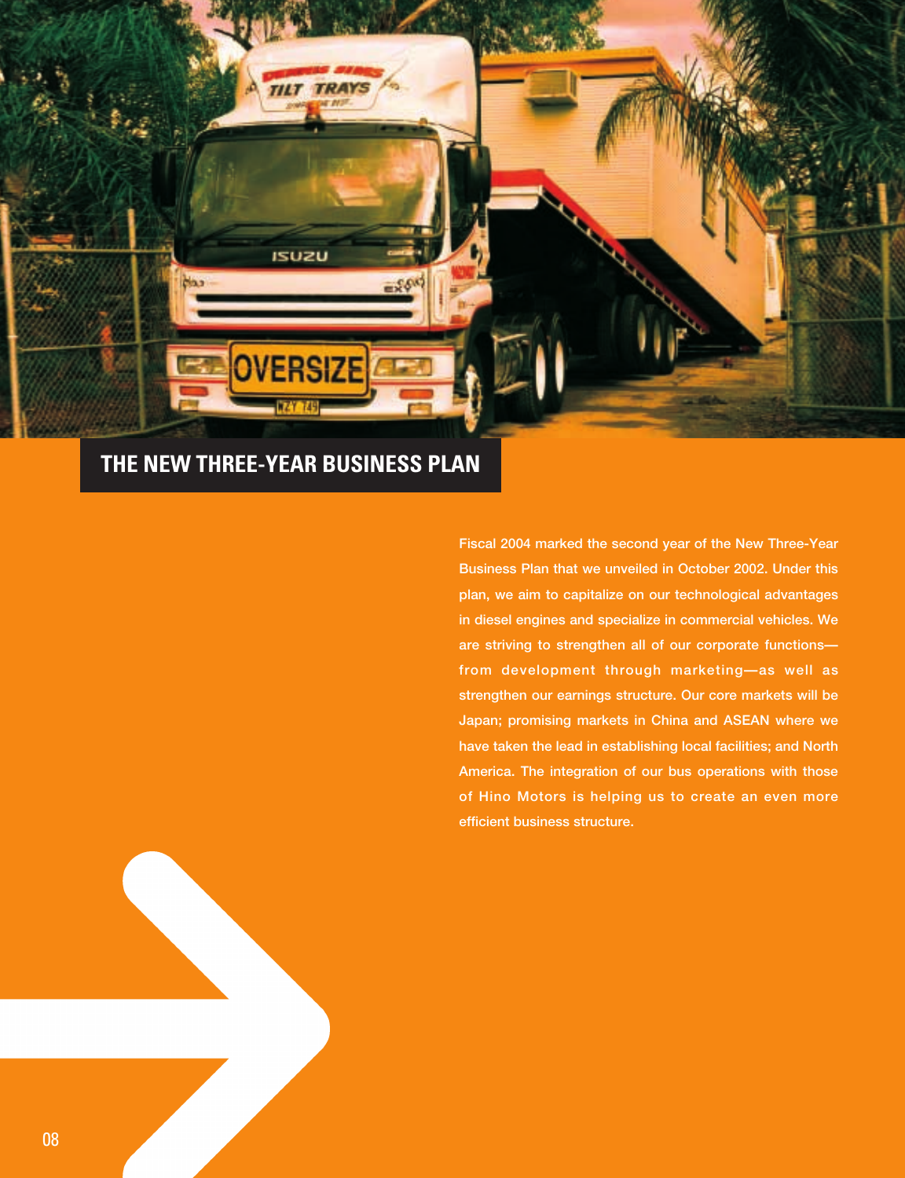## THE NEW THREE-YEAR BUSINESS PLAN

Fiscal 2004 marked the second year of the New Three-Year Business Plan that we unveiled in October 2002. Under this plan, we aim to capitalize on our technological advantages in diesel engines and specialize in commercial vehicles. We are striving to strengthen all of our corporate functions—from development through marketing—as well as strengthen our earnings structure. Our core markets will be Japan; promising markets in China and ASEAN where we have taken the lead in establishing local facilities; and North America. The integration of our bus operations with those of Hino Motors is helping us to create an even more efficient business structure.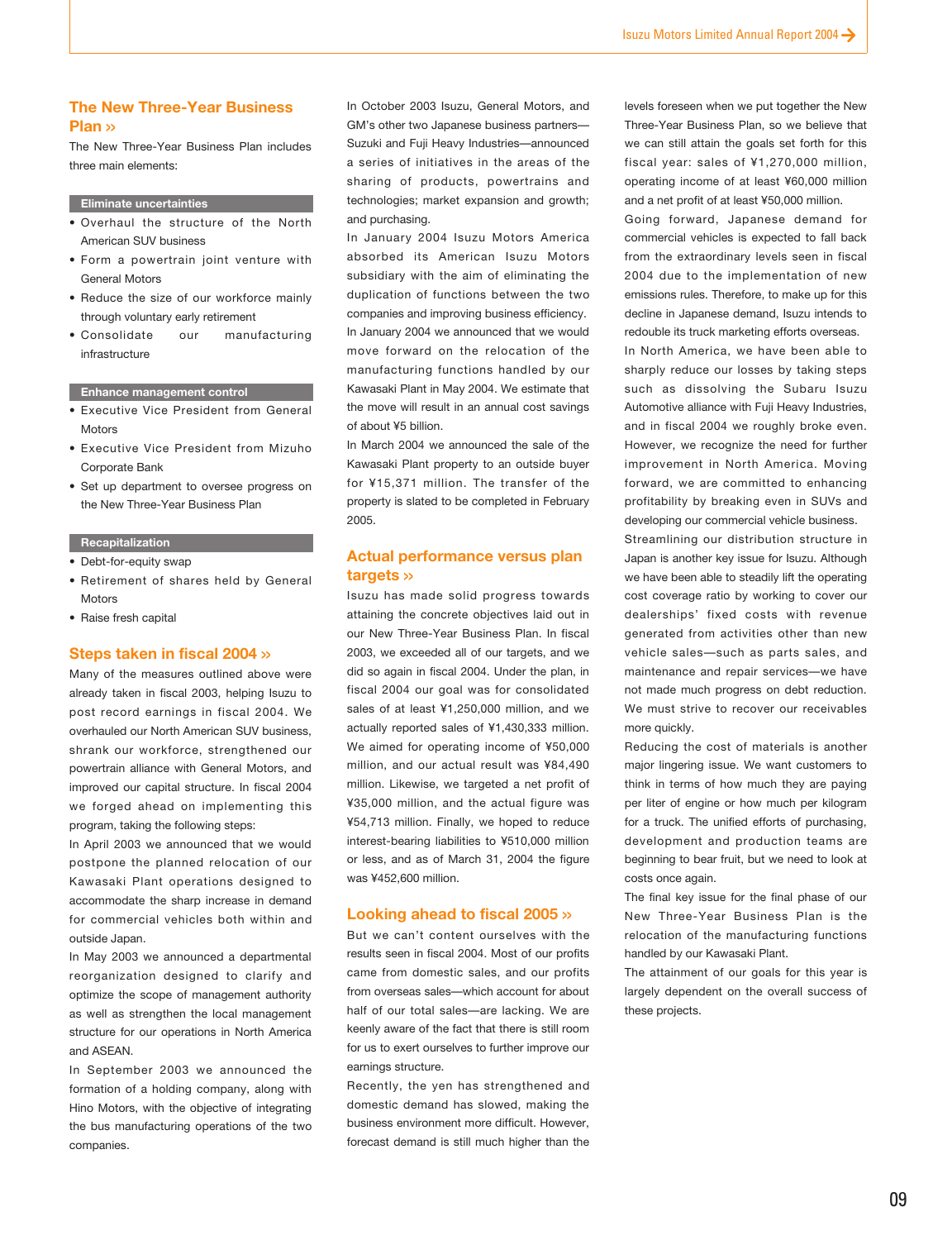## The New Three-Year Business Plan »

The New Three-Year Business Plan includes three main elements:

**Eliminate uncertainties**

- Overhaul the structure of the North American SUV business
- Form a powertrain joint venture with General Motors
- Reduce the size of our workforce mainly through voluntary early retirement
- Consolidate our manufacturing infrastructure

**Enhance management control**

- Executive Vice President from General Motors
- Executive Vice President from Mizuho Corporate Bank
- Set up department to oversee progress on the New Three-Year Business Plan

**Recapitalization**

- Debt-for-equity swap
- Retirement of shares held by General Motors
- Raise fresh capital

## Steps taken in fiscal 2004 »

Many of the measures outlined above were already taken in fiscal 2003, helping Isuzu to post record earnings in fiscal 2004. We overhauled our North American SUV business, shrank our workforce, strengthened our powertrain alliance with General Motors, and improved our capital structure. In fiscal 2004 we forged ahead on implementing this program, taking the following steps:

In April 2003 we announced that we would postpone the planned relocation of our Kawasaki Plant operations designed to accommodate the sharp increase in demand for commercial vehicles both within and outside Japan.

In May 2003 we announced a departmental reorganization designed to clarify and optimize the scope of management authority as well as strengthen the local management structure for our operations in North America and ASEAN.

In September 2003 we announced the formation of a holding company, along with Hino Motors, with the objective of integrating the bus manufacturing operations of the two companies.

In October 2003 Isuzu, General Motors, and GM's other two Japanese business partners—Suzuki and Fuji Heavy Industries—announced a series of initiatives in the areas of the sharing of products, powertrains and technologies; market expansion and growth; and purchasing.

In January 2004 Isuzu Motors America absorbed its American Isuzu Motors subsidiary with the aim of eliminating the duplication of functions between the two companies and improving business efficiency.

In January 2004 we announced that we would move forward on the relocation of the manufacturing functions handled by our Kawasaki Plant in May 2004. We estimate that the move will result in an annual cost savings of about ¥5 billion.

In March 2004 we announced the sale of the Kawasaki Plant property to an outside buyer for ¥15,371 million. The transfer of the property is slated to be completed in February 2005.

## Actual performance versus plan targets »

Isuzu has made solid progress towards attaining the concrete objectives laid out in our New Three-Year Business Plan. In fiscal 2003, we exceeded all of our targets, and we did so again in fiscal 2004. Under the plan, in fiscal 2004 our goal was for consolidated sales of at least ¥1,250,000 million, and we actually reported sales of ¥1,430,333 million. We aimed for operating income of ¥50,000 million, and our actual result was ¥84,490 million. Likewise, we targeted a net profit of ¥35,000 million, and the actual figure was ¥54,713 million. Finally, we hoped to reduce interest-bearing liabilities to ¥510,000 million or less, and as of March 31, 2004 the figure was ¥452,600 million.

## Looking ahead to fiscal 2005 »

But we can't content ourselves with the results seen in fiscal 2004. Most of our profits came from domestic sales, and our profits from overseas sales—which account for about half of our total sales—are lacking. We are keenly aware of the fact that there is still room for us to exert ourselves to further improve our earnings structure.

Recently, the yen has strengthened and domestic demand has slowed, making the business environment more difficult. However, forecast demand is still much higher than the levels foreseen when we put together the New Three-Year Business Plan, so we believe that we can still attain the goals set forth for this fiscal year: sales of ¥1,270,000 million, operating income of at least ¥60,000 million and a net profit of at least ¥50,000 million.

Going forward, Japanese demand for commercial vehicles is expected to fall back from the extraordinary levels seen in fiscal 2004 due to the implementation of new emissions rules. Therefore, to make up for this decline in Japanese demand, Isuzu intends to redouble its truck marketing efforts overseas.

In North America, we have been able to sharply reduce our losses by taking steps such as dissolving the Subaru Isuzu Automotive alliance with Fuji Heavy Industries, and in fiscal 2004 we roughly broke even. However, we recognize the need for further improvement in North America. Moving forward, we are committed to enhancing profitability by breaking even in SUVs and developing our commercial vehicle business.

Streamlining our distribution structure in Japan is another key issue for Isuzu. Although we have been able to steadily lift the operating cost coverage ratio by working to cover our dealerships' fixed costs with revenue generated from activities other than new vehicle sales—such as parts sales, and maintenance and repair services—we have not made much progress on debt reduction. We must strive to recover our receivables more quickly.

Reducing the cost of materials is another major lingering issue. We want customers to think in terms of how much they are paying per liter of engine or how much per kilogram for a truck. The unified efforts of purchasing, development and production teams are beginning to bear fruit, but we need to look at costs once again.

The final key issue for the final phase of our New Three-Year Business Plan is the relocation of the manufacturing functions handled by our Kawasaki Plant.

The attainment of our goals for this year is largely dependent on the overall success of these projects.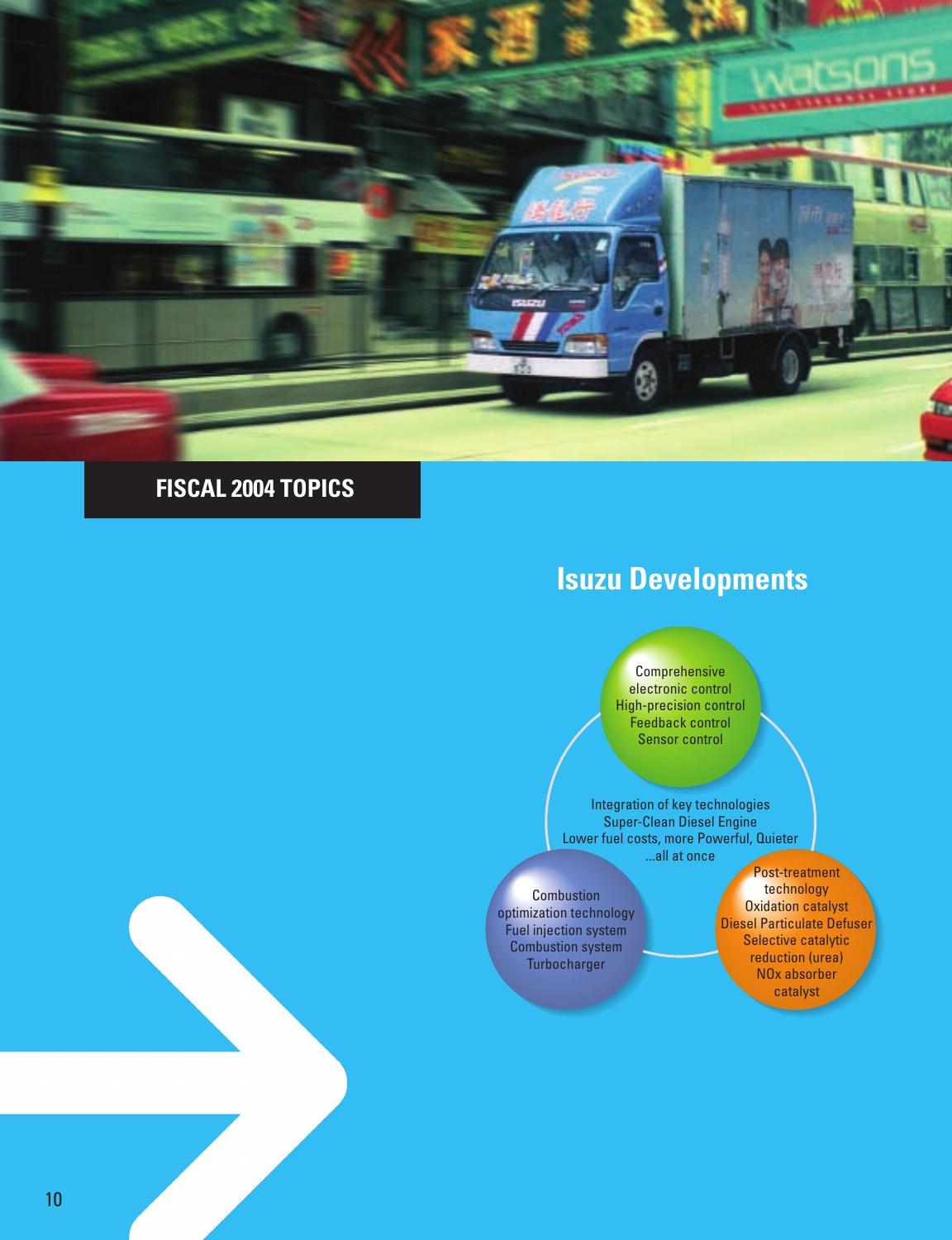## FISCAL 2004 TOPICS

# Isuzu Developments

Comprehensive electronic control
High-precision control
Feedback control
Sensor control

Integration of key technologies
Super-Clean Diesel Engine
Lower fuel costs, more Powerful, Quieter
...all at once

Combustion optimization technology
Fuel injection system
Combustion system
Turbocharger

Post-treatment technology
Oxidation catalyst
Diesel Particulate Defuser
Selective catalytic reduction (urea)
NOx absorber catalyst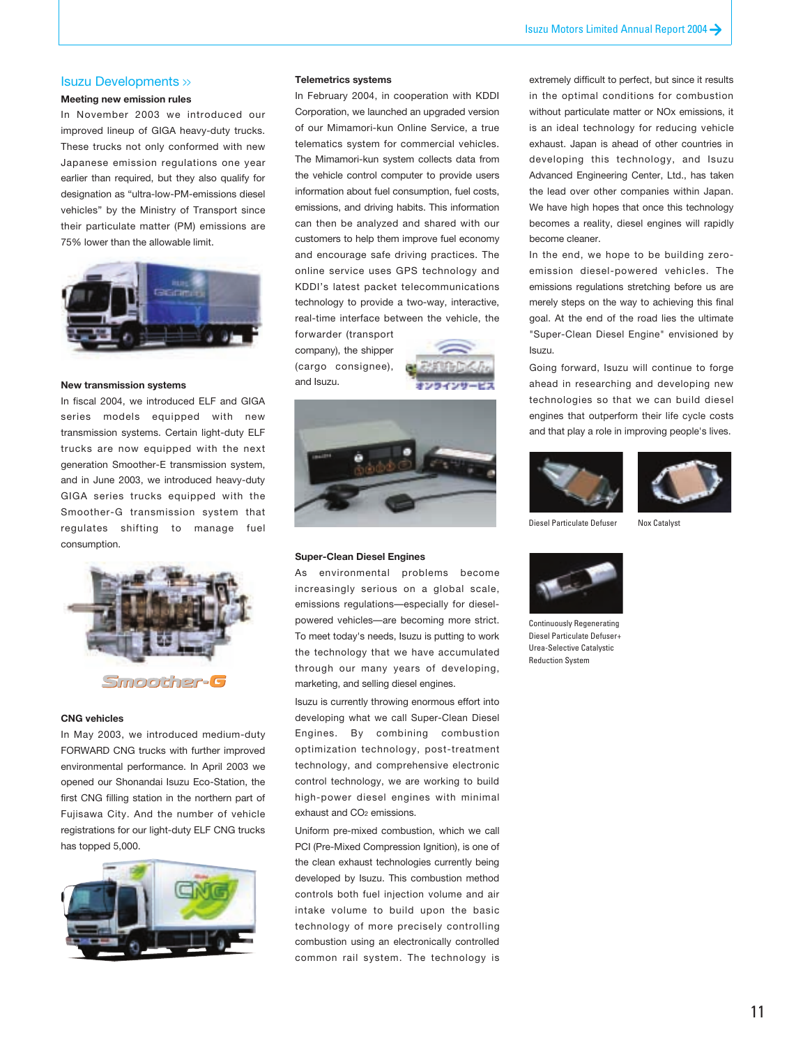## Isuzu Developments »

### Meeting new emission rules

In November 2003 we introduced our improved lineup of GIGA heavy-duty trucks. These trucks not only conformed with new Japanese emission regulations one year earlier than required, but they also qualify for designation as "ultra-low-PM-emissions diesel vehicles" by the Ministry of Transport since their particulate matter (PM) emissions are 75% lower than the allowable limit.

### New transmission systems

In fiscal 2004, we introduced ELF and GIGA series models equipped with new transmission systems. Certain light-duty ELF trucks are now equipped with the next generation Smoother-E transmission system, and in June 2003, we introduced heavy-duty GIGA series trucks equipped with the Smoother-G transmission system that regulates shifting to manage fuel consumption.

### CNG vehicles

In May 2003, we introduced medium-duty FORWARD CNG trucks with further improved environmental performance. In April 2003 we opened our Shonandai Isuzu Eco-Station, the first CNG filling station in the northern part of Fujisawa City. And the number of vehicle registrations for our light-duty ELF CNG trucks has topped 5,000.

### Telemetrics systems

In February 2004, in cooperation with KDDI Corporation, we launched an upgraded version of our Mimamori-kun Online Service, a true telematics system for commercial vehicles. The Mimamori-kun system collects data from the vehicle control computer to provide users information about fuel consumption, fuel costs, emissions, and driving habits. This information can then be analyzed and shared with our customers to help them improve fuel economy and encourage safe driving practices. The online service uses GPS technology and KDDI's latest packet telecommunications technology to provide a two-way, interactive, real-time interface between the vehicle, the forwarder (transport company), the shipper (cargo consignee), and Isuzu.

### Super-Clean Diesel Engines

As environmental problems become increasingly serious on a global scale, emissions regulations—especially for diesel-powered vehicles—are becoming more strict. To meet today's needs, Isuzu is putting to work the technology that we have accumulated through our many years of developing, marketing, and selling diesel engines.

Isuzu is currently throwing enormous effort into developing what we call Super-Clean Diesel Engines. By combining combustion optimization technology, post-treatment technology, and comprehensive electronic control technology, we are working to build high-power diesel engines with minimal exhaust and $CO_2$ emissions.

Uniform pre-mixed combustion, which we call PCI (Pre-Mixed Compression Ignition), is one of the clean exhaust technologies currently being developed by Isuzu. This combustion method controls both fuel injection volume and air intake volume to build upon the basic technology of more precisely controlling combustion using an electronically controlled common rail system. The technology is extremely difficult to perfect, but since it results in the optimal conditions for combustion without particulate matter or NOx emissions, it is an ideal technology for reducing vehicle exhaust. Japan is ahead of other countries in developing this technology, and Isuzu Advanced Engineering Center, Ltd., has taken the lead over other companies within Japan. We have high hopes that once this technology becomes a reality, diesel engines will rapidly become cleaner.

In the end, we hope to be building zero-emission diesel-powered vehicles. The emissions regulations stretching before us are merely steps on the way to achieving this final goal. At the end of the road lies the ultimate "Super-Clean Diesel Engine" envisioned by Isuzu.

Going forward, Isuzu will continue to forge ahead in researching and developing new technologies so that we can build diesel engines that outperform their life cycle costs and that play a role in improving people's lives.

Diesel Particulate Defuser

Nox Catalyst

Continuously Regenerating Diesel Particulate Defuser+ Urea-Selective Catalystic Reduction System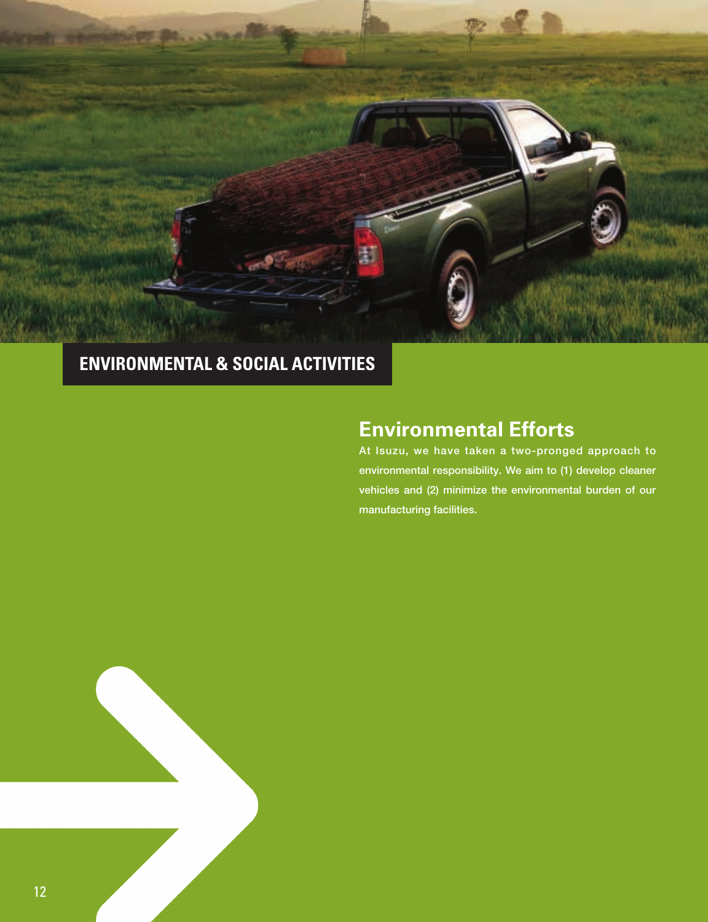# ENVIRONMENTAL & SOCIAL ACTIVITIES

## Environmental Efforts

**At Isuzu, we have taken a two-pronged approach to environmental responsibility. We aim to (1) develop cleaner vehicles and (2) minimize the environmental burden of our manufacturing facilities.**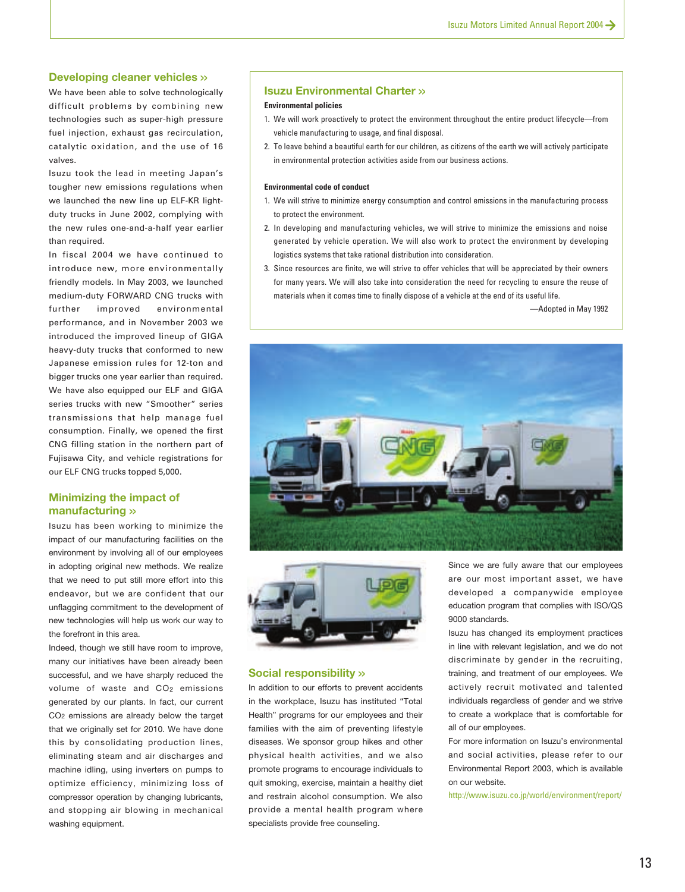## Developing cleaner vehicles »

We have been able to solve technologically difficult problems by combining new technologies such as super-high pressure fuel injection, exhaust gas recirculation, catalytic oxidation, and the use of 16 valves.

Isuzu took the lead in meeting Japan's tougher new emissions regulations when we launched the new line up ELF-KR light-duty trucks in June 2002, complying with the new rules one-and-a-half year earlier than required.

In fiscal 2004 we have continued to introduce new, more environmentally friendly models. In May 2003, we launched medium-duty FORWARD CNG trucks with further improved environmental performance, and in November 2003 we introduced the improved lineup of GIGA heavy-duty trucks that conformed to new Japanese emission rules for 12-ton and bigger trucks one year earlier than required. We have also equipped our ELF and GIGA series trucks with new "Smoother" series transmissions that help manage fuel consumption. Finally, we opened the first CNG filling station in the northern part of Fujisawa City, and vehicle registrations for our ELF CNG trucks topped 5,000.

## Minimizing the impact of manufacturing »

Isuzu has been working to minimize the impact of our manufacturing facilities on the environment by involving all of our employees in adopting original new methods. We realize that we need to put still more effort into this endeavor, but we are confident that our unflagging commitment to the development of new technologies will help us work our way to the forefront in this area.

Indeed, though we still have room to improve, many our initiatives have been already been successful, and we have sharply reduced the volume of waste and $CO_2$ emissions generated by our plants. In fact, our current $CO_2$ emissions are already below the target that we originally set for 2010. We have done this by consolidating production lines, eliminating steam and air discharges and machine idling, using inverters on pumps to optimize efficiency, minimizing loss of compressor operation by changing lubricants, and stopping air blowing in mechanical washing equipment.

## Isuzu Environmental Charter »

**Environmental policies**

1. We will work proactively to protect the environment throughout the entire product lifecycle—from vehicle manufacturing to usage, and final disposal.
2. To leave behind a beautiful earth for our children, as citizens of the earth we will actively participate in environmental protection activities aside from our business actions.

**Environmental code of conduct**

1. We will strive to minimize energy consumption and control emissions in the manufacturing process to protect the environment.
2. In developing and manufacturing vehicles, we will strive to minimize the emissions and noise generated by vehicle operation. We will also work to protect the environment by developing logistics systems that take rational distribution into consideration.
3. Since resources are finite, we will strive to offer vehicles that will be appreciated by their owners for many years. We will also take into consideration the need for recycling to ensure the reuse of materials when it comes time to finally dispose of a vehicle at the end of its useful life.

—Adopted in May 1992

## Social responsibility »

In addition to our efforts to prevent accidents in the workplace, Isuzu has instituted "Total Health" programs for our employees and their families with the aim of preventing lifestyle diseases. We sponsor group hikes and other physical health activities, and we also promote programs to encourage individuals to quit smoking, exercise, maintain a healthy diet and restrain alcohol consumption. We also provide a mental health program where specialists provide free counseling.

Since we are fully aware that our employees are our most important asset, we have developed a companywide employee education program that complies with ISO/QS 9000 standards.

Isuzu has changed its employment practices in line with relevant legislation, and we do not discriminate by gender in the recruiting, training, and treatment of our employees. We actively recruit motivated and talented individuals regardless of gender and we strive to create a workplace that is comfortable for all of our employees.

For more information on Isuzu's environmental and social activities, please refer to our Environmental Report 2003, which is available on our website.

http://www.isuzu.co.jp/world/environment/report/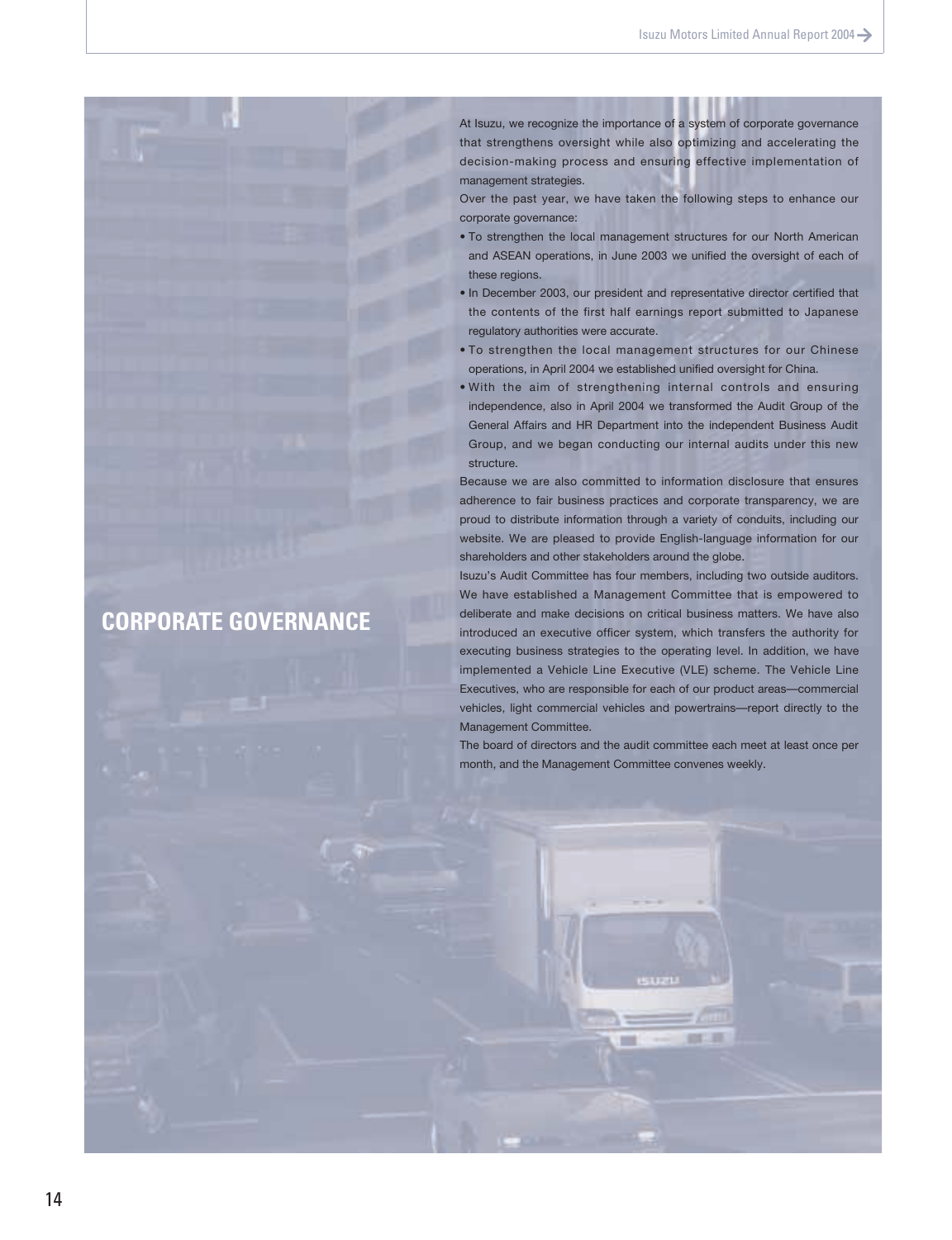# CORPORATE GOVERNANCE

At Isuzu, we recognize the importance of a system of corporate governance that strengthens oversight while also optimizing and accelerating the decision-making process and ensuring effective implementation of management strategies.

Over the past year, we have taken the following steps to enhance our corporate governance:

- To strengthen the local management structures for our North American and ASEAN operations, in June 2003 we unified the oversight of each of these regions.
- In December 2003, our president and representative director certified that the contents of the first half earnings report submitted to Japanese regulatory authorities were accurate.
- To strengthen the local management structures for our Chinese operations, in April 2004 we established unified oversight for China.
- With the aim of strengthening internal controls and ensuring independence, also in April 2004 we transformed the Audit Group of the General Affairs and HR Department into the independent Business Audit Group, and we began conducting our internal audits under this new structure.

Because we are also committed to information disclosure that ensures adherence to fair business practices and corporate transparency, we are proud to distribute information through a variety of conduits, including our website. We are pleased to provide English-language information for our shareholders and other stakeholders around the globe.

Isuzu's Audit Committee has four members, including two outside auditors. We have established a Management Committee that is empowered to deliberate and make decisions on critical business matters. We have also introduced an executive officer system, which transfers the authority for executing business strategies to the operating level. In addition, we have implemented a Vehicle Line Executive (VLE) scheme. The Vehicle Line Executives, who are responsible for each of our product areas—commercial vehicles, light commercial vehicles and powertrains—report directly to the Management Committee.

The board of directors and the audit committee each meet at least once per month, and the Management Committee convenes weekly.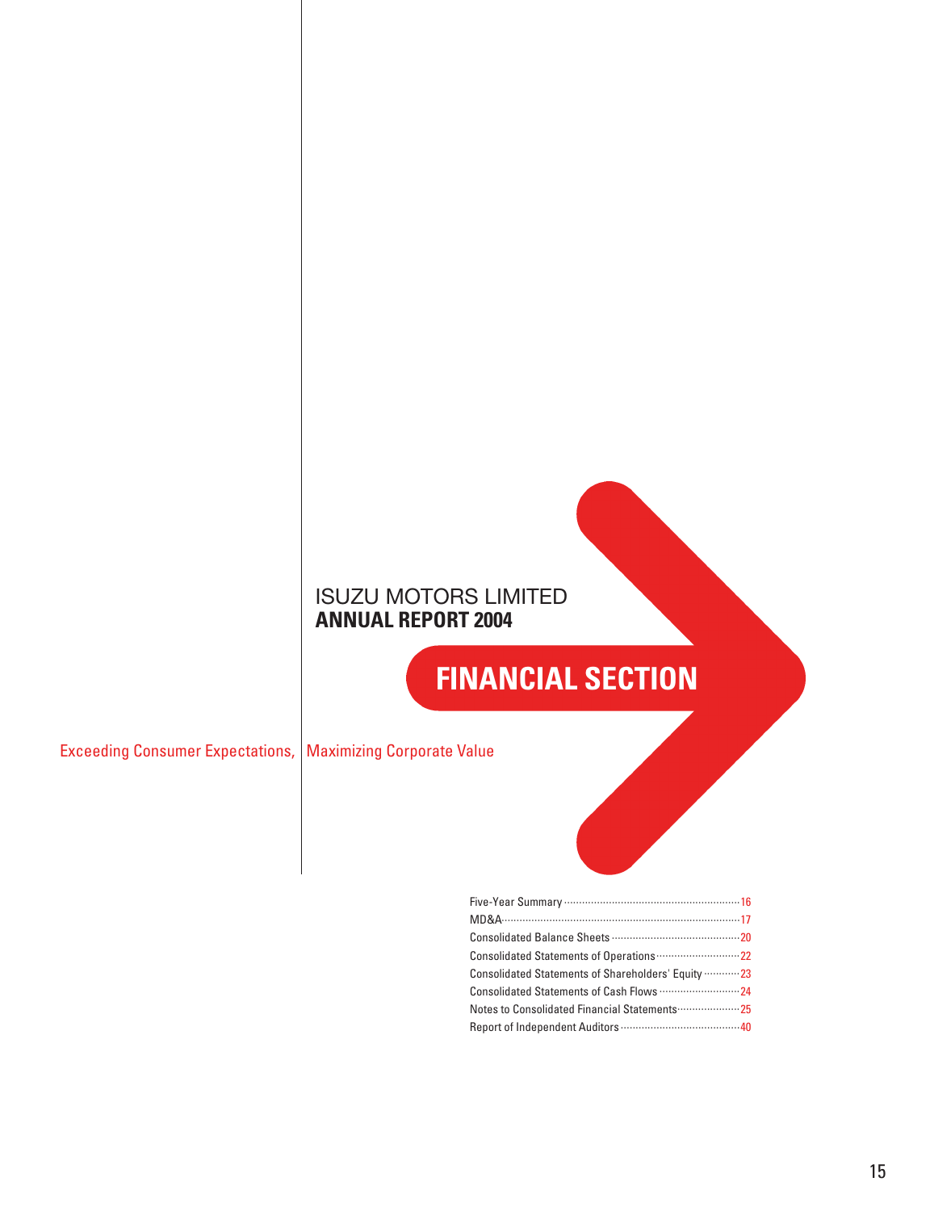ISUZU MOTORS LIMITED
**ANNUAL REPORT 2004**

# FINANCIAL SECTION

Exceeding Consumer Expectations, Maximizing Corporate Value

| | |
|---|---|
| Five-Year Summary | 16 |
| MD&A | 17 |
| Consolidated Balance Sheets | 20 |
| Consolidated Statements of Operations | 22 |
| Consolidated Statements of Shareholders' Equity | 23 |
| Consolidated Statements of Cash Flows | 24 |
| Notes to Consolidated Financial Statements | 25 |
| Report of Independent Auditors | 40 |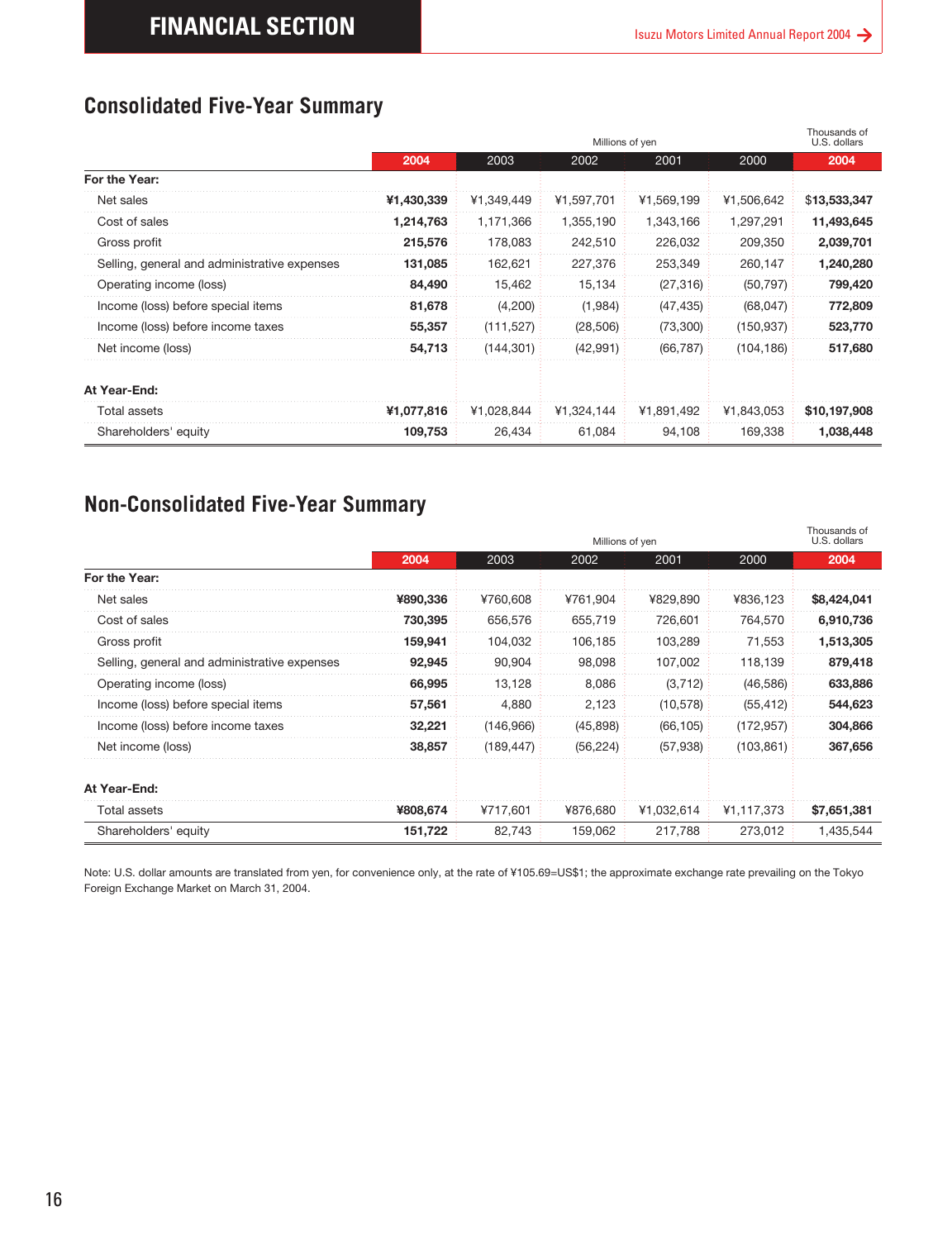## Consolidated Five-Year Summary

| | Millions of yen | | | | | Thousands of U.S. dollars |
|---|---|---|---|---|---|---|
| | **2004** | 2003 | 2002 | 2001 | 2000 | **2004** |
| **For the Year:** | | | | | | |
| Net sales | **¥1,430,339** | ¥1,349,449 | ¥1,597,701 | ¥1,569,199 | ¥1,506,642 | **$13,533,347** |
| Cost of sales | **1,214,763** | 1,171,366 | 1,355,190 | 1,343,166 | 1,297,291 | **11,493,645** |
| Gross profit | **215,576** | 178,083 | 242,510 | 226,032 | 209,350 | **2,039,701** |
| Selling, general and administrative expenses | **131,085** | 162,621 | 227,376 | 253,349 | 260,147 | **1,240,280** |
| Operating income (loss) | **84,490** | 15,462 | 15,134 | (27,316) | (50,797) | **799,420** |
| Income (loss) before special items | **81,678** | (4,200) | (1,984) | (47,435) | (68,047) | **772,809** |
| Income (loss) before income taxes | **55,357** | (111,527) | (28,506) | (73,300) | (150,937) | **523,770** |
| Net income (loss) | **54,713** | (144,301) | (42,991) | (66,787) | (104,186) | **517,680** |
| **At Year-End:** | | | | | | |
| Total assets | **¥1,077,816** | ¥1,028,844 | ¥1,324,144 | ¥1,891,492 | ¥1,843,053 | **$10,197,908** |
| Shareholders' equity | **109,753** | 26,434 | 61,084 | 94,108 | 169,338 | **1,038,448** |

## Non-Consolidated Five-Year Summary

| | Millions of yen | | | | | Thousands of U.S. dollars |
|---|---|---|---|---|---|---|
| | **2004** | 2003 | 2002 | 2001 | 2000 | **2004** |
| **For the Year:** | | | | | | |
| Net sales | **¥890,336** | ¥760,608 | ¥761,904 | ¥829,890 | ¥836,123 | **$8,424,041** |
| Cost of sales | **730,395** | 656,576 | 655,719 | 726,601 | 764,570 | **6,910,736** |
| Gross profit | **159,941** | 104,032 | 106,185 | 103,289 | 71,553 | **1,513,305** |
| Selling, general and administrative expenses | **92,945** | 90,904 | 98,098 | 107,002 | 118,139 | **879,418** |
| Operating income (loss) | **66,995** | 13,128 | 8,086 | (3,712) | (46,586) | **633,886** |
| Income (loss) before special items | **57,561** | 4,880 | 2,123 | (10,578) | (55,412) | **544,623** |
| Income (loss) before income taxes | **32,221** | (146,966) | (45,898) | (66,105) | (172,957) | **304,866** |
| Net income (loss) | **38,857** | (189,447) | (56,224) | (57,938) | (103,861) | **367,656** |
| **At Year-End:** | | | | | | |
| Total assets | **¥808,674** | ¥717,601 | ¥876,680 | ¥1,032,614 | ¥1,117,373 | **$7,651,381** |
| Shareholders' equity | **151,722** | 82,743 | 159,062 | 217,788 | 273,012 | 1,435,544 |

Note: U.S. dollar amounts are translated from yen, for convenience only, at the rate of ¥105.69=US$1; the approximate exchange rate prevailing on the Tokyo Foreign Exchange Market on March 31, 2004.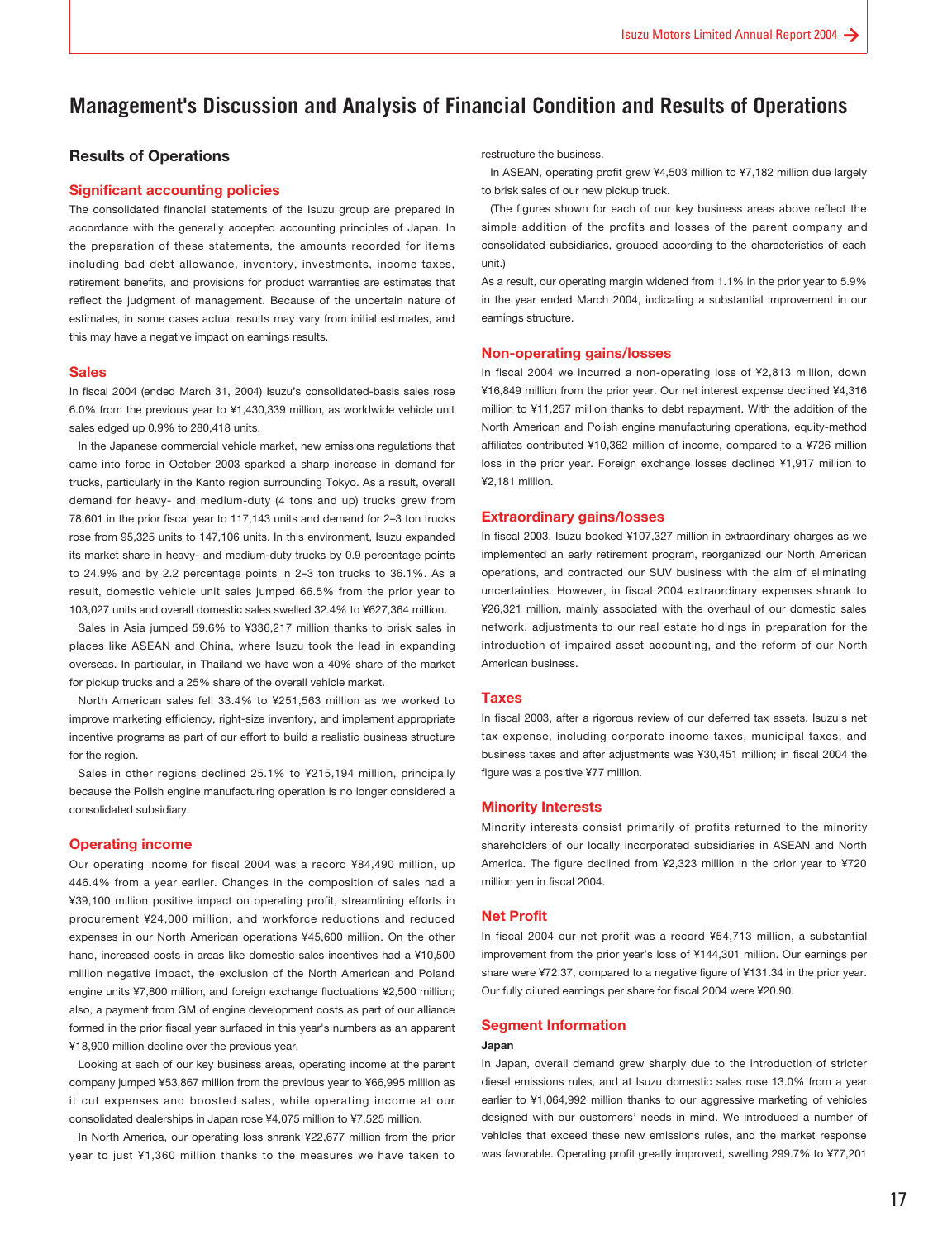# Management's Discussion and Analysis of Financial Condition and Results of Operations

## Results of Operations

### Significant accounting policies

The consolidated financial statements of the Isuzu group are prepared in accordance with the generally accepted accounting principles of Japan. In the preparation of these statements, the amounts recorded for items including bad debt allowance, inventory, investments, income taxes, retirement benefits, and provisions for product warranties are estimates that reflect the judgment of management. Because of the uncertain nature of estimates, in some cases actual results may vary from initial estimates, and this may have a negative impact on earnings results.

### Sales

In fiscal 2004 (ended March 31, 2004) Isuzu's consolidated-basis sales rose 6.0% from the previous year to ¥1,430,339 million, as worldwide vehicle unit sales edged up 0.9% to 280,418 units.

In the Japanese commercial vehicle market, new emissions regulations that came into force in October 2003 sparked a sharp increase in demand for trucks, particularly in the Kanto region surrounding Tokyo. As a result, overall demand for heavy- and medium-duty (4 tons and up) trucks grew from 78,601 in the prior fiscal year to 117,143 units and demand for 2–3 ton trucks rose from 95,325 units to 147,106 units. In this environment, Isuzu expanded its market share in heavy- and medium-duty trucks by 0.9 percentage points to 24.9% and by 2.2 percentage points in 2–3 ton trucks to 36.1%. As a result, domestic vehicle unit sales jumped 66.5% from the prior year to 103,027 units and overall domestic sales swelled 32.4% to ¥627,364 million.

Sales in Asia jumped 59.6% to ¥336,217 million thanks to brisk sales in places like ASEAN and China, where Isuzu took the lead in expanding overseas. In particular, in Thailand we have won a 40% share of the market for pickup trucks and a 25% share of the overall vehicle market.

North American sales fell 33.4% to ¥251,563 million as we worked to improve marketing efficiency, right-size inventory, and implement appropriate incentive programs as part of our effort to build a realistic business structure for the region.

Sales in other regions declined 25.1% to ¥215,194 million, principally because the Polish engine manufacturing operation is no longer considered a consolidated subsidiary.

### Operating income

Our operating income for fiscal 2004 was a record ¥84,490 million, up 446.4% from a year earlier. Changes in the composition of sales had a ¥39,100 million positive impact on operating profit, streamlining efforts in procurement ¥24,000 million, and workforce reductions and reduced expenses in our North American operations ¥45,600 million. On the other hand, increased costs in areas like domestic sales incentives had a ¥10,500 million negative impact, the exclusion of the North American and Poland engine units ¥7,800 million, and foreign exchange fluctuations ¥2,500 million; also, a payment from GM of engine development costs as part of our alliance formed in the prior fiscal year surfaced in this year's numbers as an apparent ¥18,900 million decline over the previous year.

Looking at each of our key business areas, operating income at the parent company jumped ¥53,867 million from the previous year to ¥66,995 million as it cut expenses and boosted sales, while operating income at our consolidated dealerships in Japan rose ¥4,075 million to ¥7,525 million.

In North America, our operating loss shrank ¥22,677 million from the prior year to just ¥1,360 million thanks to the measures we have taken to restructure the business.

In ASEAN, operating profit grew ¥4,503 million to ¥7,182 million due largely to brisk sales of our new pickup truck.

(The figures shown for each of our key business areas above reflect the simple addition of the profits and losses of the parent company and consolidated subsidiaries, grouped according to the characteristics of each unit.)

As a result, our operating margin widened from 1.1% in the prior year to 5.9% in the year ended March 2004, indicating a substantial improvement in our earnings structure.

### Non-operating gains/losses

In fiscal 2004 we incurred a non-operating loss of ¥2,813 million, down ¥16,849 million from the prior year. Our net interest expense declined ¥4,316 million to ¥11,257 million thanks to debt repayment. With the addition of the North American and Polish engine manufacturing operations, equity-method affiliates contributed ¥10,362 million of income, compared to a ¥726 million loss in the prior year. Foreign exchange losses declined ¥1,917 million to ¥2,181 million.

### Extraordinary gains/losses

In fiscal 2003, Isuzu booked ¥107,327 million in extraordinary charges as we implemented an early retirement program, reorganized our North American operations, and contracted our SUV business with the aim of eliminating uncertainties. However, in fiscal 2004 extraordinary expenses shrank to ¥26,321 million, mainly associated with the overhaul of our domestic sales network, adjustments to our real estate holdings in preparation for the introduction of impaired asset accounting, and the reform of our North American business.

### Taxes

In fiscal 2003, after a rigorous review of our deferred tax assets, Isuzu's net tax expense, including corporate income taxes, municipal taxes, and business taxes and after adjustments was ¥30,451 million; in fiscal 2004 the figure was a positive ¥77 million.

### Minority Interests

Minority interests consist primarily of profits returned to the minority shareholders of our locally incorporated subsidiaries in ASEAN and North America. The figure declined from ¥2,323 million in the prior year to ¥720 million yen in fiscal 2004.

### Net Profit

In fiscal 2004 our net profit was a record ¥54,713 million, a substantial improvement from the prior year's loss of ¥144,301 million. Our earnings per share were ¥72.37, compared to a negative figure of ¥131.34 in the prior year. Our fully diluted earnings per share for fiscal 2004 were ¥20.90.

### Segment Information

#### Japan

In Japan, overall demand grew sharply due to the introduction of stricter diesel emissions rules, and at Isuzu domestic sales rose 13.0% from a year earlier to ¥1,064,992 million thanks to our aggressive marketing of vehicles designed with our customers' needs in mind. We introduced a number of vehicles that exceed these new emissions rules, and the market response was favorable. Operating profit greatly improved, swelling 299.7% to ¥77,201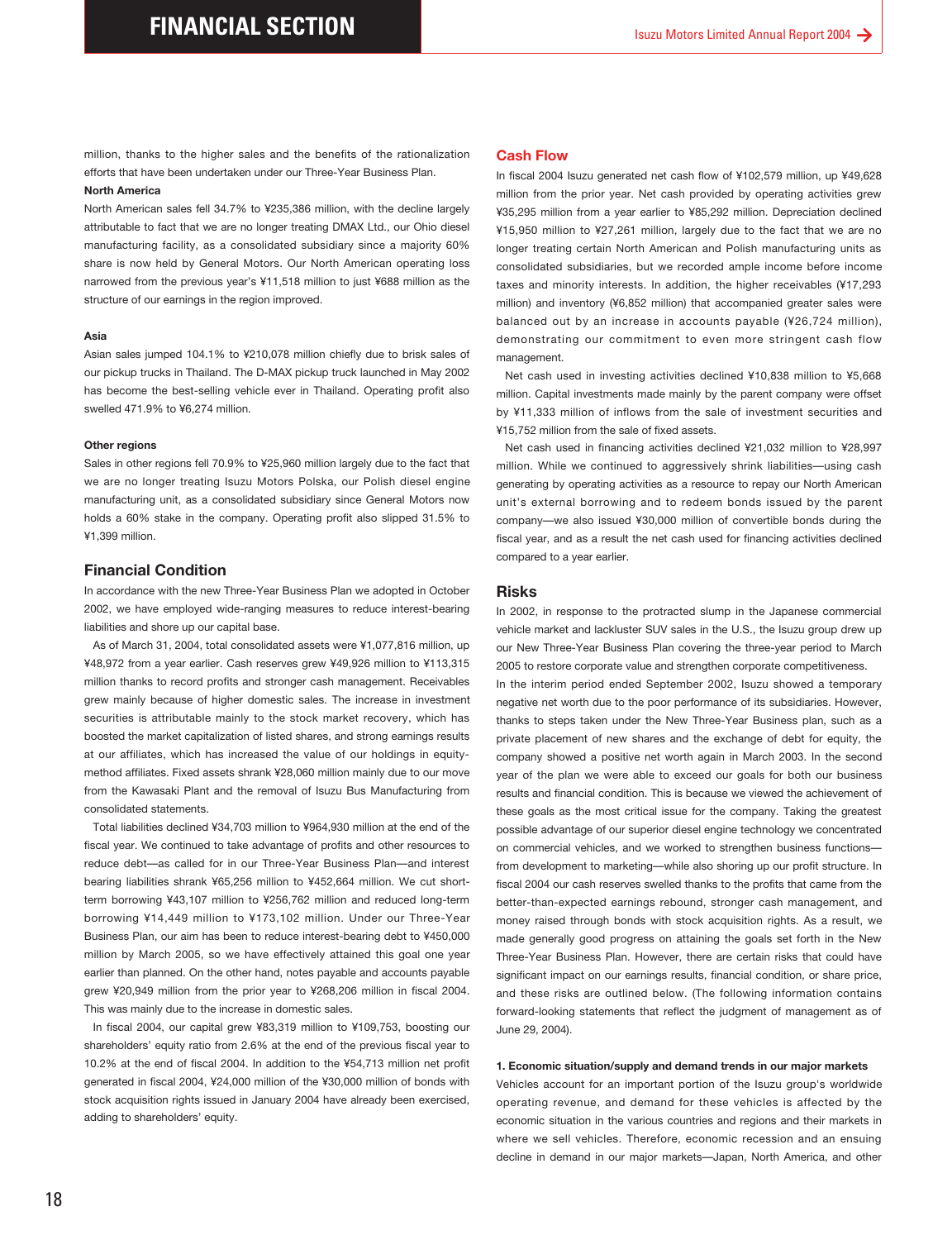million, thanks to the higher sales and the benefits of the rationalization efforts that have been undertaken under our Three-Year Business Plan.

**North America**

North American sales fell 34.7% to ¥235,386 million, with the decline largely attributable to fact that we are no longer treating DMAX Ltd., our Ohio diesel manufacturing facility, as a consolidated subsidiary since a majority 60% share is now held by General Motors. Our North American operating loss narrowed from the previous year's ¥11,518 million to just ¥688 million as the structure of our earnings in the region improved.

**Asia**

Asian sales jumped 104.1% to ¥210,078 million chiefly due to brisk sales of our pickup trucks in Thailand. The D-MAX pickup truck launched in May 2002 has become the best-selling vehicle ever in Thailand. Operating profit also swelled 471.9% to ¥6,274 million.

**Other regions**

Sales in other regions fell 70.9% to ¥25,960 million largely due to the fact that we are no longer treating Isuzu Motors Polska, our Polish diesel engine manufacturing unit, as a consolidated subsidiary since General Motors now holds a 60% stake in the company. Operating profit also slipped 31.5% to ¥1,399 million.

## Financial Condition

In accordance with the new Three-Year Business Plan we adopted in October 2002, we have employed wide-ranging measures to reduce interest-bearing liabilities and shore up our capital base.

As of March 31, 2004, total consolidated assets were ¥1,077,816 million, up ¥48,972 from a year earlier. Cash reserves grew ¥49,926 million to ¥113,315 million thanks to record profits and stronger cash management. Receivables grew mainly because of higher domestic sales. The increase in investment securities is attributable mainly to the stock market recovery, which has boosted the market capitalization of listed shares, and strong earnings results at our affiliates, which has increased the value of our holdings in equity-method affiliates. Fixed assets shrank ¥28,060 million mainly due to our move from the Kawasaki Plant and the removal of Isuzu Bus Manufacturing from consolidated statements.

Total liabilities declined ¥34,703 million to ¥964,930 million at the end of the fiscal year. We continued to take advantage of profits and other resources to reduce debt—as called for in our Three-Year Business Plan—and interest bearing liabilities shrank ¥65,256 million to ¥452,664 million. We cut short-term borrowing ¥43,107 million to ¥256,762 million and reduced long-term borrowing ¥14,449 million to ¥173,102 million. Under our Three-Year Business Plan, our aim has been to reduce interest-bearing debt to ¥450,000 million by March 2005, so we have effectively attained this goal one year earlier than planned. On the other hand, notes payable and accounts payable grew ¥20,949 million from the prior year to ¥268,206 million in fiscal 2004. This was mainly due to the increase in domestic sales.

In fiscal 2004, our capital grew ¥83,319 million to ¥109,753, boosting our shareholders' equity ratio from 2.6% at the end of the previous fiscal year to 10.2% at the end of fiscal 2004. In addition to the ¥54,713 million net profit generated in fiscal 2004, ¥24,000 million of the ¥30,000 million of bonds with stock acquisition rights issued in January 2004 have already been exercised, adding to shareholders' equity.

## Cash Flow

In fiscal 2004 Isuzu generated net cash flow of ¥102,579 million, up ¥49,628 million from the prior year. Net cash provided by operating activities grew ¥35,295 million from a year earlier to ¥85,292 million. Depreciation declined ¥15,950 million to ¥27,261 million, largely due to the fact that we are no longer treating certain North American and Polish manufacturing units as consolidated subsidiaries, but we recorded ample income before income taxes and minority interests. In addition, the higher receivables (¥17,293 million) and inventory (¥6,852 million) that accompanied greater sales were balanced out by an increase in accounts payable (¥26,724 million), demonstrating our commitment to even more stringent cash flow management.

Net cash used in investing activities declined ¥10,838 million to ¥5,668 million. Capital investments made mainly by the parent company were offset by ¥11,333 million of inflows from the sale of investment securities and ¥15,752 million from the sale of fixed assets.

Net cash used in financing activities declined ¥21,032 million to ¥28,997 million. While we continued to aggressively shrink liabilities—using cash generating by operating activities as a resource to repay our North American unit's external borrowing and to redeem bonds issued by the parent company—we also issued ¥30,000 million of convertible bonds during the fiscal year, and as a result the net cash used for financing activities declined compared to a year earlier.

## Risks

In 2002, in response to the protracted slump in the Japanese commercial vehicle market and lackluster SUV sales in the U.S., the Isuzu group drew up our New Three-Year Business Plan covering the three-year period to March 2005 to restore corporate value and strengthen corporate competitiveness.

In the interim period ended September 2002, Isuzu showed a temporary negative net worth due to the poor performance of its subsidiaries. However, thanks to steps taken under the New Three-Year Business plan, such as a private placement of new shares and the exchange of debt for equity, the company showed a positive net worth again in March 2003. In the second year of the plan we were able to exceed our goals for both our business results and financial condition. This is because we viewed the achievement of these goals as the most critical issue for the company. Taking the greatest possible advantage of our superior diesel engine technology we concentrated on commercial vehicles, and we worked to strengthen business functions—from development to marketing—while also shoring up our profit structure. In fiscal 2004 our cash reserves swelled thanks to the profits that came from the better-than-expected earnings rebound, stronger cash management, and money raised through bonds with stock acquisition rights. As a result, we made generally good progress on attaining the goals set forth in the New Three-Year Business Plan. However, there are certain risks that could have significant impact on our earnings results, financial condition, or share price, and these risks are outlined below. (The following information contains forward-looking statements that reflect the judgment of management as of June 29, 2004).

**1. Economic situation/supply and demand trends in our major markets**

Vehicles account for an important portion of the Isuzu group's worldwide operating revenue, and demand for these vehicles is affected by the economic situation in the various countries and regions and their markets in where we sell vehicles. Therefore, economic recession and an ensuing decline in demand in our major markets—Japan, North America, and other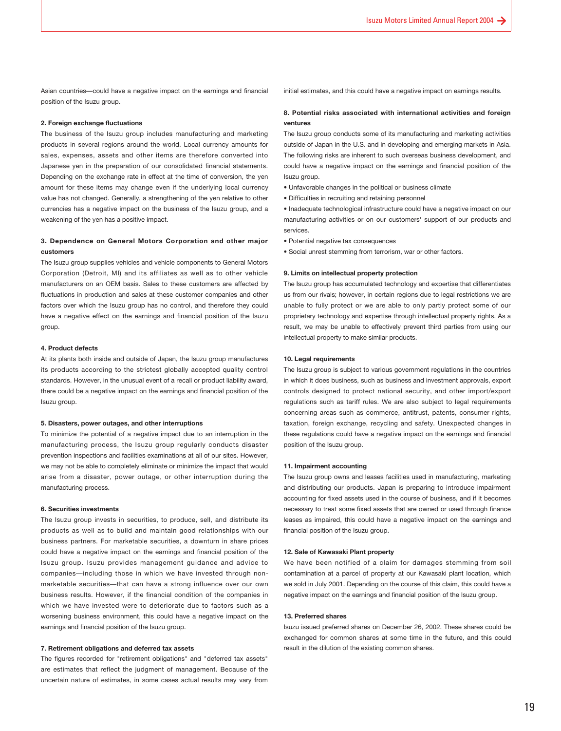Asian countries—could have a negative impact on the earnings and financial position of the Isuzu group.

**2. Foreign exchange fluctuations**

The business of the Isuzu group includes manufacturing and marketing products in several regions around the world. Local currency amounts for sales, expenses, assets and other items are therefore converted into Japanese yen in the preparation of our consolidated financial statements. Depending on the exchange rate in effect at the time of conversion, the yen amount for these items may change even if the underlying local currency value has not changed. Generally, a strengthening of the yen relative to other currencies has a negative impact on the business of the Isuzu group, and a weakening of the yen has a positive impact.

**3. Dependence on General Motors Corporation and other major customers**

The Isuzu group supplies vehicles and vehicle components to General Motors Corporation (Detroit, MI) and its affiliates as well as to other vehicle manufacturers on an OEM basis. Sales to these customers are affected by fluctuations in production and sales at these customer companies and other factors over which the Isuzu group has no control, and therefore they could have a negative effect on the earnings and financial position of the Isuzu group.

**4. Product defects**

At its plants both inside and outside of Japan, the Isuzu group manufactures its products according to the strictest globally accepted quality control standards. However, in the unusual event of a recall or product liability award, there could be a negative impact on the earnings and financial position of the Isuzu group.

**5. Disasters, power outages, and other interruptions**

To minimize the potential of a negative impact due to an interruption in the manufacturing process, the Isuzu group regularly conducts disaster prevention inspections and facilities examinations at all of our sites. However, we may not be able to completely eliminate or minimize the impact that would arise from a disaster, power outage, or other interruption during the manufacturing process.

**6. Securities investments**

The Isuzu group invests in securities, to produce, sell, and distribute its products as well as to build and maintain good relationships with our business partners. For marketable securities, a downturn in share prices could have a negative impact on the earnings and financial position of the Isuzu group. Isuzu provides management guidance and advice to companies—including those in which we have invested through non-marketable securities—that can have a strong influence over our own business results. However, if the financial condition of the companies in which we have invested were to deteriorate due to factors such as a worsening business environment, this could have a negative impact on the earnings and financial position of the Isuzu group.

**7. Retirement obligations and deferred tax assets**

The figures recorded for "retirement obligations" and "deferred tax assets" are estimates that reflect the judgment of management. Because of the uncertain nature of estimates, in some cases actual results may vary from initial estimates, and this could have a negative impact on earnings results.

**8. Potential risks associated with international activities and foreign ventures**

The Isuzu group conducts some of its manufacturing and marketing activities outside of Japan in the U.S. and in developing and emerging markets in Asia. The following risks are inherent to such overseas business development, and could have a negative impact on the earnings and financial position of the Isuzu group.

- Unfavorable changes in the political or business climate
- Difficulties in recruiting and retaining personnel
- Inadequate technological infrastructure could have a negative impact on our manufacturing activities or on our customers' support of our products and services.
- Potential negative tax consequences
- Social unrest stemming from terrorism, war or other factors.

**9. Limits on intellectual property protection**

The Isuzu group has accumulated technology and expertise that differentiates us from our rivals; however, in certain regions due to legal restrictions we are unable to fully protect or we are able to only partly protect some of our proprietary technology and expertise through intellectual property rights. As a result, we may be unable to effectively prevent third parties from using our intellectual property to make similar products.

**10. Legal requirements**

The Isuzu group is subject to various government regulations in the countries in which it does business, such as business and investment approvals, export controls designed to protect national security, and other import/export regulations such as tariff rules. We are also subject to legal requirements concerning areas such as commerce, antitrust, patents, consumer rights, taxation, foreign exchange, recycling and safety. Unexpected changes in these regulations could have a negative impact on the earnings and financial position of the Isuzu group.

**11. Impairment accounting**

The Isuzu group owns and leases facilities used in manufacturing, marketing and distributing our products. Japan is preparing to introduce impairment accounting for fixed assets used in the course of business, and if it becomes necessary to treat some fixed assets that are owned or used through finance leases as impaired, this could have a negative impact on the earnings and financial position of the Isuzu group.

**12. Sale of Kawasaki Plant property**

We have been notified of a claim for damages stemming from soil contamination at a parcel of property at our Kawasaki plant location, which we sold in July 2001. Depending on the course of this claim, this could have a negative impact on the earnings and financial position of the Isuzu group.

**13. Preferred shares**

Isuzu issued preferred shares on December 26, 2002. These shares could be exchanged for common shares at some time in the future, and this could result in the dilution of the existing common shares.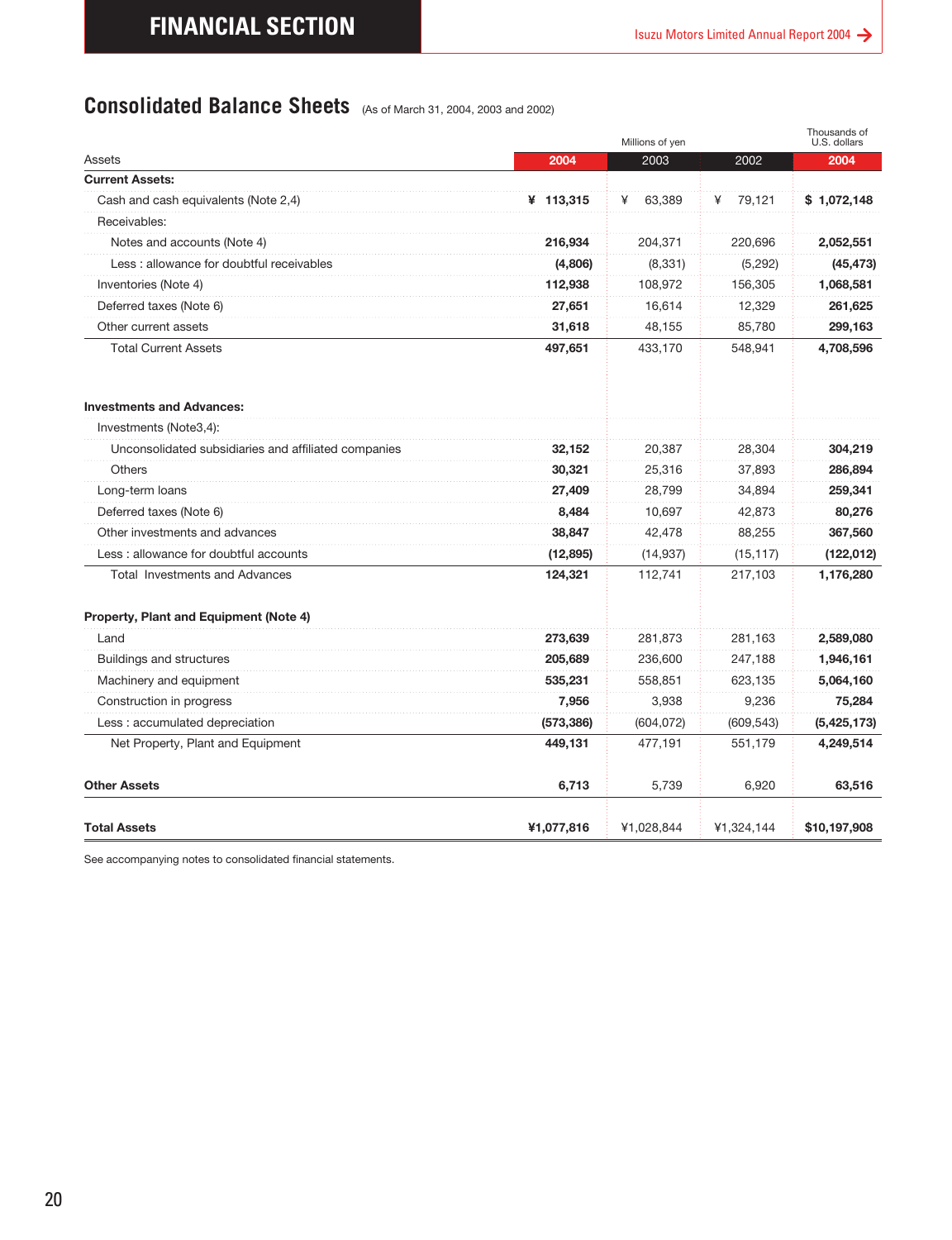## Consolidated Balance Sheets (As of March 31, 2004, 2003 and 2002)

| Assets | Millions of yen | | | Thousands of U.S. dollars |
|---|---|---|---|---|
| | 2004 | 2003 | 2002 | 2004 |
| **Current Assets:** | | | | |
| Cash and cash equivalents (Note 2,4) | ¥ 113,315 | ¥ 63,389 | ¥ 79,121 | $ 1,072,148 |
| Receivables: | | | | |
| Notes and accounts (Note 4) | 216,934 | 204,371 | 220,696 | 2,052,551 |
| Less : allowance for doubtful receivables | (4,806) | (8,331) | (5,292) | (45,473) |
| Inventories (Note 4) | 112,938 | 108,972 | 156,305 | 1,068,581 |
| Deferred taxes (Note 6) | 27,651 | 16,614 | 12,329 | 261,625 |
| Other current assets | 31,618 | 48,155 | 85,780 | 299,163 |
| Total Current Assets | 497,651 | 433,170 | 548,941 | 4,708,596 |
| **Investments and Advances:** | | | | |
| Investments (Note3,4): | | | | |
| Unconsolidated subsidiaries and affiliated companies | 32,152 | 20,387 | 28,304 | 304,219 |
| Others | 30,321 | 25,316 | 37,893 | 286,894 |
| Long-term loans | 27,409 | 28,799 | 34,894 | 259,341 |
| Deferred taxes (Note 6) | 8,484 | 10,697 | 42,873 | 80,276 |
| Other investments and advances | 38,847 | 42,478 | 88,255 | 367,560 |
| Less : allowance for doubtful accounts | (12,895) | (14,937) | (15,117) | (122,012) |
| Total Investments and Advances | 124,321 | 112,741 | 217,103 | 1,176,280 |
| **Property, Plant and Equipment (Note 4)** | | | | |
| Land | 273,639 | 281,873 | 281,163 | 2,589,080 |
| Buildings and structures | 205,689 | 236,600 | 247,188 | 1,946,161 |
| Machinery and equipment | 535,231 | 558,851 | 623,135 | 5,064,160 |
| Construction in progress | 7,956 | 3,938 | 9,236 | 75,284 |
| Less : accumulated depreciation | (573,386) | (604,072) | (609,543) | (5,425,173) |
| Net Property, Plant and Equipment | 449,131 | 477,191 | 551,179 | 4,249,514 |
| **Other Assets** | 6,713 | 5,739 | 6,920 | 63,516 |
| **Total Assets** | ¥1,077,816 | ¥1,028,844 | ¥1,324,144 | $10,197,908 |

See accompanying notes to consolidated financial statements.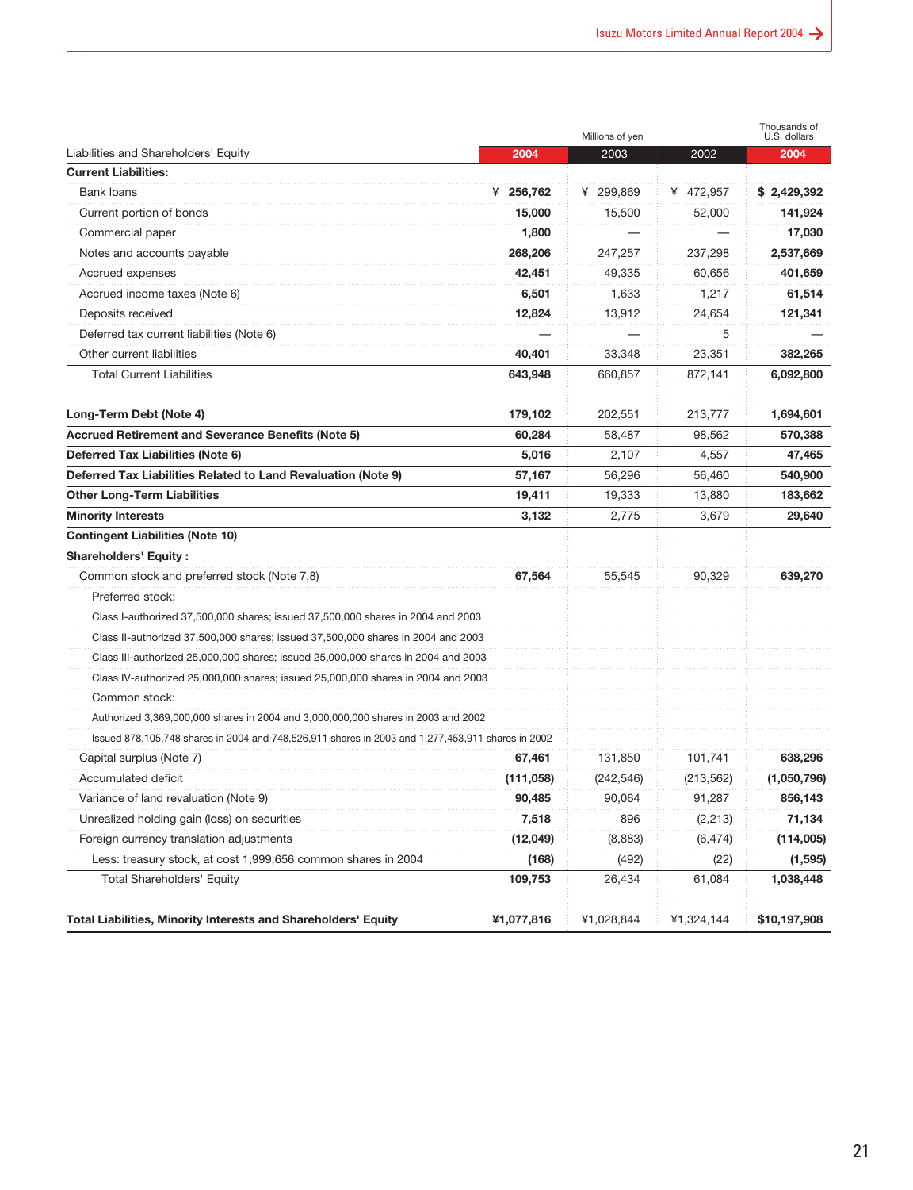| Liabilities and Shareholders' Equity | Millions of yen 2004 | 2003 | 2002 | Thousands of U.S. dollars 2004 |
|---|---|---|---|---|
| **Current Liabilities:** | | | | |
| Bank loans | ¥ **256,762** | ¥ 299,869 | ¥ 472,957 | **$ 2,429,392** |
| Current portion of bonds | **15,000** | 15,500 | 52,000 | **141,924** |
| Commercial paper | **1,800** | — | — | **17,030** |
| Notes and accounts payable | **268,206** | 247,257 | 237,298 | **2,537,669** |
| Accrued expenses | **42,451** | 49,335 | 60,656 | **401,659** |
| Accrued income taxes (Note 6) | **6,501** | 1,633 | 1,217 | **61,514** |
| Deposits received | **12,824** | 13,912 | 24,654 | **121,341** |
| Deferred tax current liabilities (Note 6) | — | — | 5 | — |
| Other current liabilities | **40,401** | 33,348 | 23,351 | **382,265** |
| Total Current Liabilities | **643,948** | 660,857 | 872,141 | **6,092,800** |
| **Long-Term Debt (Note 4)** | **179,102** | 202,551 | 213,777 | **1,694,601** |
| **Accrued Retirement and Severance Benefits (Note 5)** | **60,284** | 58,487 | 98,562 | **570,388** |
| **Deferred Tax Liabilities (Note 6)** | **5,016** | 2,107 | 4,557 | **47,465** |
| **Deferred Tax Liabilities Related to Land Revaluation (Note 9)** | **57,167** | 56,296 | 56,460 | **540,900** |
| **Other Long-Term Liabilities** | **19,411** | 19,333 | 13,880 | **183,662** |
| **Minority Interests** | **3,132** | 2,775 | 3,679 | **29,640** |
| **Contingent Liabilities (Note 10)** | | | | |
| **Shareholders' Equity :** | | | | |
| Common stock and preferred stock (Note 7,8) | **67,564** | 55,545 | 90,329 | **639,270** |
| Preferred stock: | | | | |
| Class I-authorized 37,500,000 shares; issued 37,500,000 shares in 2004 and 2003 | | | | |
| Class II-authorized 37,500,000 shares; issued 37,500,000 shares in 2004 and 2003 | | | | |
| Class III-authorized 25,000,000 shares; issued 25,000,000 shares in 2004 and 2003 | | | | |
| Class IV-authorized 25,000,000 shares; issued 25,000,000 shares in 2004 and 2003 | | | | |
| Common stock: | | | | |
| Authorized 3,369,000,000 shares in 2004 and 3,000,000,000 shares in 2003 and 2002 | | | | |
| Issued 878,105,748 shares in 2004 and 748,526,911 shares in 2003 and 1,277,453,911 shares in 2002 | | | | |
| Capital surplus (Note 7) | **67,461** | 131,850 | 101,741 | **638,296** |
| Accumulated deficit | **(111,058)** | (242,546) | (213,562) | **(1,050,796)** |
| Variance of land revaluation (Note 9) | **90,485** | 90,064 | 91,287 | **856,143** |
| Unrealized holding gain (loss) on securities | **7,518** | 896 | (2,213) | **71,134** |
| Foreign currency translation adjustments | **(12,049)** | (8,883) | (6,474) | **(114,005)** |
| Less: treasury stock, at cost 1,999,656 common shares in 2004 | **(168)** | (492) | (22) | **(1,595)** |
| Total Shareholders' Equity | **109,753** | 26,434 | 61,084 | **1,038,448** |
| **Total Liabilities, Minority Interests and Shareholders' Equity** | **¥1,077,816** | ¥1,028,844 | ¥1,324,144 | **$10,197,908** |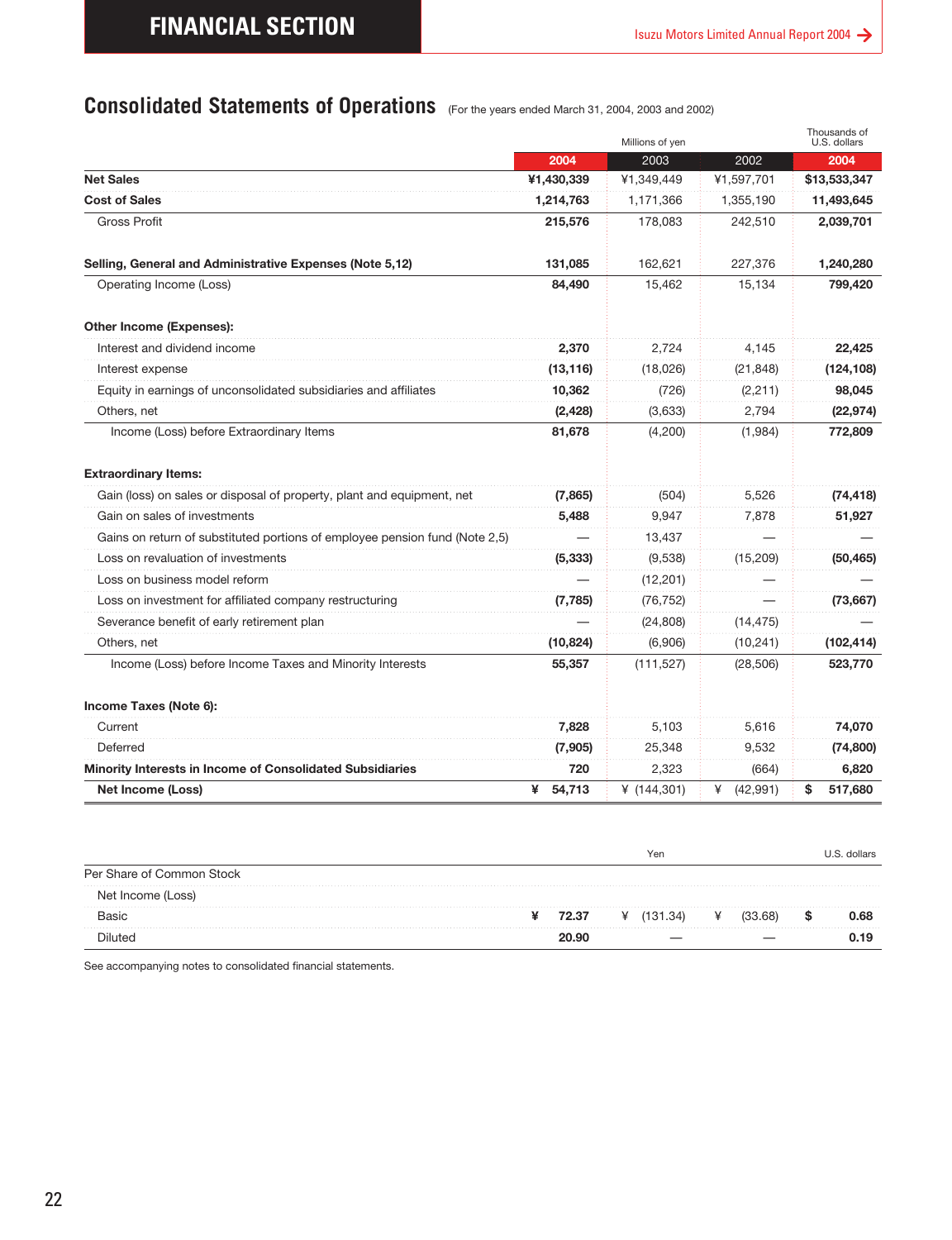## Consolidated Statements of Operations

(For the years ended March 31, 2004, 2003 and 2002)

| | Millions of yen | | | Thousands of U.S. dollars |
|---|---|---|---|---|
| | **2004** | 2003 | 2002 | **2004** |
| **Net Sales** | **¥1,430,339** | ¥1,349,449 | ¥1,597,701 | **$13,533,347** |
| **Cost of Sales** | **1,214,763** | 1,171,366 | 1,355,190 | **11,493,645** |
| Gross Profit | **215,576** | 178,083 | 242,510 | **2,039,701** |
| **Selling, General and Administrative Expenses (Note 5,12)** | **131,085** | 162,621 | 227,376 | **1,240,280** |
| Operating Income (Loss) | **84,490** | 15,462 | 15,134 | **799,420** |
| **Other Income (Expenses):** | | | | |
| Interest and dividend income | **2,370** | 2,724 | 4,145 | **22,425** |
| Interest expense | **(13,116)** | (18,026) | (21,848) | **(124,108)** |
| Equity in earnings of unconsolidated subsidiaries and affiliates | **10,362** | (726) | (2,211) | **98,045** |
| Others, net | **(2,428)** | (3,633) | 2,794 | **(22,974)** |
| Income (Loss) before Extraordinary Items | **81,678** | (4,200) | (1,984) | **772,809** |
| **Extraordinary Items:** | | | | |
| Gain (loss) on sales or disposal of property, plant and equipment, net | **(7,865)** | (504) | 5,526 | **(74,418)** |
| Gain on sales of investments | **5,488** | 9,947 | 7,878 | **51,927** |
| Gains on return of substituted portions of employee pension fund (Note 2,5) | **—** | 13,437 | — | **—** |
| Loss on revaluation of investments | **(5,333)** | (9,538) | (15,209) | **(50,465)** |
| Loss on business model reform | **—** | (12,201) | — | **—** |
| Loss on investment for affiliated company restructuring | **(7,785)** | (76,752) | — | **(73,667)** |
| Severance benefit of early retirement plan | **—** | (24,808) | (14,475) | **—** |
| Others, net | **(10,824)** | (6,906) | (10,241) | **(102,414)** |
| Income (Loss) before Income Taxes and Minority Interests | **55,357** | (111,527) | (28,506) | **523,770** |
| **Income Taxes (Note 6):** | | | | |
| Current | **7,828** | 5,103 | 5,616 | **74,070** |
| Deferred | **(7,905)** | 25,348 | 9,532 | **(74,800)** |
| **Minority Interests in Income of Consolidated Subsidiaries** | **720** | 2,323 | (664) | **6,820** |
| **Net Income (Loss)** | **¥ 54,713** | ¥ (144,301) | ¥ (42,991) | **$ 517,680** |

| | Yen | | | U.S. dollars |
|---|---|---|---|---|
| Per Share of Common Stock | | | | |
| Net Income (Loss) | | | | |
| Basic | **¥ 72.37** | ¥ (131.34) | ¥ (33.68) | **$ 0.68** |
| Diluted | **20.90** | — | — | **0.19** |

See accompanying notes to consolidated financial statements.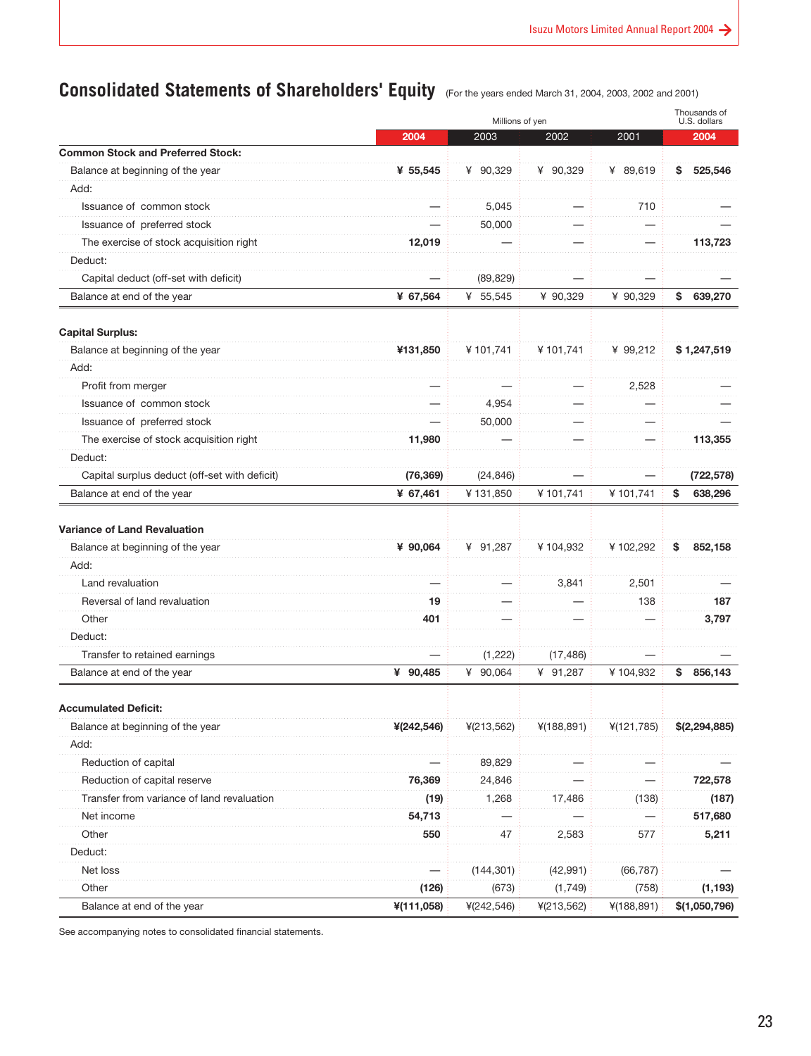## Consolidated Statements of Shareholders' Equity (For the years ended March 31, 2004, 2003, 2002 and 2001)

| | Millions of yen | | | | Thousands of U.S. dollars |
|---|---|---|---|---|---|
| | **2004** | 2003 | 2002 | 2001 | **2004** |
| **Common Stock and Preferred Stock:** | | | | | |
| Balance at beginning of the year | **¥ 55,545** | ¥ 90,329 | ¥ 90,329 | ¥ 89,619 | **$ 525,546** |
| Add: | | | | | |
| Issuance of common stock | **—** | 5,045 | — | 710 | **—** |
| Issuance of preferred stock | **—** | 50,000 | — | — | **—** |
| The exercise of stock acquisition right | **12,019** | — | — | — | **113,723** |
| Deduct: | | | | | |
| Capital deduct (off-set with deficit) | **—** | (89,829) | — | — | **—** |
| Balance at end of the year | **¥ 67,564** | ¥ 55,545 | ¥ 90,329 | ¥ 90,329 | **$ 639,270** |
| **Capital Surplus:** | | | | | |
| Balance at beginning of the year | **¥131,850** | ¥ 101,741 | ¥ 101,741 | ¥ 99,212 | **$ 1,247,519** |
| Add: | | | | | |
| Profit from merger | **—** | — | — | 2,528 | **—** |
| Issuance of common stock | **—** | 4,954 | — | — | **—** |
| Issuance of preferred stock | **—** | 50,000 | — | — | **—** |
| The exercise of stock acquisition right | **11,980** | — | — | — | **113,355** |
| Deduct: | | | | | |
| Capital surplus deduct (off-set with deficit) | **(76,369)** | (24,846) | — | — | **(722,578)** |
| Balance at end of the year | **¥ 67,461** | ¥ 131,850 | ¥ 101,741 | ¥ 101,741 | **$ 638,296** |
| **Variance of Land Revaluation** | | | | | |
| Balance at beginning of the year | **¥ 90,064** | ¥ 91,287 | ¥ 104,932 | ¥ 102,292 | **$ 852,158** |
| Add: | | | | | |
| Land revaluation | **—** | — | 3,841 | 2,501 | **—** |
| Reversal of land revaluation | **19** | — | — | 138 | **187** |
| Other | **401** | — | — | — | **3,797** |
| Deduct: | | | | | |
| Transfer to retained earnings | **—** | (1,222) | (17,486) | — | **—** |
| Balance at end of the year | **¥ 90,485** | ¥ 90,064 | ¥ 91,287 | ¥ 104,932 | **$ 856,143** |
| **Accumulated Deficit:** | | | | | |
| Balance at beginning of the year | **¥(242,546)** | ¥(213,562) | ¥(188,891) | ¥(121,785) | **$(2,294,885)** |
| Add: | | | | | |
| Reduction of capital | **—** | 89,829 | — | — | **—** |
| Reduction of capital reserve | **76,369** | 24,846 | — | — | **722,578** |
| Transfer from variance of land revaluation | **(19)** | 1,268 | 17,486 | (138) | **(187)** |
| Net income | **54,713** | — | — | — | **517,680** |
| Other | **550** | 47 | 2,583 | 577 | **5,211** |
| Deduct: | | | | | |
| Net loss | **—** | (144,301) | (42,991) | (66,787) | **—** |
| Other | **(126)** | (673) | (1,749) | (758) | **(1,193)** |
| Balance at end of the year | **¥(111,058)** | ¥(242,546) | ¥(213,562) | ¥(188,891) | **$(1,050,796)** |

See accompanying notes to consolidated financial statements.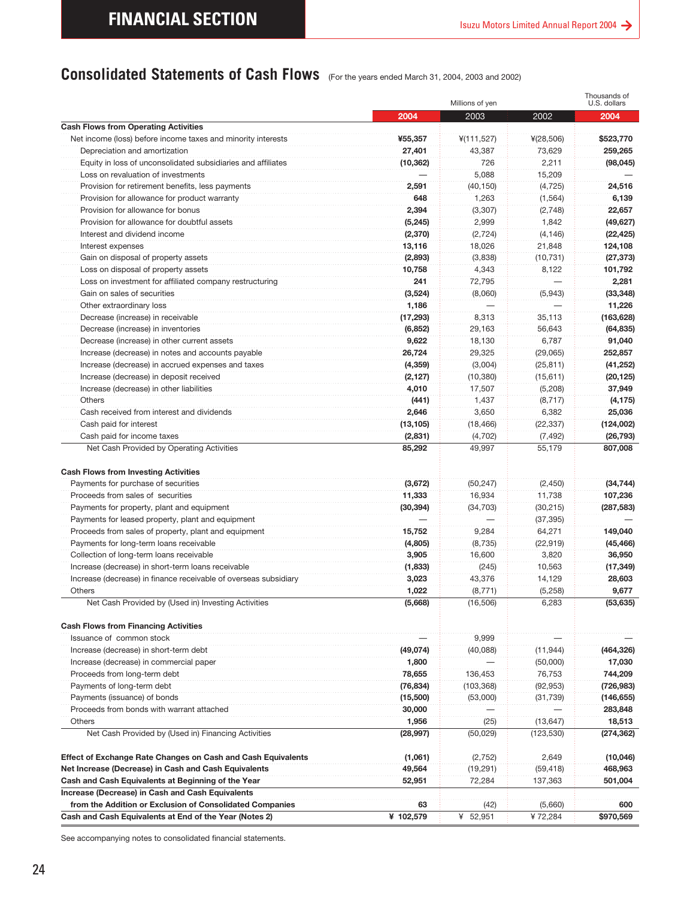## Consolidated Statements of Cash Flows (For the years ended March 31, 2004, 2003 and 2002)

| | Millions of yen | | | Thousands of U.S. dollars |
|---|---|---|---|---|
| | 2004 | 2003 | 2002 | 2004 |
| **Cash Flows from Operating Activities** | | | | |
| Net income (loss) before income taxes and minority interests | ¥55,357 | ¥(111,527) | ¥(28,506) | $523,770 |
| Depreciation and amortization | 27,401 | 43,387 | 73,629 | 259,265 |
| Equity in loss of unconsolidated subsidiaries and affiliates | (10,362) | 726 | 2,211 | (98,045) |
| Loss on revaluation of investments | — | 5,088 | 15,209 | — |
| Provision for retirement benefits, less payments | 2,591 | (40,150) | (4,725) | 24,516 |
| Provision for allowance for product warranty | 648 | 1,263 | (1,564) | 6,139 |
| Provision for allowance for bonus | 2,394 | (3,307) | (2,748) | 22,657 |
| Provision for allowance for doubtful assets | (5,245) | 2,999 | 1,842 | (49,627) |
| Interest and dividend income | (2,370) | (2,724) | (4,146) | (22,425) |
| Interest expenses | 13,116 | 18,026 | 21,848 | 124,108 |
| Gain on disposal of property assets | (2,893) | (3,838) | (10,731) | (27,373) |
| Loss on disposal of property assets | 10,758 | 4,343 | 8,122 | 101,792 |
| Loss on investment for affiliated company restructuring | 241 | 72,795 | — | 2,281 |
| Gain on sales of securities | (3,524) | (8,060) | (5,943) | (33,348) |
| Other extraordinary loss | 1,186 | — | — | 11,226 |
| Decrease (increase) in receivable | (17,293) | 8,313 | 35,113 | (163,628) |
| Decrease (increase) in inventories | (6,852) | 29,163 | 56,643 | (64,835) |
| Decrease (increase) in other current assets | 9,622 | 18,130 | 6,787 | 91,040 |
| Increase (decrease) in notes and accounts payable | 26,724 | 29,325 | (29,065) | 252,857 |
| Increase (decrease) in accrued expenses and taxes | (4,359) | (3,004) | (25,811) | (41,252) |
| Increase (decrease) in deposit received | (2,127) | (10,380) | (15,611) | (20,125) |
| Increase (decrease) in other liabilities | 4,010 | 17,507 | (5,208) | 37,949 |
| Others | (441) | 1,437 | (8,717) | (4,175) |
| Cash received from interest and dividends | 2,646 | 3,650 | 6,382 | 25,036 |
| Cash paid for interest | (13,105) | (18,466) | (22,337) | (124,002) |
| Cash paid for income taxes | (2,831) | (4,702) | (7,492) | (26,793) |
| Net Cash Provided by Operating Activities | 85,292 | 49,997 | 55,179 | 807,008 |
| **Cash Flows from Investing Activities** | | | | |
| Payments for purchase of securities | (3,672) | (50,247) | (2,450) | (34,744) |
| Proceeds from sales of securities | 11,333 | 16,934 | 11,738 | 107,236 |
| Payments for property, plant and equipment | (30,394) | (34,703) | (30,215) | (287,583) |
| Payments for leased property, plant and equipment | — | — | (37,395) | — |
| Proceeds from sales of property, plant and equipment | 15,752 | 9,284 | 64,271 | 149,040 |
| Payments for long-term loans receivable | (4,805) | (8,735) | (22,919) | (45,466) |
| Collection of long-term loans receivable | 3,905 | 16,600 | 3,820 | 36,950 |
| Increase (decrease) in short-term loans receivable | (1,833) | (245) | 10,563 | (17,349) |
| Increase (decrease) in finance receivable of overseas subsidiary | 3,023 | 43,376 | 14,129 | 28,603 |
| Others | 1,022 | (8,771) | (5,258) | 9,677 |
| Net Cash Provided by (Used in) Investing Activities | (5,668) | (16,506) | 6,283 | (53,635) |
| **Cash Flows from Financing Activities** | | | | |
| Issuance of common stock | — | 9,999 | — | — |
| Increase (decrease) in short-term debt | (49,074) | (40,088) | (11,944) | (464,326) |
| Increase (decrease) in commercial paper | 1,800 | — | (50,000) | 17,030 |
| Proceeds from long-term debt | 78,655 | 136,453 | 76,753 | 744,209 |
| Payments of long-term debt | (76,834) | (103,368) | (92,953) | (726,983) |
| Payments (issuance) of bonds | (15,500) | (53,000) | (31,739) | (146,655) |
| Proceeds from bonds with warrant attached | 30,000 | — | — | 283,848 |
| Others | 1,956 | (25) | (13,647) | 18,513 |
| Net Cash Provided by (Used in) Financing Activities | (28,997) | (50,029) | (123,530) | (274,362) |
| **Effect of Exchange Rate Changes on Cash and Cash Equivalents** | (1,061) | (2,752) | 2,649 | (10,046) |
| **Net Increase (Decrease) in Cash and Cash Equivalents** | 49,564 | (19,291) | (59,418) | 468,963 |
| **Cash and Cash Equivalents at Beginning of the Year** | 52,951 | 72,284 | 137,363 | 501,004 |
| **Increase (Decrease) in Cash and Cash Equivalents from the Addition or Exclusion of Consolidated Companies** | 63 | (42) | (5,660) | 600 |
| **Cash and Cash Equivalents at End of the Year (Notes 2)** | ¥ 102,579 | ¥ 52,951 | ¥ 72,284 | $970,569 |

See accompanying notes to consolidated financial statements.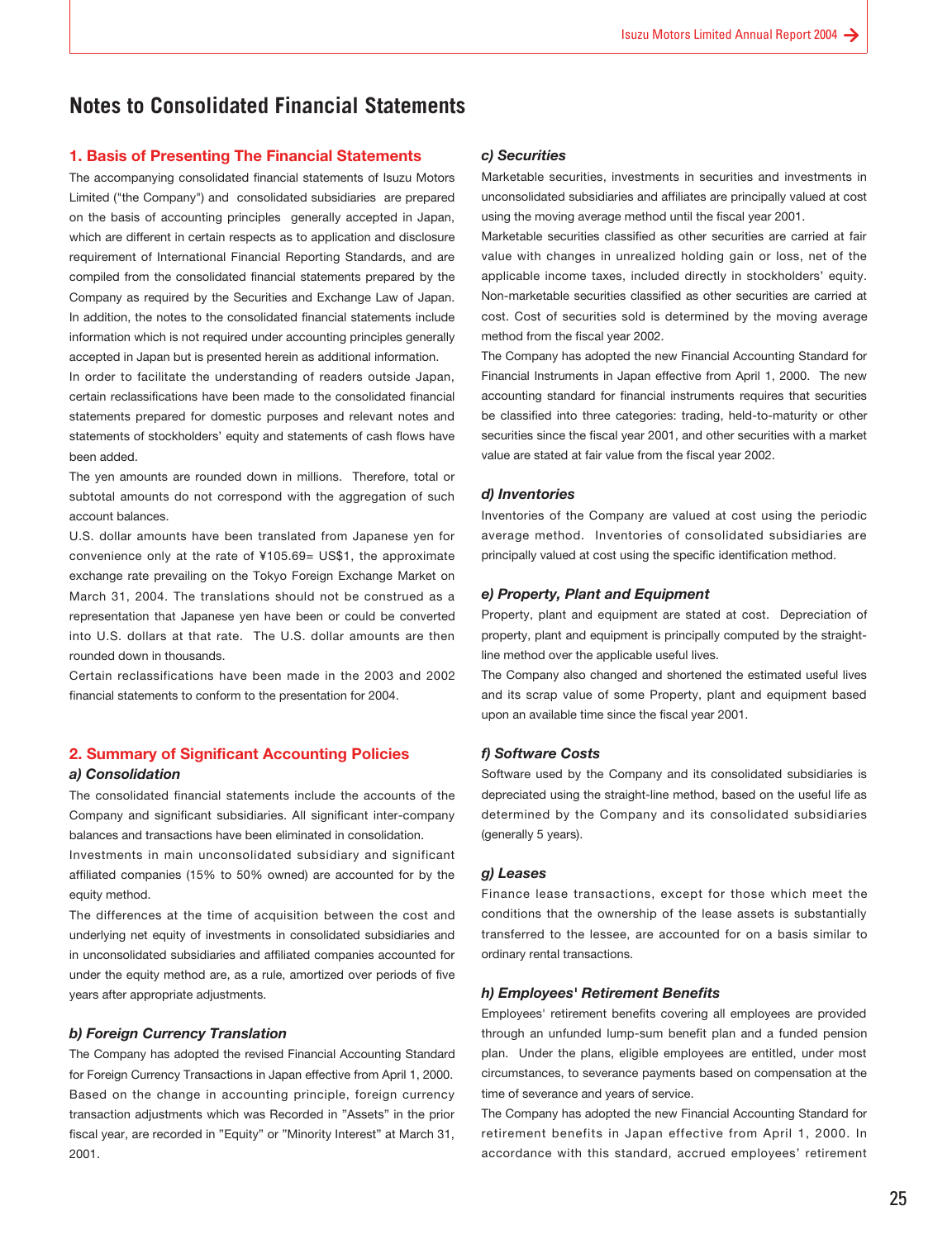# Notes to Consolidated Financial Statements

## 1. Basis of Presenting The Financial Statements

The accompanying consolidated financial statements of Isuzu Motors Limited ("the Company") and consolidated subsidiaries are prepared on the basis of accounting principles generally accepted in Japan, which are different in certain respects as to application and disclosure requirement of International Financial Reporting Standards, and are compiled from the consolidated financial statements prepared by the Company as required by the Securities and Exchange Law of Japan. In addition, the notes to the consolidated financial statements include information which is not required under accounting principles generally accepted in Japan but is presented herein as additional information.

In order to facilitate the understanding of readers outside Japan, certain reclassifications have been made to the consolidated financial statements prepared for domestic purposes and relevant notes and statements of stockholders' equity and statements of cash flows have been added.

The yen amounts are rounded down in millions. Therefore, total or subtotal amounts do not correspond with the aggregation of such account balances.

U.S. dollar amounts have been translated from Japanese yen for convenience only at the rate of ¥105.69= US$1, the approximate exchange rate prevailing on the Tokyo Foreign Exchange Market on March 31, 2004. The translations should not be construed as a representation that Japanese yen have been or could be converted into U.S. dollars at that rate. The U.S. dollar amounts are then rounded down in thousands.

Certain reclassifications have been made in the 2003 and 2002 financial statements to conform to the presentation for 2004.

## 2. Summary of Significant Accounting Policies

### *a) Consolidation*

The consolidated financial statements include the accounts of the Company and significant subsidiaries. All significant inter-company balances and transactions have been eliminated in consolidation.

Investments in main unconsolidated subsidiary and significant affiliated companies (15% to 50% owned) are accounted for by the equity method.

The differences at the time of acquisition between the cost and underlying net equity of investments in consolidated subsidiaries and in unconsolidated subsidiaries and affiliated companies accounted for under the equity method are, as a rule, amortized over periods of five years after appropriate adjustments.

### *b) Foreign Currency Translation*

The Company has adopted the revised Financial Accounting Standard for Foreign Currency Transactions in Japan effective from April 1, 2000. Based on the change in accounting principle, foreign currency transaction adjustments which was Recorded in "Assets" in the prior fiscal year, are recorded in "Equity" or "Minority Interest" at March 31, 2001.

### *c) Securities*

Marketable securities, investments in securities and investments in unconsolidated subsidiaries and affiliates are principally valued at cost using the moving average method until the fiscal year 2001.

Marketable securities classified as other securities are carried at fair value with changes in unrealized holding gain or loss, net of the applicable income taxes, included directly in stockholders' equity. Non-marketable securities classified as other securities are carried at cost. Cost of securities sold is determined by the moving average method from the fiscal year 2002.

The Company has adopted the new Financial Accounting Standard for Financial Instruments in Japan effective from April 1, 2000. The new accounting standard for financial instruments requires that securities be classified into three categories: trading, held-to-maturity or other securities since the fiscal year 2001, and other securities with a market value are stated at fair value from the fiscal year 2002.

### *d) Inventories*

Inventories of the Company are valued at cost using the periodic average method. Inventories of consolidated subsidiaries are principally valued at cost using the specific identification method.

### *e) Property, Plant and Equipment*

Property, plant and equipment are stated at cost. Depreciation of property, plant and equipment is principally computed by the straight-line method over the applicable useful lives.

The Company also changed and shortened the estimated useful lives and its scrap value of some Property, plant and equipment based upon an available time since the fiscal year 2001.

### *f) Software Costs*

Software used by the Company and its consolidated subsidiaries is depreciated using the straight-line method, based on the useful life as determined by the Company and its consolidated subsidiaries (generally 5 years).

### *g) Leases*

Finance lease transactions, except for those which meet the conditions that the ownership of the lease assets is substantially transferred to the lessee, are accounted for on a basis similar to ordinary rental transactions.

### *h) Employees' Retirement Benefits*

Employees' retirement benefits covering all employees are provided through an unfunded lump-sum benefit plan and a funded pension plan. Under the plans, eligible employees are entitled, under most circumstances, to severance payments based on compensation at the time of severance and years of service.

The Company has adopted the new Financial Accounting Standard for retirement benefits in Japan effective from April 1, 2000. In accordance with this standard, accrued employees' retirement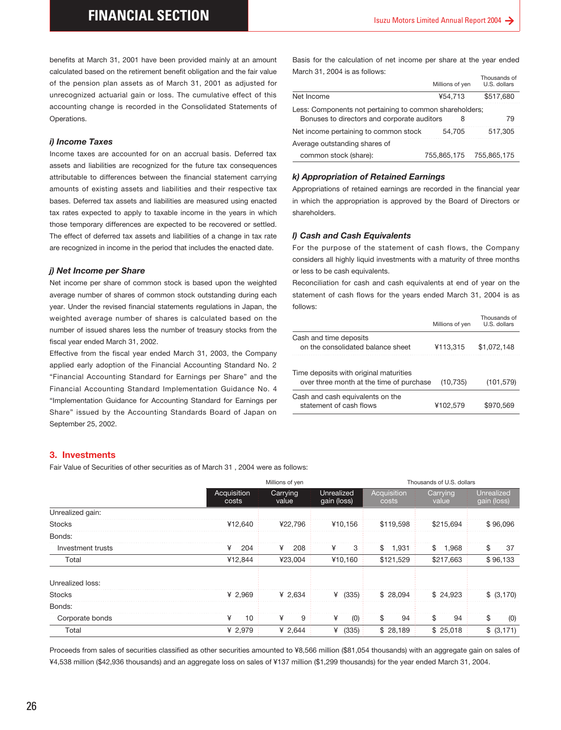benefits at March 31, 2001 have been provided mainly at an amount calculated based on the retirement benefit obligation and the fair value of the pension plan assets as of March 31, 2001 as adjusted for unrecognized actuarial gain or loss. The cumulative effect of this accounting change is recorded in the Consolidated Statements of Operations.

### *i) Income Taxes*

Income taxes are accounted for on an accrual basis. Deferred tax assets and liabilities are recognized for the future tax consequences attributable to differences between the financial statement carrying amounts of existing assets and liabilities and their respective tax bases. Deferred tax assets and liabilities are measured using enacted tax rates expected to apply to taxable income in the years in which those temporary differences are expected to be recovered or settled. The effect of deferred tax assets and liabilities of a change in tax rate are recognized in income in the period that includes the enacted date.

### *j) Net Income per Share*

Net income per share of common stock is based upon the weighted average number of shares of common stock outstanding during each year. Under the revised financial statements regulations in Japan, the weighted average number of shares is calculated based on the number of issued shares less the number of treasury stocks from the fiscal year ended March 31, 2002.

Effective from the fiscal year ended March 31, 2003, the Company applied early adoption of the Financial Accounting Standard No. 2 "Financial Accounting Standard for Earnings per Share" and the Financial Accounting Standard Implementation Guidance No. 4 "Implementation Guidance for Accounting Standard for Earnings per Share" issued by the Accounting Standards Board of Japan on September 25, 2002.

Basis for the calculation of net income per share at the year ended March 31, 2004 is as follows:

| | Millions of yen | Thousands of U.S. dollars |
|---|---|---|
| Net Income | ¥54,713 | $517,680 |
| Less: Components not pertaining to common shareholders; Bonuses to directors and corporate auditors | 8 | 79 |
| Net income pertaining to common stock | 54,705 | 517,305 |
| Average outstanding shares of common stock (share): | 755,865,175 | 755,865,175 |

### *k) Appropriation of Retained Earnings*

Appropriations of retained earnings are recorded in the financial year in which the appropriation is approved by the Board of Directors or shareholders.

### *l) Cash and Cash Equivalents*

For the purpose of the statement of cash flows, the Company considers all highly liquid investments with a maturity of three months or less to be cash equivalents.

Reconciliation for cash and cash equivalents at end of year on the statement of cash flows for the years ended March 31, 2004 is as follows:

| | Millions of yen | Thousands of U.S. dollars |
|---|---|---|
| Cash and time deposits on the consolidated balance sheet | ¥113,315 | $1,072,148 |
| Time deposits with original maturities over three month at the time of purchase | (10,735) | (101,579) |
| Cash and cash equivalents on the statement of cash flows | ¥102,579 | $970,569 |

## 3. Investments

Fair Value of Securities of other securities as of March 31 , 2004 were as follows:

| | Millions of yen | | | Thousands of U.S. dollars | | |
|---|---|---|---|---|---|---|
| | Acquisition costs | Carrying value | Unrealized gain (loss) | Acquisition costs | Carrying value | Unrealized gain (loss) |
| Unrealized gain: | | | | | | |
| Stocks | ¥12,640 | ¥22,796 | ¥10,156 | $119,598 | $215,694 | $ 96,096 |
| Bonds: | | | | | | |
| Investment trusts | ¥ 204 | ¥ 208 | ¥ 3 | $ 1,931 | $ 1,968 | $ 37 |
| Total | ¥12,844 | ¥23,004 | ¥10,160 | $121,529 | $217,663 | $ 96,133 |
| Unrealized loss: | | | | | | |
| Stocks | ¥ 2,969 | ¥ 2,634 | ¥ (335) | $ 28,094 | $ 24,923 | $ (3,170) |
| Bonds: | | | | | | |
| Corporate bonds | ¥ 10 | ¥ 9 | ¥ (0) | $ 94 | $ 94 | $ (0) |
| Total | ¥ 2,979 | ¥ 2,644 | ¥ (335) | $ 28,189 | $ 25,018 | $ (3,171) |

Proceeds from sales of securities classified as other securities amounted to ¥8,566 million ($81,054 thousands) with an aggregate gain on sales of ¥4,538 million ($42,936 thousands) and an aggregate loss on sales of ¥137 million ($1,299 thousands) for the year ended March 31, 2004.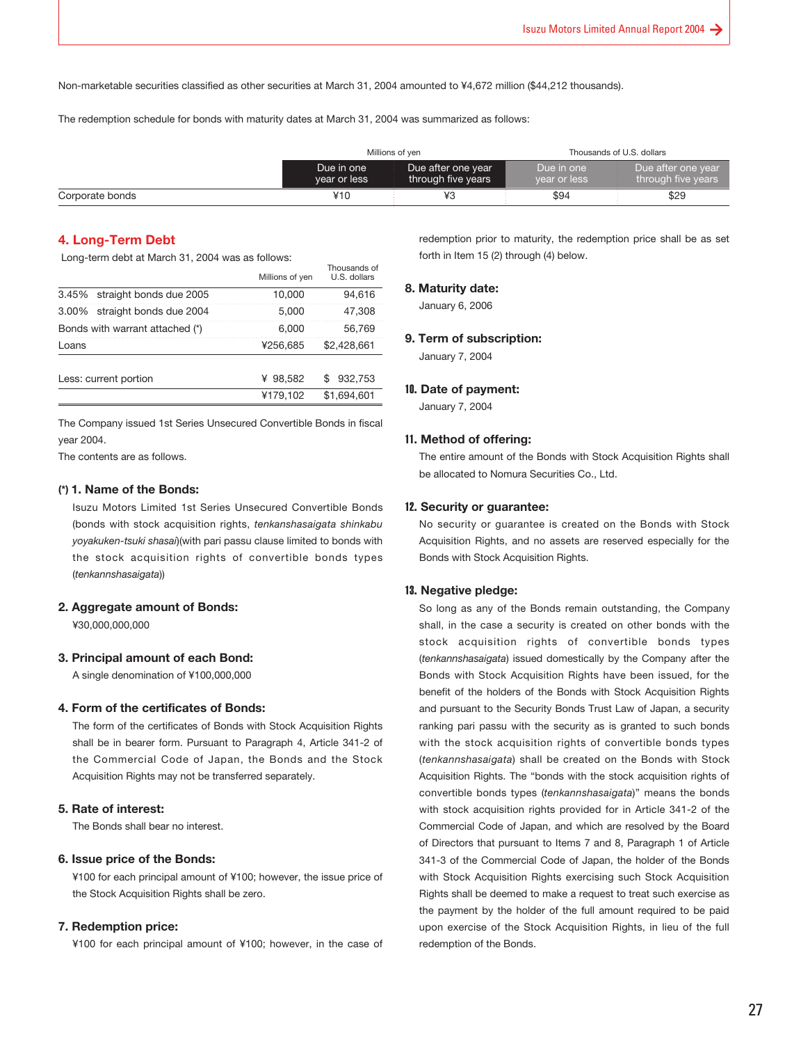Non-marketable securities classified as other securities at March 31, 2004 amounted to ¥4,672 million ($44,212 thousands).

The redemption schedule for bonds with maturity dates at March 31, 2004 was summarized as follows:

| | Millions of yen | | Thousands of U.S. dollars | |
|---|---|---|---|---|
| | Due in one year or less | Due after one year through five years | Due in one year or less | Due after one year through five years |
| Corporate bonds | ¥10 | ¥3 | $94 | $29 |

## 4. Long-Term Debt

Long-term debt at March 31, 2004 was as follows:

| | Millions of yen | Thousands of U.S. dollars |
|---|---|---|
| 3.45% straight bonds due 2005 | 10,000 | 94,616 |
| 3.00% straight bonds due 2004 | 5,000 | 47,308 |
| Bonds with warrant attached (*) | 6,000 | 56,769 |
| Loans | ¥256,685 | $2,428,661 |
| Less: current portion | ¥ 98,582 | $ 932,753 |
| | ¥179,102 | $1,694,601 |

The Company issued 1st Series Unsecured Convertible Bonds in fiscal year 2004.
The contents are as follows.

### (*) 1. Name of the Bonds:

Isuzu Motors Limited 1st Series Unsecured Convertible Bonds (bonds with stock acquisition rights, *tenkanshasaigata shinkabu yoyakuken-tsuki shasai*)(with pari passu clause limited to bonds with the stock acquisition rights of convertible bonds types (*tenkannshasaigata*))

### 2. Aggregate amount of Bonds:

¥30,000,000,000

### 3. Principal amount of each Bond:

A single denomination of ¥100,000,000

### 4. Form of the certificates of Bonds:

The form of the certificates of Bonds with Stock Acquisition Rights shall be in bearer form. Pursuant to Paragraph 4, Article 341-2 of the Commercial Code of Japan, the Bonds and the Stock Acquisition Rights may not be transferred separately.

### 5. Rate of interest:

The Bonds shall bear no interest.

### 6. Issue price of the Bonds:

¥100 for each principal amount of ¥100; however, the issue price of the Stock Acquisition Rights shall be zero.

### 7. Redemption price:

¥100 for each principal amount of ¥100; however, in the case of redemption prior to maturity, the redemption price shall be as set forth in Item 15 (2) through (4) below.

### 8. Maturity date:

January 6, 2006

### 9. Term of subscription:

January 7, 2004

### 10. Date of payment:

January 7, 2004

### 11. Method of offering:

The entire amount of the Bonds with Stock Acquisition Rights shall be allocated to Nomura Securities Co., Ltd.

### 12. Security or guarantee:

No security or guarantee is created on the Bonds with Stock Acquisition Rights, and no assets are reserved especially for the Bonds with Stock Acquisition Rights.

### 13. Negative pledge:

So long as any of the Bonds remain outstanding, the Company shall, in the case a security is created on other bonds with the stock acquisition rights of convertible bonds types (*tenkannshasaigata*) issued domestically by the Company after the Bonds with Stock Acquisition Rights have been issued, for the benefit of the holders of the Bonds with Stock Acquisition Rights and pursuant to the Security Bonds Trust Law of Japan, a security ranking pari passu with the security as is granted to such bonds with the stock acquisition rights of convertible bonds types (*tenkannshasaigata*) shall be created on the Bonds with Stock Acquisition Rights. The "bonds with the stock acquisition rights of convertible bonds types (*tenkannshasaigata*)" means the bonds with stock acquisition rights provided for in Article 341-2 of the Commercial Code of Japan, and which are resolved by the Board of Directors that pursuant to Items 7 and 8, Paragraph 1 of Article 341-3 of the Commercial Code of Japan, the holder of the Bonds with Stock Acquisition Rights exercising such Stock Acquisition Rights shall be deemed to make a request to treat such exercise as the payment by the holder of the full amount required to be paid upon exercise of the Stock Acquisition Rights, in lieu of the full redemption of the Bonds.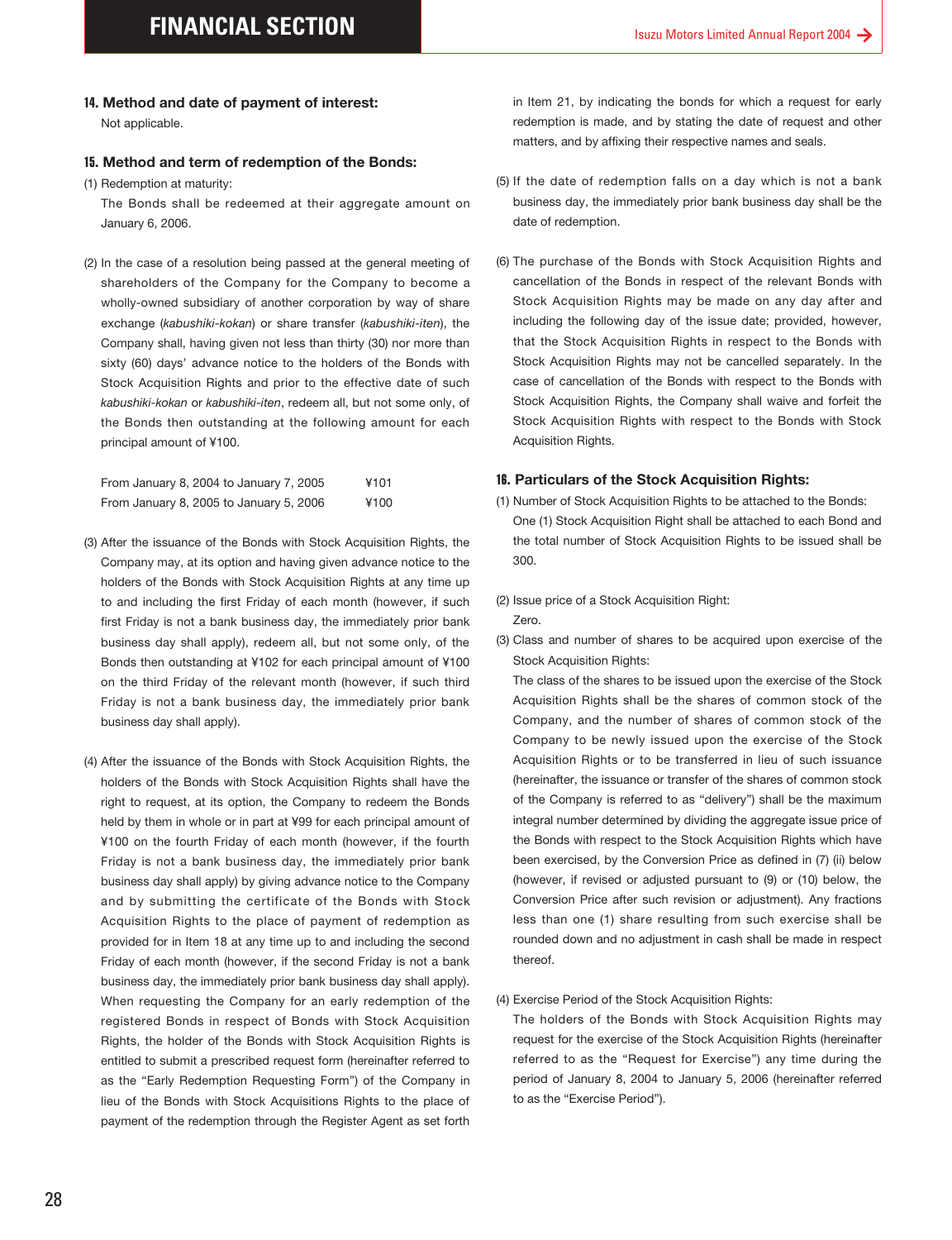### 14. Method and date of payment of interest:

Not applicable.

### 15. Method and term of redemption of the Bonds:

(1) Redemption at maturity:

The Bonds shall be redeemed at their aggregate amount on January 6, 2006.

(2) In the case of a resolution being passed at the general meeting of shareholders of the Company for the Company to become a wholly-owned subsidiary of another corporation by way of share exchange (*kabushiki-kokan*) or share transfer (*kabushiki-iten*), the Company shall, having given not less than thirty (30) nor more than sixty (60) days' advance notice to the holders of the Bonds with Stock Acquisition Rights and prior to the effective date of such *kabushiki-kokan* or *kabushiki-iten*, redeem all, but not some only, of the Bonds then outstanding at the following amount for each principal amount of ¥100.

| | |
|---|---|
| From January 8, 2004 to January 7, 2005 | ¥101 |
| From January 8, 2005 to January 5, 2006 | ¥100 |

(3) After the issuance of the Bonds with Stock Acquisition Rights, the Company may, at its option and having given advance notice to the holders of the Bonds with Stock Acquisition Rights at any time up to and including the first Friday of each month (however, if such first Friday is not a bank business day, the immediately prior bank business day shall apply), redeem all, but not some only, of the Bonds then outstanding at ¥102 for each principal amount of ¥100 on the third Friday of the relevant month (however, if such third Friday is not a bank business day, the immediately prior bank business day shall apply).

(4) After the issuance of the Bonds with Stock Acquisition Rights, the holders of the Bonds with Stock Acquisition Rights shall have the right to request, at its option, the Company to redeem the Bonds held by them in whole or in part at ¥99 for each principal amount of ¥100 on the fourth Friday of each month (however, if the fourth Friday is not a bank business day, the immediately prior bank business day shall apply) by giving advance notice to the Company and by submitting the certificate of the Bonds with Stock Acquisition Rights to the place of payment of redemption as provided for in Item 18 at any time up to and including the second Friday of each month (however, if the second Friday is not a bank business day, the immediately prior bank business day shall apply). When requesting the Company for an early redemption of the registered Bonds in respect of Bonds with Stock Acquisition Rights, the holder of the Bonds with Stock Acquisition Rights is entitled to submit a prescribed request form (hereinafter referred to as the "Early Redemption Requesting Form") of the Company in lieu of the Bonds with Stock Acquisitions Rights to the place of payment of the redemption through the Register Agent as set forth in Item 21, by indicating the bonds for which a request for early redemption is made, and by stating the date of request and other matters, and by affixing their respective names and seals.

(5) If the date of redemption falls on a day which is not a bank business day, the immediately prior bank business day shall be the date of redemption.

(6) The purchase of the Bonds with Stock Acquisition Rights and cancellation of the Bonds in respect of the relevant Bonds with Stock Acquisition Rights may be made on any day after and including the following day of the issue date; provided, however, that the Stock Acquisition Rights in respect to the Bonds with Stock Acquisition Rights may not be cancelled separately. In the case of cancellation of the Bonds with respect to the Bonds with Stock Acquisition Rights, the Company shall waive and forfeit the Stock Acquisition Rights with respect to the Bonds with Stock Acquisition Rights.

### 16. Particulars of the Stock Acquisition Rights:

(1) Number of Stock Acquisition Rights to be attached to the Bonds:

One (1) Stock Acquisition Right shall be attached to each Bond and the total number of Stock Acquisition Rights to be issued shall be 300.

(2) Issue price of a Stock Acquisition Right:

Zero.

(3) Class and number of shares to be acquired upon exercise of the Stock Acquisition Rights:

The class of the shares to be issued upon the exercise of the Stock Acquisition Rights shall be the shares of common stock of the Company, and the number of shares of common stock of the Company to be newly issued upon the exercise of the Stock Acquisition Rights or to be transferred in lieu of such issuance (hereinafter, the issuance or transfer of the shares of common stock of the Company is referred to as "delivery") shall be the maximum integral number determined by dividing the aggregate issue price of the Bonds with respect to the Stock Acquisition Rights which have been exercised, by the Conversion Price as defined in (7) (ii) below (however, if revised or adjusted pursuant to (9) or (10) below, the Conversion Price after such revision or adjustment). Any fractions less than one (1) share resulting from such exercise shall be rounded down and no adjustment in cash shall be made in respect thereof.

(4) Exercise Period of the Stock Acquisition Rights:

The holders of the Bonds with Stock Acquisition Rights may request for the exercise of the Stock Acquisition Rights (hereinafter referred to as the "Request for Exercise") any time during the period of January 8, 2004 to January 5, 2006 (hereinafter referred to as the "Exercise Period").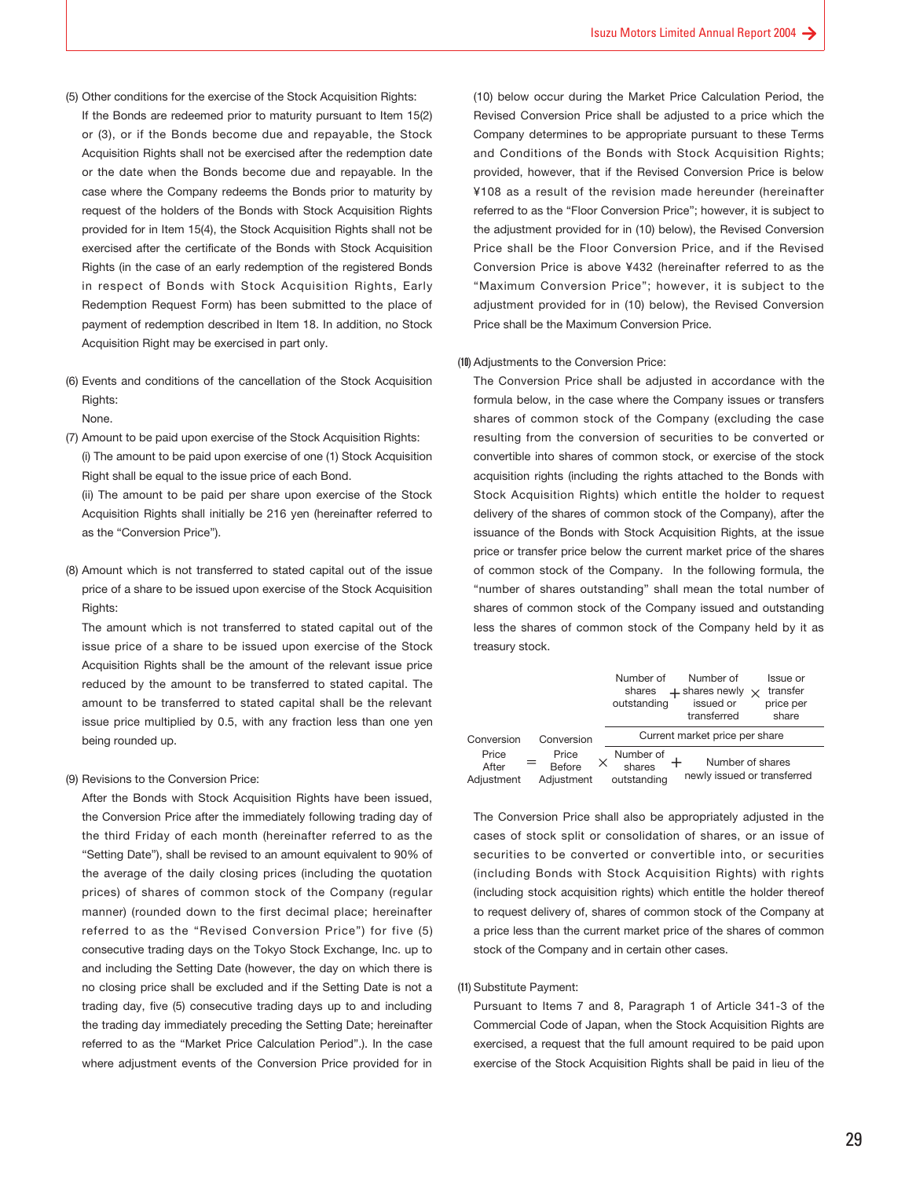(5) Other conditions for the exercise of the Stock Acquisition Rights:

If the Bonds are redeemed prior to maturity pursuant to Item 15(2) or (3), or if the Bonds become due and repayable, the Stock Acquisition Rights shall not be exercised after the redemption date or the date when the Bonds become due and repayable. In the case where the Company redeems the Bonds prior to maturity by request of the holders of the Bonds with Stock Acquisition Rights provided for in Item 15(4), the Stock Acquisition Rights shall not be exercised after the certificate of the Bonds with Stock Acquisition Rights (in the case of an early redemption of the registered Bonds in respect of Bonds with Stock Acquisition Rights, Early Redemption Request Form) has been submitted to the place of payment of redemption described in Item 18. In addition, no Stock Acquisition Right may be exercised in part only.

(6) Events and conditions of the cancellation of the Stock Acquisition Rights:

None.

(7) Amount to be paid upon exercise of the Stock Acquisition Rights:

(i) The amount to be paid upon exercise of one (1) Stock Acquisition Right shall be equal to the issue price of each Bond.

(ii) The amount to be paid per share upon exercise of the Stock Acquisition Rights shall initially be 216 yen (hereinafter referred to as the "Conversion Price").

(8) Amount which is not transferred to stated capital out of the issue price of a share to be issued upon exercise of the Stock Acquisition Rights:

The amount which is not transferred to stated capital out of the issue price of a share to be issued upon exercise of the Stock Acquisition Rights shall be the amount of the relevant issue price reduced by the amount to be transferred to stated capital. The amount to be transferred to stated capital shall be the relevant issue price multiplied by 0.5, with any fraction less than one yen being rounded up.

(9) Revisions to the Conversion Price:

After the Bonds with Stock Acquisition Rights have been issued, the Conversion Price after the immediately following trading day of the third Friday of each month (hereinafter referred to as the "Setting Date"), shall be revised to an amount equivalent to 90% of the average of the daily closing prices (including the quotation prices) of shares of common stock of the Company (regular manner) (rounded down to the first decimal place; hereinafter referred to as the "Revised Conversion Price") for five (5) consecutive trading days on the Tokyo Stock Exchange, Inc. up to and including the Setting Date (however, the day on which there is no closing price shall be excluded and if the Setting Date is not a trading day, five (5) consecutive trading days up to and including the trading day immediately preceding the Setting Date; hereinafter referred to as the "Market Price Calculation Period".). In the case where adjustment events of the Conversion Price provided for in (10) below occur during the Market Price Calculation Period, the Revised Conversion Price shall be adjusted to a price which the Company determines to be appropriate pursuant to these Terms and Conditions of the Bonds with Stock Acquisition Rights; provided, however, that if the Revised Conversion Price is below ¥108 as a result of the revision made hereunder (hereinafter referred to as the "Floor Conversion Price"; however, it is subject to the adjustment provided for in (10) below), the Revised Conversion Price shall be the Floor Conversion Price, and if the Revised Conversion Price is above ¥432 (hereinafter referred to as the "Maximum Conversion Price"; however, it is subject to the adjustment provided for in (10) below), the Revised Conversion Price shall be the Maximum Conversion Price.

(10) Adjustments to the Conversion Price:

The Conversion Price shall be adjusted in accordance with the formula below, in the case where the Company issues or transfers shares of common stock of the Company (excluding the case resulting from the conversion of securities to be converted or convertible into shares of common stock, or exercise of the stock acquisition rights (including the rights attached to the Bonds with Stock Acquisition Rights) which entitle the holder to request delivery of the shares of common stock of the Company), after the issuance of the Bonds with Stock Acquisition Rights, at the issue price or transfer price below the current market price of the shares of common stock of the Company. In the following formula, the "number of shares outstanding" shall mean the total number of shares of common stock of the Company issued and outstanding less the shares of common stock of the Company held by it as treasury stock.

$$\text{Conversion Price After Adjustment} = \text{Conversion Price Before Adjustment} \times \frac{\text{Number of shares outstanding} + \dfrac{\text{Number of shares newly issued or transferred} \times \text{Issue or transfer price per share}}{\text{Current market price per share}}}{\text{Number of shares outstanding} + \text{Number of shares newly issued or transferred}}$$

The Conversion Price shall also be appropriately adjusted in the cases of stock split or consolidation of shares, or an issue of securities to be converted or convertible into, or securities (including Bonds with Stock Acquisition Rights) with rights (including stock acquisition rights) which entitle the holder thereof to request delivery of, shares of common stock of the Company at a price less than the current market price of the shares of common stock of the Company and in certain other cases.

(11) Substitute Payment:

Pursuant to Items 7 and 8, Paragraph 1 of Article 341-3 of the Commercial Code of Japan, when the Stock Acquisition Rights are exercised, a request that the full amount required to be paid upon exercise of the Stock Acquisition Rights shall be paid in lieu of the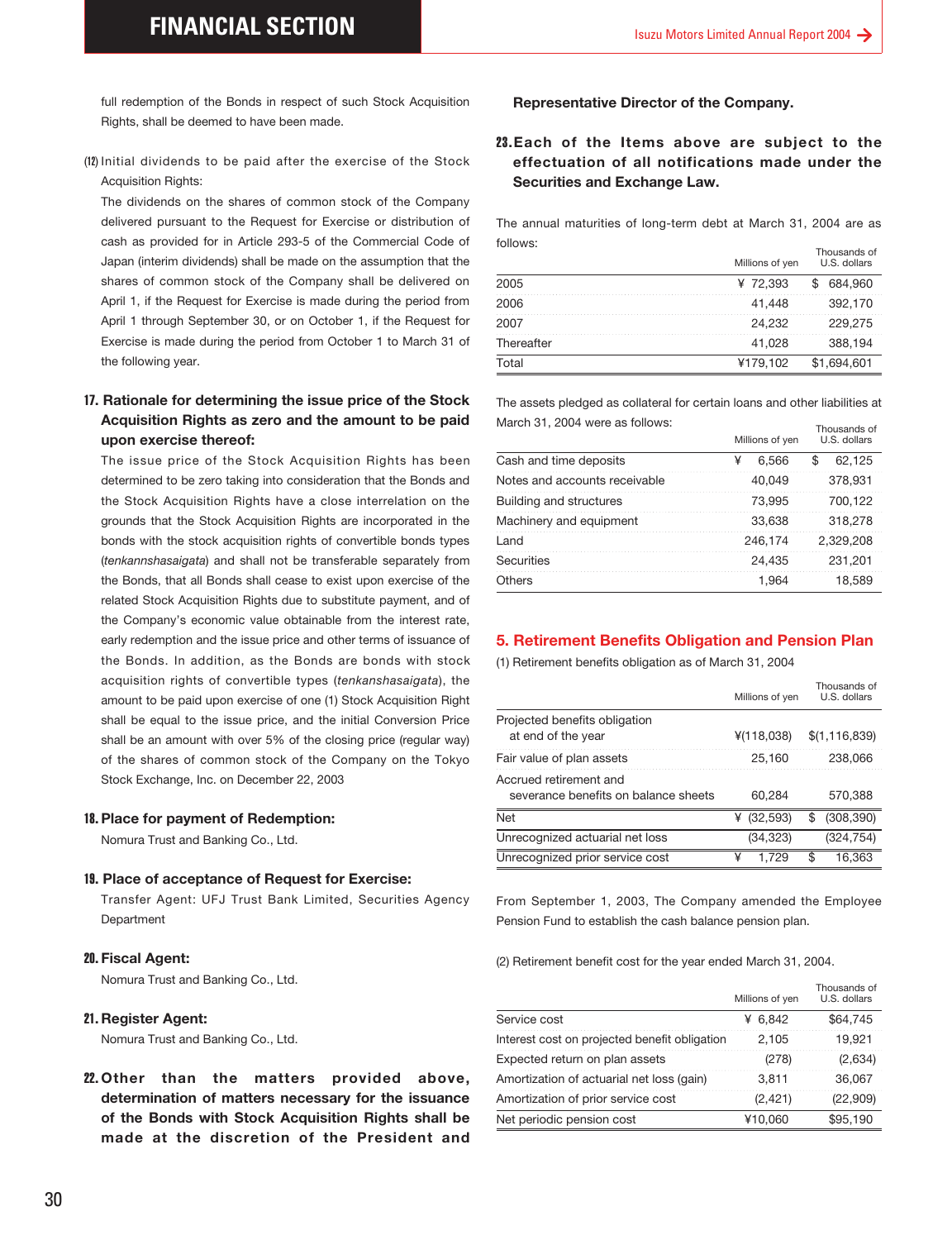full redemption of the Bonds in respect of such Stock Acquisition Rights, shall be deemed to have been made.

(12) Initial dividends to be paid after the exercise of the Stock Acquisition Rights:

The dividends on the shares of common stock of the Company delivered pursuant to the Request for Exercise or distribution of cash as provided for in Article 293-5 of the Commercial Code of Japan (interim dividends) shall be made on the assumption that the shares of common stock of the Company shall be delivered on April 1, if the Request for Exercise is made during the period from April 1 through September 30, or on October 1, if the Request for Exercise is made during the period from October 1 to March 31 of the following year.

**17. Rationale for determining the issue price of the Stock Acquisition Rights as zero and the amount to be paid upon exercise thereof:**

The issue price of the Stock Acquisition Rights has been determined to be zero taking into consideration that the Bonds and the Stock Acquisition Rights have a close interrelation on the grounds that the Stock Acquisition Rights are incorporated in the bonds with the stock acquisition rights of convertible bonds types (*tenkannshasaigata*) and shall not be transferable separately from the Bonds, that all Bonds shall cease to exist upon exercise of the related Stock Acquisition Rights due to substitute payment, and of the Company's economic value obtainable from the interest rate, early redemption and the issue price and other terms of issuance of the Bonds. In addition, as the Bonds are bonds with stock acquisition rights of convertible types (*tenkanshasaigata*), the amount to be paid upon exercise of one (1) Stock Acquisition Right shall be equal to the issue price, and the initial Conversion Price shall be an amount with over 5% of the closing price (regular way) of the shares of common stock of the Company on the Tokyo Stock Exchange, Inc. on December 22, 2003

**18. Place for payment of Redemption:**

Nomura Trust and Banking Co., Ltd.

**19. Place of acceptance of Request for Exercise:**

Transfer Agent: UFJ Trust Bank Limited, Securities Agency Department

**20. Fiscal Agent:**

Nomura Trust and Banking Co., Ltd.

**21. Register Agent:**

Nomura Trust and Banking Co., Ltd.

**22. Other than the matters provided above, determination of matters necessary for the issuance of the Bonds with Stock Acquisition Rights shall be made at the discretion of the President and Representative Director of the Company.**

**23. Each of the Items above are subject to the effectuation of all notifications made under the Securities and Exchange Law.**

The annual maturities of long-term debt at March 31, 2004 are as follows:

| | Millions of yen | Thousands of U.S. dollars |
|---|---|---|
| 2005 | ¥ 72,393 | $ 684,960 |
| 2006 | 41,448 | 392,170 |
| 2007 | 24,232 | 229,275 |
| Thereafter | 41,028 | 388,194 |
| Total | ¥179,102 | $1,694,601 |

The assets pledged as collateral for certain loans and other liabilities at March 31, 2004 were as follows:

| | Millions of yen | Thousands of U.S. dollars |
|---|---|---|
| Cash and time deposits | ¥ 6,566 | $ 62,125 |
| Notes and accounts receivable | 40,049 | 378,931 |
| Building and structures | 73,995 | 700,122 |
| Machinery and equipment | 33,638 | 318,278 |
| Land | 246,174 | 2,329,208 |
| Securities | 24,435 | 231,201 |
| Others | 1,964 | 18,589 |

## 5. Retirement Benefits Obligation and Pension Plan

(1) Retirement benefits obligation as of March 31, 2004

| | Millions of yen | Thousands of U.S. dollars |
|---|---|---|
| Projected benefits obligation at end of the year | ¥(118,038) | $(1,116,839) |
| Fair value of plan assets | 25,160 | 238,066 |
| Accrued retirement and severance benefits on balance sheets | 60,284 | 570,388 |
| Net | ¥ (32,593) | $ (308,390) |
| Unrecognized actuarial net loss | (34,323) | (324,754) |
| Unrecognized prior service cost | ¥ 1,729 | $ 16,363 |

From September 1, 2003, The Company amended the Employee Pension Fund to establish the cash balance pension plan.

(2) Retirement benefit cost for the year ended March 31, 2004.

| | Millions of yen | Thousands of U.S. dollars |
|---|---|---|
| Service cost | ¥ 6,842 | $64,745 |
| Interest cost on projected benefit obligation | 2,105 | 19,921 |
| Expected return on plan assets | (278) | (2,634) |
| Amortization of actuarial net loss (gain) | 3,811 | 36,067 |
| Amortization of prior service cost | (2,421) | (22,909) |
| Net periodic pension cost | ¥10,060 | $95,190 |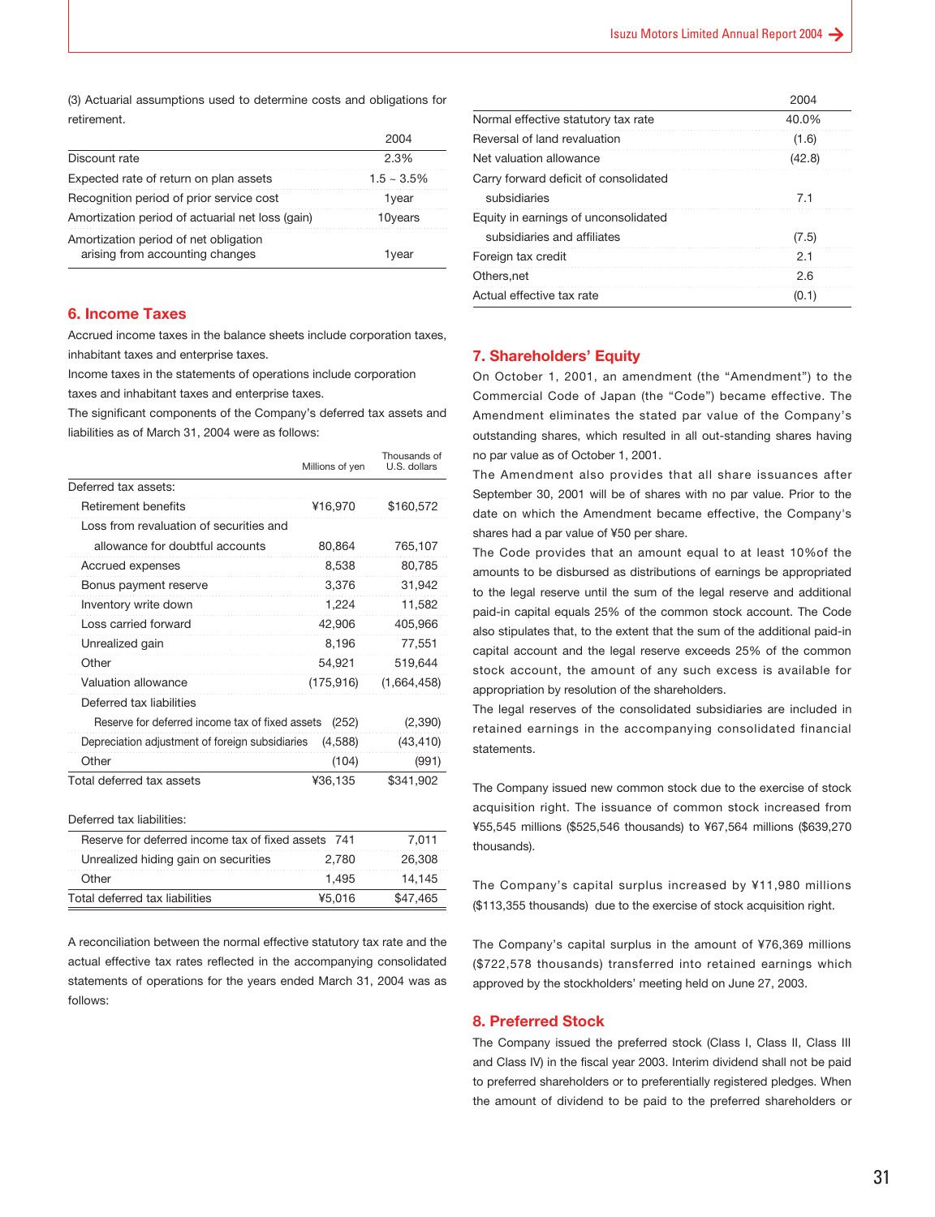(3) Actuarial assumptions used to determine costs and obligations for retirement.

| | 2004 |
|---|---|
| Discount rate | 2.3% |
| Expected rate of return on plan assets | 1.5 ~ 3.5% |
| Recognition period of prior service cost | 1year |
| Amortization period of actuarial net loss (gain) | 10years |
| Amortization period of net obligation arising from accounting changes | 1year |

## 6. Income Taxes

Accrued income taxes in the balance sheets include corporation taxes, inhabitant taxes and enterprise taxes.

Income taxes in the statements of operations include corporation taxes and inhabitant taxes and enterprise taxes.

The significant components of the Company's deferred tax assets and liabilities as of March 31, 2004 were as follows:

| | Millions of yen | Thousands of U.S. dollars |
|---|---|---|
| Deferred tax assets: | | |
| Retirement benefits | ¥16,970 | $160,572 |
| Loss from revaluation of securities and allowance for doubtful accounts | 80,864 | 765,107 |
| Accrued expenses | 8,538 | 80,785 |
| Bonus payment reserve | 3,376 | 31,942 |
| Inventory write down | 1,224 | 11,582 |
| Loss carried forward | 42,906 | 405,966 |
| Unrealized gain | 8,196 | 77,551 |
| Other | 54,921 | 519,644 |
| Valuation allowance | (175,916) | (1,664,458) |
| Deferred tax liabilities | | |
| Reserve for deferred income tax of fixed assets | (252) | (2,390) |
| Depreciation adjustment of foreign subsidiaries | (4,588) | (43,410) |
| Other | (104) | (991) |
| Total deferred tax assets | ¥36,135 | $341,902 |

| Deferred tax liabilities: | | |
|---|---|---|
| Reserve for deferred income tax of fixed assets | 741 | 7,011 |
| Unrealized hiding gain on securities | 2,780 | 26,308 |
| Other | 1,495 | 14,145 |
| Total deferred tax liabilities | ¥5,016 | $47,465 |

A reconciliation between the normal effective statutory tax rate and the actual effective tax rates reflected in the accompanying consolidated statements of operations for the years ended March 31, 2004 was as follows:

| | 2004 |
|---|---|
| Normal effective statutory tax rate | 40.0% |
| Reversal of land revaluation | (1.6) |
| Net valuation allowance | (42.8) |
| Carry forward deficit of consolidated subsidiaries | 7.1 |
| Equity in earnings of unconsolidated subsidiaries and affiliates | (7.5) |
| Foreign tax credit | 2.1 |
| Others,net | 2.6 |
| Actual effective tax rate | (0.1) |

## 7. Shareholders' Equity

On October 1, 2001, an amendment (the "Amendment") to the Commercial Code of Japan (the "Code") became effective. The Amendment eliminates the stated par value of the Company's outstanding shares, which resulted in all out-standing shares having no par value as of October 1, 2001.

The Amendment also provides that all share issuances after September 30, 2001 will be of shares with no par value. Prior to the date on which the Amendment became effective, the Company's shares had a par value of ¥50 per share.

The Code provides that an amount equal to at least 10%of the amounts to be disbursed as distributions of earnings be appropriated to the legal reserve until the sum of the legal reserve and additional paid-in capital equals 25% of the common stock account. The Code also stipulates that, to the extent that the sum of the additional paid-in capital account and the legal reserve exceeds 25% of the common stock account, the amount of any such excess is available for appropriation by resolution of the shareholders.

The legal reserves of the consolidated subsidiaries are included in retained earnings in the accompanying consolidated financial statements.

The Company issued new common stock due to the exercise of stock acquisition right. The issuance of common stock increased from ¥55,545 millions ($525,546 thousands) to ¥67,564 millions ($639,270 thousands).

The Company's capital surplus increased by ¥11,980 millions ($113,355 thousands) due to the exercise of stock acquisition right.

The Company's capital surplus in the amount of ¥76,369 millions ($722,578 thousands) transferred into retained earnings which approved by the stockholders' meeting held on June 27, 2003.

## 8. Preferred Stock

The Company issued the preferred stock (Class I, Class II, Class III and Class IV) in the fiscal year 2003. Interim dividend shall not be paid to preferred shareholders or to preferentially registered pledges. When the amount of dividend to be paid to the preferred shareholders or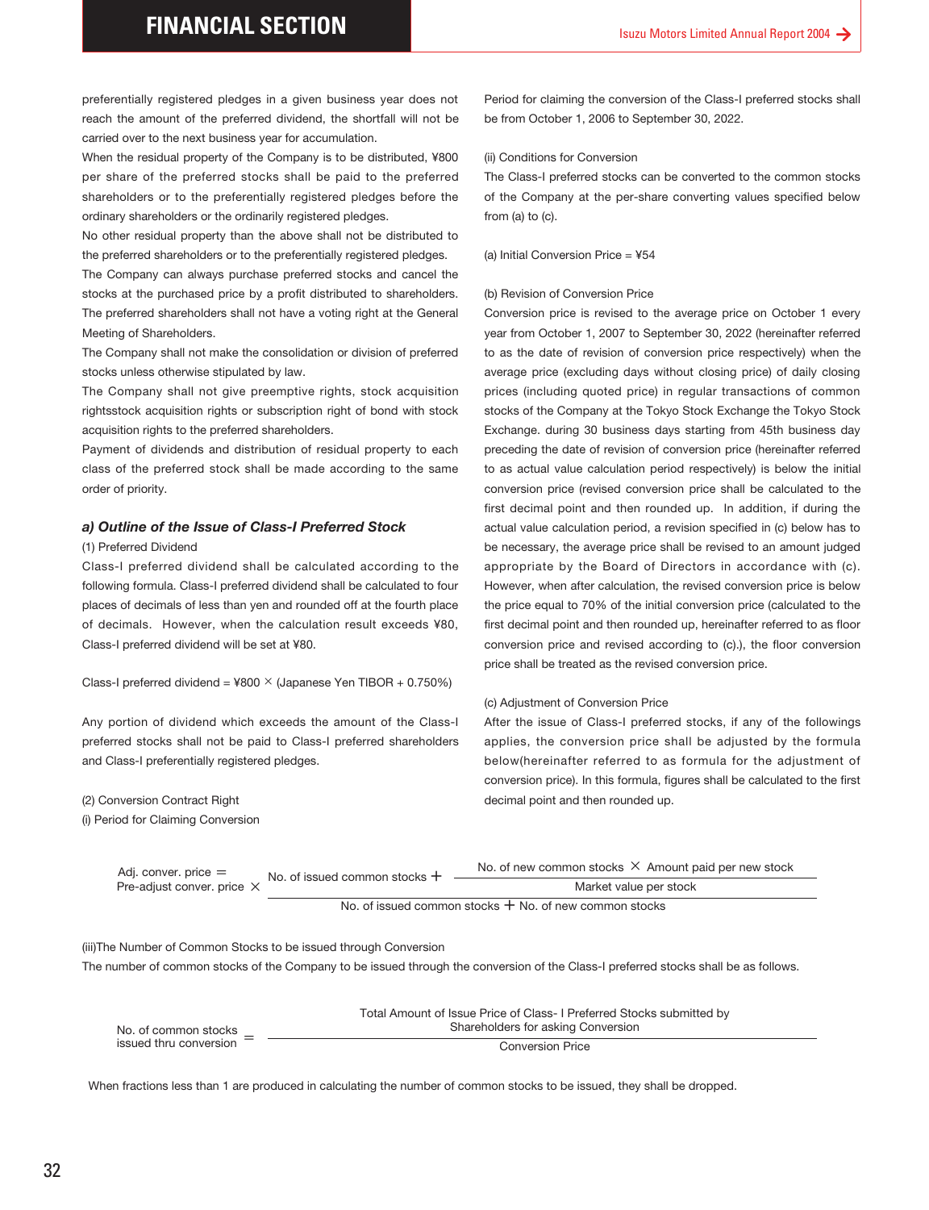preferentially registered pledges in a given business year does not reach the amount of the preferred dividend, the shortfall will not be carried over to the next business year for accumulation.

When the residual property of the Company is to be distributed, ¥800 per share of the preferred stocks shall be paid to the preferred shareholders or to the preferentially registered pledges before the ordinary shareholders or the ordinarily registered pledges.

No other residual property than the above shall not be distributed to the preferred shareholders or to the preferentially registered pledges.

The Company can always purchase preferred stocks and cancel the stocks at the purchased price by a profit distributed to shareholders.

The preferred shareholders shall not have a voting right at the General Meeting of Shareholders.

The Company shall not make the consolidation or division of preferred stocks unless otherwise stipulated by law.

The Company shall not give preemptive rights, stock acquisition rightsstock acquisition rights or subscription right of bond with stock acquisition rights to the preferred shareholders.

Payment of dividends and distribution of residual property to each class of the preferred stock shall be made according to the same order of priority.

### *a) Outline of the Issue of Class-I Preferred Stock*

(1) Preferred Dividend

Class-I preferred dividend shall be calculated according to the following formula. Class-I preferred dividend shall be calculated to four places of decimals of less than yen and rounded off at the fourth place of decimals. However, when the calculation result exceeds ¥80, Class-I preferred dividend will be set at ¥80.

Class-I preferred dividend = ¥800 × (Japanese Yen TIBOR + 0.750%)

Any portion of dividend which exceeds the amount of the Class-I preferred stocks shall not be paid to Class-I preferred shareholders and Class-I preferentially registered pledges.

(2) Conversion Contract Right

(i) Period for Claiming Conversion

Period for claiming the conversion of the Class-I preferred stocks shall be from October 1, 2006 to September 30, 2022.

(ii) Conditions for Conversion

The Class-I preferred stocks can be converted to the common stocks of the Company at the per-share converting values specified below from (a) to (c).

(a) Initial Conversion Price = ¥54

(b) Revision of Conversion Price

Conversion price is revised to the average price on October 1 every year from October 1, 2007 to September 30, 2022 (hereinafter referred to as the date of revision of conversion price respectively) when the average price (excluding days without closing price) of daily closing prices (including quoted price) in regular transactions of common stocks of the Company at the Tokyo Stock Exchange the Tokyo Stock Exchange. during 30 business days starting from 45th business day preceding the date of revision of conversion price (hereinafter referred to as actual value calculation period respectively) is below the initial conversion price (revised conversion price shall be calculated to the first decimal point and then rounded up. In addition, if during the actual value calculation period, a revision specified in (c) below has to be necessary, the average price shall be revised to an amount judged appropriate by the Board of Directors in accordance with (c). However, when after calculation, the revised conversion price is below the price equal to 70% of the initial conversion price (calculated to the first decimal point and then rounded up, hereinafter referred to as floor conversion price and revised according to (c).), the floor conversion price shall be treated as the revised conversion price.

(c) Adjustment of Conversion Price

After the issue of Class-I preferred stocks, if any of the followings applies, the conversion price shall be adjusted by the formula below(hereinafter referred to as formula for the adjustment of conversion price). In this formula, figures shall be calculated to the first decimal point and then rounded up.

$$\text{Adj. conver. price} = \text{Pre-adjust conver. price} \times \frac{\text{No. of issued common stocks} + \dfrac{\text{No. of new common stocks} \times \text{Amount paid per new stock}}{\text{Market value per stock}}}{\text{No. of issued common stocks} + \text{No. of new common stocks}}$$

(iii)The Number of Common Stocks to be issued through Conversion

The number of common stocks of the Company to be issued through the conversion of the Class-I preferred stocks shall be as follows.

$$\text{No. of common stocks issued thru conversion} = \frac{\text{Total Amount of Issue Price of Class- I Preferred Stocks submitted by Shareholders for asking Conversion}}{\text{Conversion Price}}$$

When fractions less than 1 are produced in calculating the number of common stocks to be issued, they shall be dropped.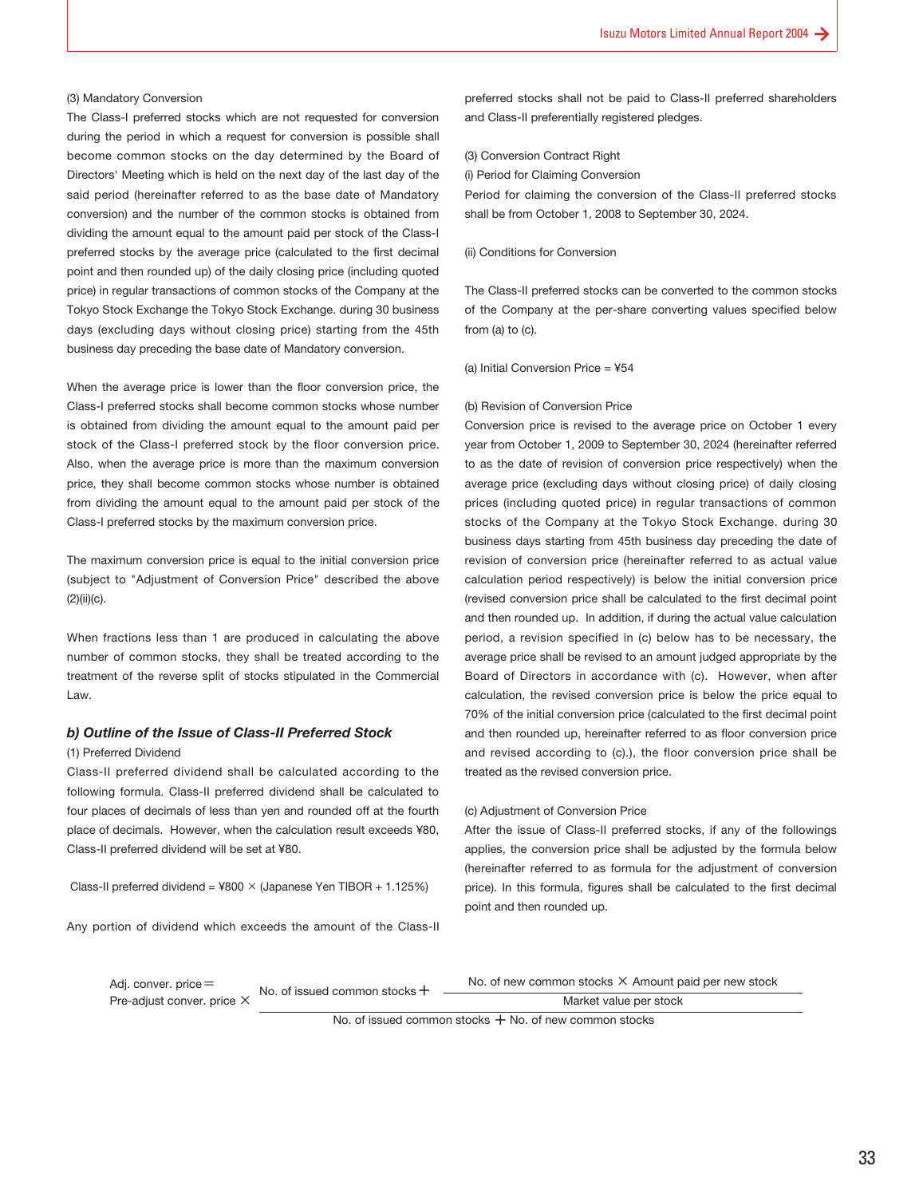(3) Mandatory Conversion

The Class-I preferred stocks which are not requested for conversion during the period in which a request for conversion is possible shall become common stocks on the day determined by the Board of Directors' Meeting which is held on the next day of the last day of the said period (hereinafter referred to as the base date of Mandatory conversion) and the number of the common stocks is obtained from dividing the amount equal to the amount paid per stock of the Class-I preferred stocks by the average price (calculated to the first decimal point and then rounded up) of the daily closing price (including quoted price) in regular transactions of common stocks of the Company at the Tokyo Stock Exchange the Tokyo Stock Exchange. during 30 business days (excluding days without closing price) starting from the 45th business day preceding the base date of Mandatory conversion.

When the average price is lower than the floor conversion price, the Class-I preferred stocks shall become common stocks whose number is obtained from dividing the amount equal to the amount paid per stock of the Class-I preferred stock by the floor conversion price. Also, when the average price is more than the maximum conversion price, they shall become common stocks whose number is obtained from dividing the amount equal to the amount paid per stock of the Class-I preferred stocks by the maximum conversion price.

The maximum conversion price is equal to the initial conversion price (subject to "Adjustment of Conversion Price" described the above (2)(ii)(c).

When fractions less than 1 are produced in calculating the above number of common stocks, they shall be treated according to the treatment of the reverse split of stocks stipulated in the Commercial Law.

### *b) Outline of the Issue of Class-II Preferred Stock*

(1) Preferred Dividend

Class-II preferred dividend shall be calculated according to the following formula. Class-II preferred dividend shall be calculated to four places of decimals of less than yen and rounded off at the fourth place of decimals. However, when the calculation result exceeds ¥80, Class-II preferred dividend will be set at ¥80.

Class-II preferred dividend = ¥800 × (Japanese Yen TIBOR + 1.125%)

Any portion of dividend which exceeds the amount of the Class-II preferred stocks shall not be paid to Class-II preferred shareholders and Class-II preferentially registered pledges.

(3) Conversion Contract Right

(i) Period for Claiming Conversion

Period for claiming the conversion of the Class-II preferred stocks shall be from October 1, 2008 to September 30, 2024.

(ii) Conditions for Conversion

The Class-II preferred stocks can be converted to the common stocks of the Company at the per-share converting values specified below from (a) to (c).

(a) Initial Conversion Price = ¥54

(b) Revision of Conversion Price

Conversion price is revised to the average price on October 1 every year from October 1, 2009 to September 30, 2024 (hereinafter referred to as the date of revision of conversion price respectively) when the average price (excluding days without closing price) of daily closing prices (including quoted price) in regular transactions of common stocks of the Company at the Tokyo Stock Exchange. during 30 business days starting from 45th business day preceding the date of revision of conversion price (hereinafter referred to as actual value calculation period respectively) is below the initial conversion price (revised conversion price shall be calculated to the first decimal point and then rounded up. In addition, if during the actual value calculation period, a revision specified in (c) below has to be necessary, the average price shall be revised to an amount judged appropriate by the Board of Directors in accordance with (c). However, when after calculation, the revised conversion price is below the price equal to 70% of the initial conversion price (calculated to the first decimal point and then rounded up, hereinafter referred to as floor conversion price and revised according to (c).), the floor conversion price shall be treated as the revised conversion price.

(c) Adjustment of Conversion Price

After the issue of Class-II preferred stocks, if any of the followings applies, the conversion price shall be adjusted by the formula below (hereinafter referred to as formula for the adjustment of conversion price). In this formula, figures shall be calculated to the first decimal point and then rounded up.

$$\text{Adj. conver. price} = \text{Pre-adjust conver. price} \times \frac{\text{No. of issued common stocks} + \dfrac{\text{No. of new common stocks} \times \text{Amount paid per new stock}}{\text{Market value per stock}}}{\text{No. of issued common stocks} + \text{No. of new common stocks}}$$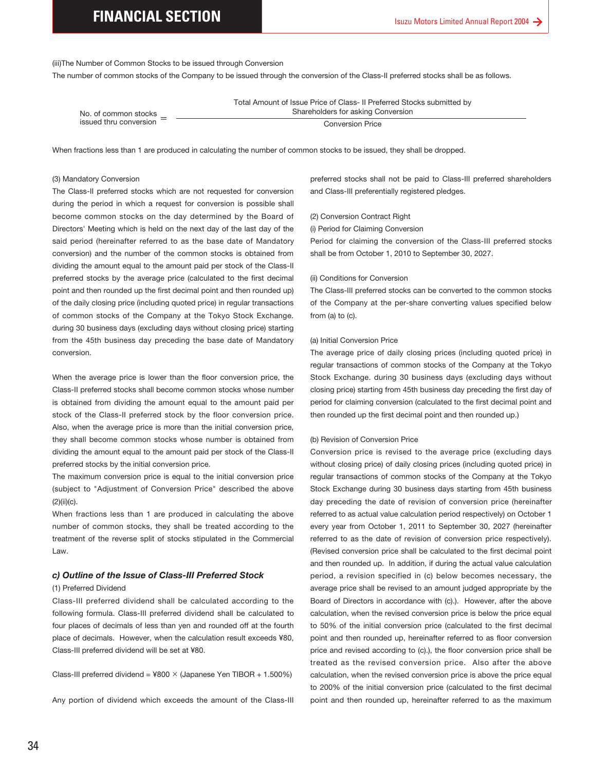(iii)The Number of Common Stocks to be issued through Conversion

The number of common stocks of the Company to be issued through the conversion of the Class-II preferred stocks shall be as follows.

$$\text{No. of common stocks issued thru conversion} = \frac{\text{Total Amount of Issue Price of Class- II Preferred Stocks submitted by Shareholders for asking Conversion}}{\text{Conversion Price}}$$

When fractions less than 1 are produced in calculating the number of common stocks to be issued, they shall be dropped.

(3) Mandatory Conversion

The Class-II preferred stocks which are not requested for conversion during the period in which a request for conversion is possible shall become common stocks on the day determined by the Board of Directors' Meeting which is held on the next day of the last day of the said period (hereinafter referred to as the base date of Mandatory conversion) and the number of the common stocks is obtained from dividing the amount equal to the amount paid per stock of the Class-II preferred stocks by the average price (calculated to the first decimal point and then rounded up the first decimal point and then rounded up) of the daily closing price (including quoted price) in regular transactions of common stocks of the Company at the Tokyo Stock Exchange. during 30 business days (excluding days without closing price) starting from the 45th business day preceding the base date of Mandatory conversion.

When the average price is lower than the floor conversion price, the Class-II preferred stocks shall become common stocks whose number is obtained from dividing the amount equal to the amount paid per stock of the Class-II preferred stock by the floor conversion price. Also, when the average price is more than the initial conversion price, they shall become common stocks whose number is obtained from dividing the amount equal to the amount paid per stock of the Class-II preferred stocks by the initial conversion price.

The maximum conversion price is equal to the initial conversion price (subject to "Adjustment of Conversion Price" described the above (2)(ii)(c).

When fractions less than 1 are produced in calculating the above number of common stocks, they shall be treated according to the treatment of the reverse split of stocks stipulated in the Commercial Law.

### *c) Outline of the Issue of Class-III Preferred Stock*

(1) Preferred Dividend

Class-III preferred dividend shall be calculated according to the following formula. Class-III preferred dividend shall be calculated to four places of decimals of less than yen and rounded off at the fourth place of decimals. However, when the calculation result exceeds ¥80, Class-III preferred dividend will be set at ¥80.

Class-III preferred dividend = ¥800 × (Japanese Yen TIBOR + 1.500%)

Any portion of dividend which exceeds the amount of the Class-III preferred stocks shall not be paid to Class-III preferred shareholders and Class-III preferentially registered pledges.

(2) Conversion Contract Right

(i) Period for Claiming Conversion

Period for claiming the conversion of the Class-III preferred stocks shall be from October 1, 2010 to September 30, 2027.

(ii) Conditions for Conversion

The Class-III preferred stocks can be converted to the common stocks of the Company at the per-share converting values specified below from (a) to (c).

(a) Initial Conversion Price

The average price of daily closing prices (including quoted price) in regular transactions of common stocks of the Company at the Tokyo Stock Exchange. during 30 business days (excluding days without closing price) starting from 45th business day preceding the first day of period for claiming conversion (calculated to the first decimal point and then rounded up the first decimal point and then rounded up.)

(b) Revision of Conversion Price

Conversion price is revised to the average price (excluding days without closing price) of daily closing prices (including quoted price) in regular transactions of common stocks of the Company at the Tokyo Stock Exchange during 30 business days starting from 45th business day preceding the date of revision of conversion price (hereinafter referred to as actual value calculation period respectively) on October 1 every year from October 1, 2011 to September 30, 2027 (hereinafter referred to as the date of revision of conversion price respectively). (Revised conversion price shall be calculated to the first decimal point and then rounded up. In addition, if during the actual value calculation period, a revision specified in (c) below becomes necessary, the average price shall be revised to an amount judged appropriate by the Board of Directors in accordance with (c).). However, after the above calculation, when the revised conversion price is below the price equal to 50% of the initial conversion price (calculated to the first decimal point and then rounded up, hereinafter referred to as floor conversion price and revised according to (c).), the floor conversion price shall be treated as the revised conversion price. Also after the above calculation, when the revised conversion price is above the price equal to 200% of the initial conversion price (calculated to the first decimal point and then rounded up, hereinafter referred to as the maximum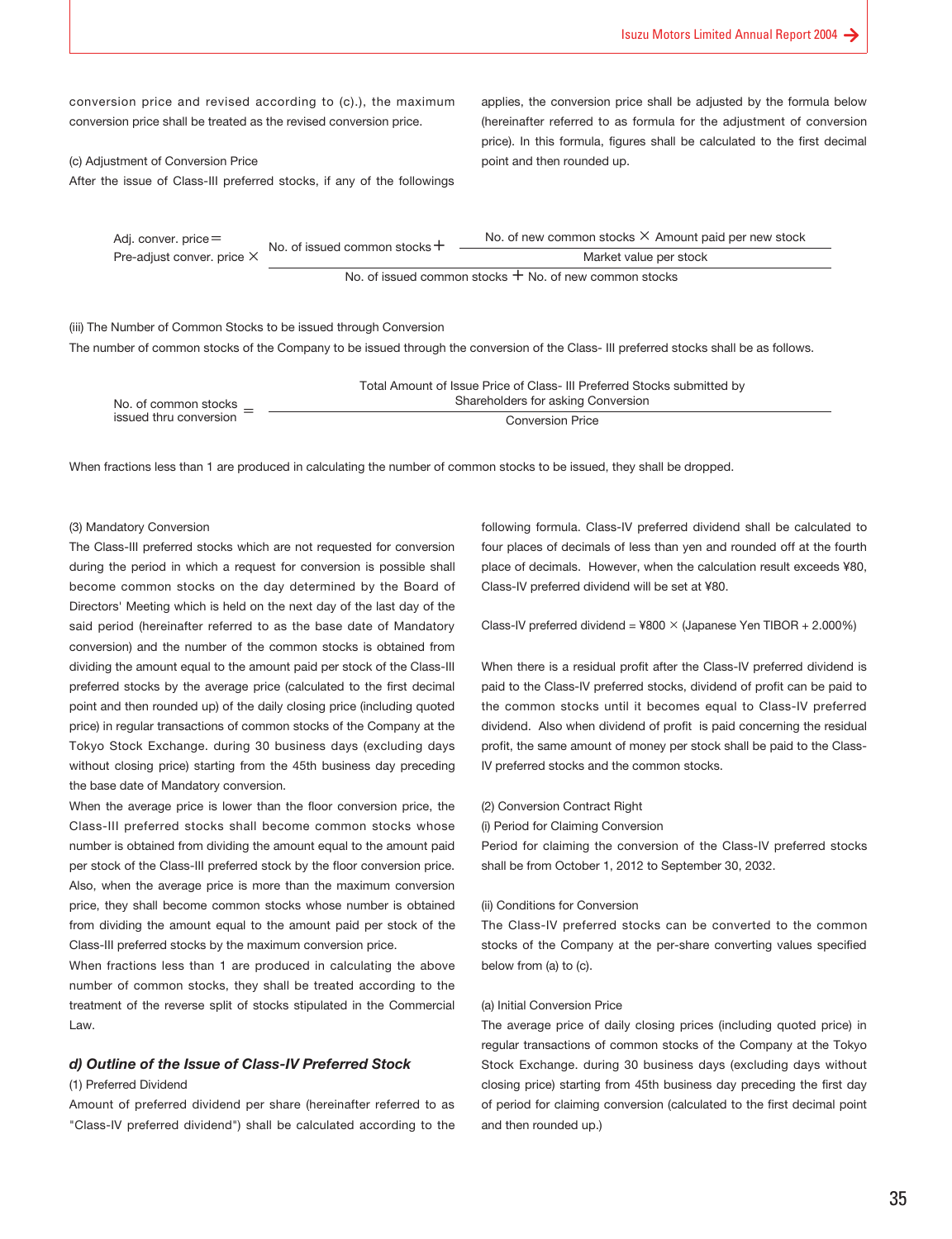conversion price and revised according to (c).), the maximum conversion price shall be treated as the revised conversion price.

(c) Adjustment of Conversion Price

After the issue of Class-III preferred stocks, if any of the followings applies, the conversion price shall be adjusted by the formula below (hereinafter referred to as formula for the adjustment of conversion price). In this formula, figures shall be calculated to the first decimal point and then rounded up.

$$\text{Adj. conver. price} = \text{Pre-adjust conver. price} \times \frac{\text{No. of issued common stocks} + \dfrac{\text{No. of new common stocks} \times \text{Amount paid per new stock}}{\text{Market value per stock}}}{\text{No. of issued common stocks} + \text{No. of new common stocks}}$$

(iii) The Number of Common Stocks to be issued through Conversion

The number of common stocks of the Company to be issued through the conversion of the Class- III preferred stocks shall be as follows.

$$\text{No. of common stocks issued thru conversion} = \frac{\text{Total Amount of Issue Price of Class- III Preferred Stocks submitted by Shareholders for asking Conversion}}{\text{Conversion Price}}$$

When fractions less than 1 are produced in calculating the number of common stocks to be issued, they shall be dropped.

(3) Mandatory Conversion

The Class-III preferred stocks which are not requested for conversion during the period in which a request for conversion is possible shall become common stocks on the day determined by the Board of Directors' Meeting which is held on the next day of the last day of the said period (hereinafter referred to as the base date of Mandatory conversion) and the number of the common stocks is obtained from dividing the amount equal to the amount paid per stock of the Class-III preferred stocks by the average price (calculated to the first decimal point and then rounded up) of the daily closing price (including quoted price) in regular transactions of common stocks of the Company at the Tokyo Stock Exchange. during 30 business days (excluding days without closing price) starting from the 45th business day preceding the base date of Mandatory conversion.

When the average price is lower than the floor conversion price, the Class-III preferred stocks shall become common stocks whose number is obtained from dividing the amount equal to the amount paid per stock of the Class-III preferred stock by the floor conversion price. Also, when the average price is more than the maximum conversion price, they shall become common stocks whose number is obtained from dividing the amount equal to the amount paid per stock of the Class-III preferred stocks by the maximum conversion price.

When fractions less than 1 are produced in calculating the above number of common stocks, they shall be treated according to the treatment of the reverse split of stocks stipulated in the Commercial Law.

### *d) Outline of the Issue of Class-IV Preferred Stock*

(1) Preferred Dividend

Amount of preferred dividend per share (hereinafter referred to as "Class-IV preferred dividend") shall be calculated according to the following formula. Class-IV preferred dividend shall be calculated to four places of decimals of less than yen and rounded off at the fourth place of decimals. However, when the calculation result exceeds ¥80, Class-IV preferred dividend will be set at ¥80.

Class-IV preferred dividend = ¥800 × (Japanese Yen TIBOR + 2.000%)

When there is a residual profit after the Class-IV preferred dividend is paid to the Class-IV preferred stocks, dividend of profit can be paid to the common stocks until it becomes equal to Class-IV preferred dividend. Also when dividend of profit is paid concerning the residual profit, the same amount of money per stock shall be paid to the Class-IV preferred stocks and the common stocks.

(2) Conversion Contract Right

(i) Period for Claiming Conversion

Period for claiming the conversion of the Class-IV preferred stocks shall be from October 1, 2012 to September 30, 2032.

(ii) Conditions for Conversion

The Class-IV preferred stocks can be converted to the common stocks of the Company at the per-share converting values specified below from (a) to (c).

(a) Initial Conversion Price

The average price of daily closing prices (including quoted price) in regular transactions of common stocks of the Company at the Tokyo Stock Exchange. during 30 business days (excluding days without closing price) starting from 45th business day preceding the first day of period for claiming conversion (calculated to the first decimal point and then rounded up.)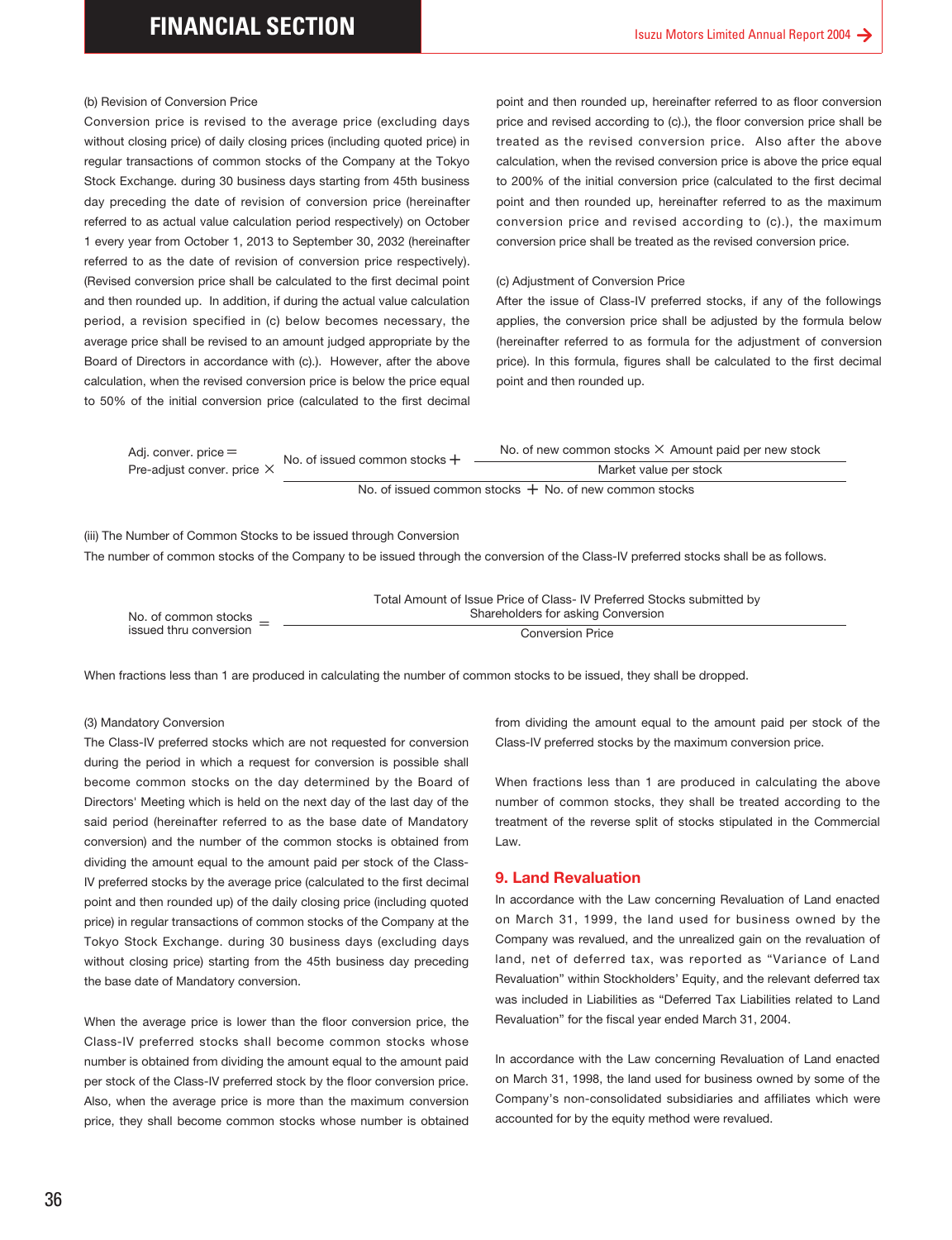(b) Revision of Conversion Price

Conversion price is revised to the average price (excluding days without closing price) of daily closing prices (including quoted price) in regular transactions of common stocks of the Company at the Tokyo Stock Exchange. during 30 business days starting from 45th business day preceding the date of revision of conversion price (hereinafter referred to as actual value calculation period respectively) on October 1 every year from October 1, 2013 to September 30, 2032 (hereinafter referred to as the date of revision of conversion price respectively). (Revised conversion price shall be calculated to the first decimal point and then rounded up. In addition, if during the actual value calculation period, a revision specified in (c) below becomes necessary, the average price shall be revised to an amount judged appropriate by the Board of Directors in accordance with (c).). However, after the above calculation, when the revised conversion price is below the price equal to 50% of the initial conversion price (calculated to the first decimal point and then rounded up, hereinafter referred to as floor conversion price and revised according to (c).), the floor conversion price shall be treated as the revised conversion price. Also after the above calculation, when the revised conversion price is above the price equal to 200% of the initial conversion price (calculated to the first decimal point and then rounded up, hereinafter referred to as the maximum conversion price and revised according to (c).), the maximum conversion price shall be treated as the revised conversion price.

(c) Adjustment of Conversion Price

After the issue of Class-IV preferred stocks, if any of the followings applies, the conversion price shall be adjusted by the formula below (hereinafter referred to as formula for the adjustment of conversion price). In this formula, figures shall be calculated to the first decimal point and then rounded up.

$$\text{Adj. conver. price} = \text{Pre-adjust conver. price} \times \frac{\text{No. of issued common stocks} + \dfrac{\text{No. of new common stocks} \times \text{Amount paid per new stock}}{\text{Market value per stock}}}{\text{No. of issued common stocks} + \text{No. of new common stocks}}$$

(iii) The Number of Common Stocks to be issued through Conversion

The number of common stocks of the Company to be issued through the conversion of the Class-IV preferred stocks shall be as follows.

$$\text{No. of common stocks issued thru conversion} = \frac{\text{Total Amount of Issue Price of Class- IV Preferred Stocks submitted by Shareholders for asking Conversion}}{\text{Conversion Price}}$$

When fractions less than 1 are produced in calculating the number of common stocks to be issued, they shall be dropped.

(3) Mandatory Conversion

The Class-IV preferred stocks which are not requested for conversion during the period in which a request for conversion is possible shall become common stocks on the day determined by the Board of Directors' Meeting which is held on the next day of the last day of the said period (hereinafter referred to as the base date of Mandatory conversion) and the number of the common stocks is obtained from dividing the amount equal to the amount paid per stock of the Class-IV preferred stocks by the average price (calculated to the first decimal point and then rounded up) of the daily closing price (including quoted price) in regular transactions of common stocks of the Company at the Tokyo Stock Exchange. during 30 business days (excluding days without closing price) starting from the 45th business day preceding the base date of Mandatory conversion.

When the average price is lower than the floor conversion price, the Class-IV preferred stocks shall become common stocks whose number is obtained from dividing the amount equal to the amount paid per stock of the Class-IV preferred stock by the floor conversion price. Also, when the average price is more than the maximum conversion price, they shall become common stocks whose number is obtained from dividing the amount equal to the amount paid per stock of the Class-IV preferred stocks by the maximum conversion price.

When fractions less than 1 are produced in calculating the above number of common stocks, they shall be treated according to the treatment of the reverse split of stocks stipulated in the Commercial Law.

## 9. Land Revaluation

In accordance with the Law concerning Revaluation of Land enacted on March 31, 1999, the land used for business owned by the Company was revalued, and the unrealized gain on the revaluation of land, net of deferred tax, was reported as "Variance of Land Revaluation" within Stockholders' Equity, and the relevant deferred tax was included in Liabilities as "Deferred Tax Liabilities related to Land Revaluation" for the fiscal year ended March 31, 2004.

In accordance with the Law concerning Revaluation of Land enacted on March 31, 1998, the land used for business owned by some of the Company's non-consolidated subsidiaries and affiliates which were accounted for by the equity method were revalued.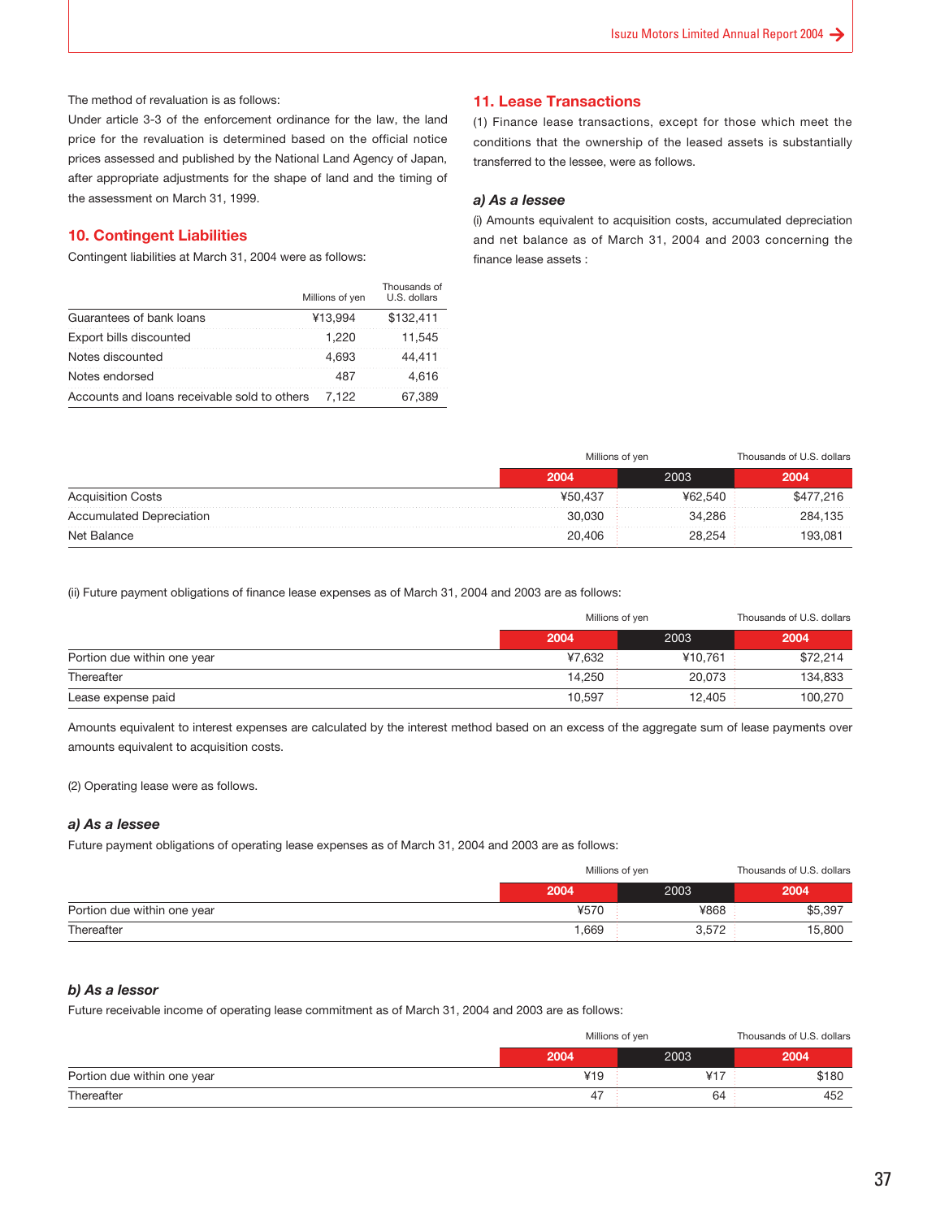The method of revaluation is as follows:

Under article 3-3 of the enforcement ordinance for the law, the land price for the revaluation is determined based on the official notice prices assessed and published by the National Land Agency of Japan, after appropriate adjustments for the shape of land and the timing of the assessment on March 31, 1999.

## 10. Contingent Liabilities

Contingent liabilities at March 31, 2004 were as follows:

| | Millions of yen | Thousands of U.S. dollars |
|---|---|---|
| Guarantees of bank loans | ¥13,994 | $132,411 |
| Export bills discounted | 1,220 | 11,545 |
| Notes discounted | 4,693 | 44,411 |
| Notes endorsed | 487 | 4,616 |
| Accounts and loans receivable sold to others | 7,122 | 67,389 |

## 11. Lease Transactions

(1) Finance lease transactions, except for those which meet the conditions that the ownership of the leased assets is substantially transferred to the lessee, were as follows.

### *a) As a lessee*

(i) Amounts equivalent to acquisition costs, accumulated depreciation and net balance as of March 31, 2004 and 2003 concerning the finance lease assets :

| | Millions of yen | | Thousands of U.S. dollars |
|---|---|---|---|
| | 2004 | 2003 | 2004 |
| Acquisition Costs | ¥50,437 | ¥62,540 | $477,216 |
| Accumulated Depreciation | 30,030 | 34,286 | 284,135 |
| Net Balance | 20,406 | 28,254 | 193,081 |

(ii) Future payment obligations of finance lease expenses as of March 31, 2004 and 2003 are as follows:

| | Millions of yen | | Thousands of U.S. dollars |
|---|---|---|---|
| | 2004 | 2003 | 2004 |
| Portion due within one year | ¥7,632 | ¥10,761 | $72,214 |
| Thereafter | 14,250 | 20,073 | 134,833 |
| Lease expense paid | 10,597 | 12,405 | 100,270 |

Amounts equivalent to interest expenses are calculated by the interest method based on an excess of the aggregate sum of lease payments over amounts equivalent to acquisition costs.

(2) Operating lease were as follows.

### *a) As a lessee*

Future payment obligations of operating lease expenses as of March 31, 2004 and 2003 are as follows:

| | Millions of yen | | Thousands of U.S. dollars |
|---|---|---|---|
| | 2004 | 2003 | 2004 |
| Portion due within one year | ¥570 | ¥868 | $5,397 |
| Thereafter | 1,669 | 3,572 | 15,800 |

### *b) As a lessor*

Future receivable income of operating lease commitment as of March 31, 2004 and 2003 are as follows:

| | Millions of yen | | Thousands of U.S. dollars |
|---|---|---|---|
| | 2004 | 2003 | 2004 |
| Portion due within one year | ¥19 | ¥17 | $180 |
| Thereafter | 47 | 64 | 452 |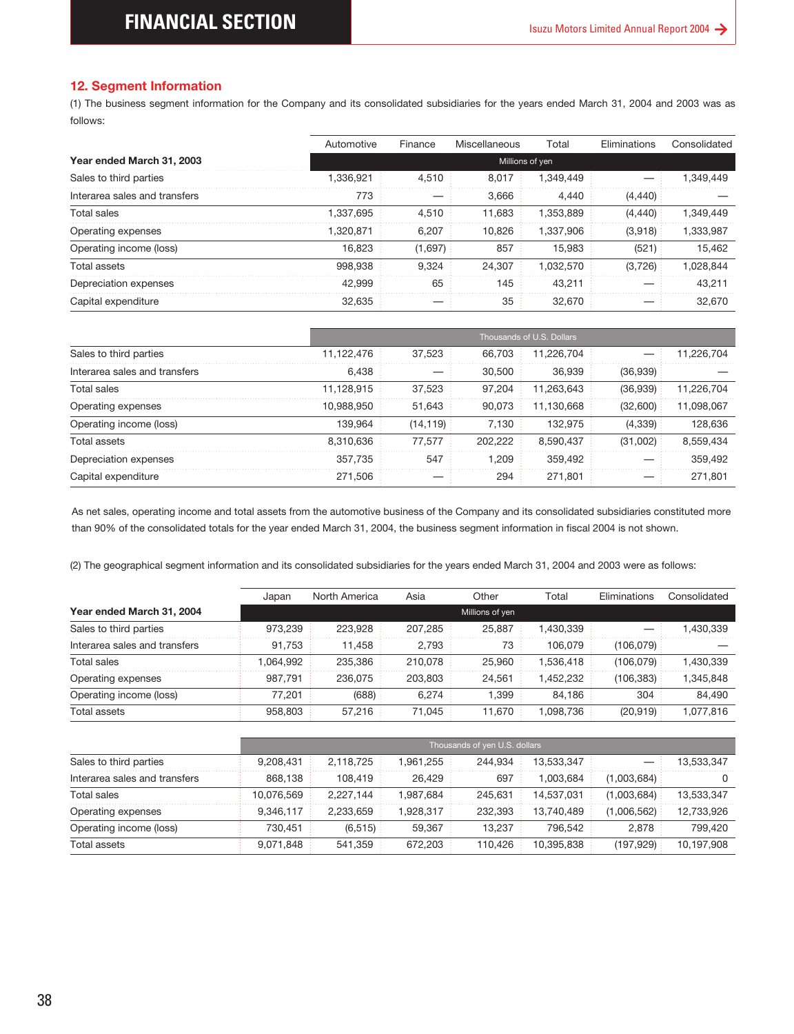## 12. Segment Information

(1) The business segment information for the Company and its consolidated subsidiaries for the years ended March 31, 2004 and 2003 was as follows:

| | Automotive | Finance | Miscellaneous | Total | Eliminations | Consolidated |
|---|---|---|---|---|---|---|
| **Year ended March 31, 2003** | Millions of yen | | | | | |
| Sales to third parties | 1,336,921 | 4,510 | 8,017 | 1,349,449 | — | 1,349,449 |
| Interarea sales and transfers | 773 | — | 3,666 | 4,440 | (4,440) | — |
| Total sales | 1,337,695 | 4,510 | 11,683 | 1,353,889 | (4,440) | 1,349,449 |
| Operating expenses | 1,320,871 | 6,207 | 10,826 | 1,337,906 | (3,918) | 1,333,987 |
| Operating income (loss) | 16,823 | (1,697) | 857 | 15,983 | (521) | 15,462 |
| Total assets | 998,938 | 9,324 | 24,307 | 1,032,570 | (3,726) | 1,028,844 |
| Depreciation expenses | 42,999 | 65 | 145 | 43,211 | — | 43,211 |
| Capital expenditure | 32,635 | — | 35 | 32,670 | — | 32,670 |
| | Thousands of U.S. Dollars | | | | | |
| Sales to third parties | 11,122,476 | 37,523 | 66,703 | 11,226,704 | — | 11,226,704 |
| Interarea sales and transfers | 6,438 | — | 30,500 | 36,939 | (36,939) | — |
| Total sales | 11,128,915 | 37,523 | 97,204 | 11,263,643 | (36,939) | 11,226,704 |
| Operating expenses | 10,988,950 | 51,643 | 90,073 | 11,130,668 | (32,600) | 11,098,067 |
| Operating income (loss) | 139,964 | (14,119) | 7,130 | 132,975 | (4,339) | 128,636 |
| Total assets | 8,310,636 | 77,577 | 202,222 | 8,590,437 | (31,002) | 8,559,434 |
| Depreciation expenses | 357,735 | 547 | 1,209 | 359,492 | — | 359,492 |
| Capital expenditure | 271,506 | — | 294 | 271,801 | — | 271,801 |

As net sales, operating income and total assets from the automotive business of the Company and its consolidated subsidiaries constituted more than 90% of the consolidated totals for the year ended March 31, 2004, the business segment information in fiscal 2004 is not shown.

(2) The geographical segment information and its consolidated subsidiaries for the years ended March 31, 2004 and 2003 were as follows:

| | Japan | North America | Asia | Other | Total | Eliminations | Consolidated |
|---|---|---|---|---|---|---|---|
| **Year ended March 31, 2004** | Millions of yen | | | | | | |
| Sales to third parties | 973,239 | 223,928 | 207,285 | 25,887 | 1,430,339 | — | 1,430,339 |
| Interarea sales and transfers | 91,753 | 11,458 | 2,793 | 73 | 106,079 | (106,079) | — |
| Total sales | 1,064,992 | 235,386 | 210,078 | 25,960 | 1,536,418 | (106,079) | 1,430,339 |
| Operating expenses | 987,791 | 236,075 | 203,803 | 24,561 | 1,452,232 | (106,383) | 1,345,848 |
| Operating income (loss) | 77,201 | (688) | 6,274 | 1,399 | 84,186 | 304 | 84,490 |
| Total assets | 958,803 | 57,216 | 71,045 | 11,670 | 1,098,736 | (20,919) | 1,077,816 |
| | Thousands of yen U.S. dollars | | | | | | |
| Sales to third parties | 9,208,431 | 2,118,725 | 1,961,255 | 244,934 | 13,533,347 | — | 13,533,347 |
| Interarea sales and transfers | 868,138 | 108,419 | 26,429 | 697 | 1,003,684 | (1,003,684) | 0 |
| Total sales | 10,076,569 | 2,227,144 | 1,987,684 | 245,631 | 14,537,031 | (1,003,684) | 13,533,347 |
| Operating expenses | 9,346,117 | 2,233,659 | 1,928,317 | 232,393 | 13,740,489 | (1,006,562) | 12,733,926 |
| Operating income (loss) | 730,451 | (6,515) | 59,367 | 13,237 | 796,542 | 2,878 | 799,420 |
| Total assets | 9,071,848 | 541,359 | 672,203 | 110,426 | 10,395,838 | (197,929) | 10,197,908 |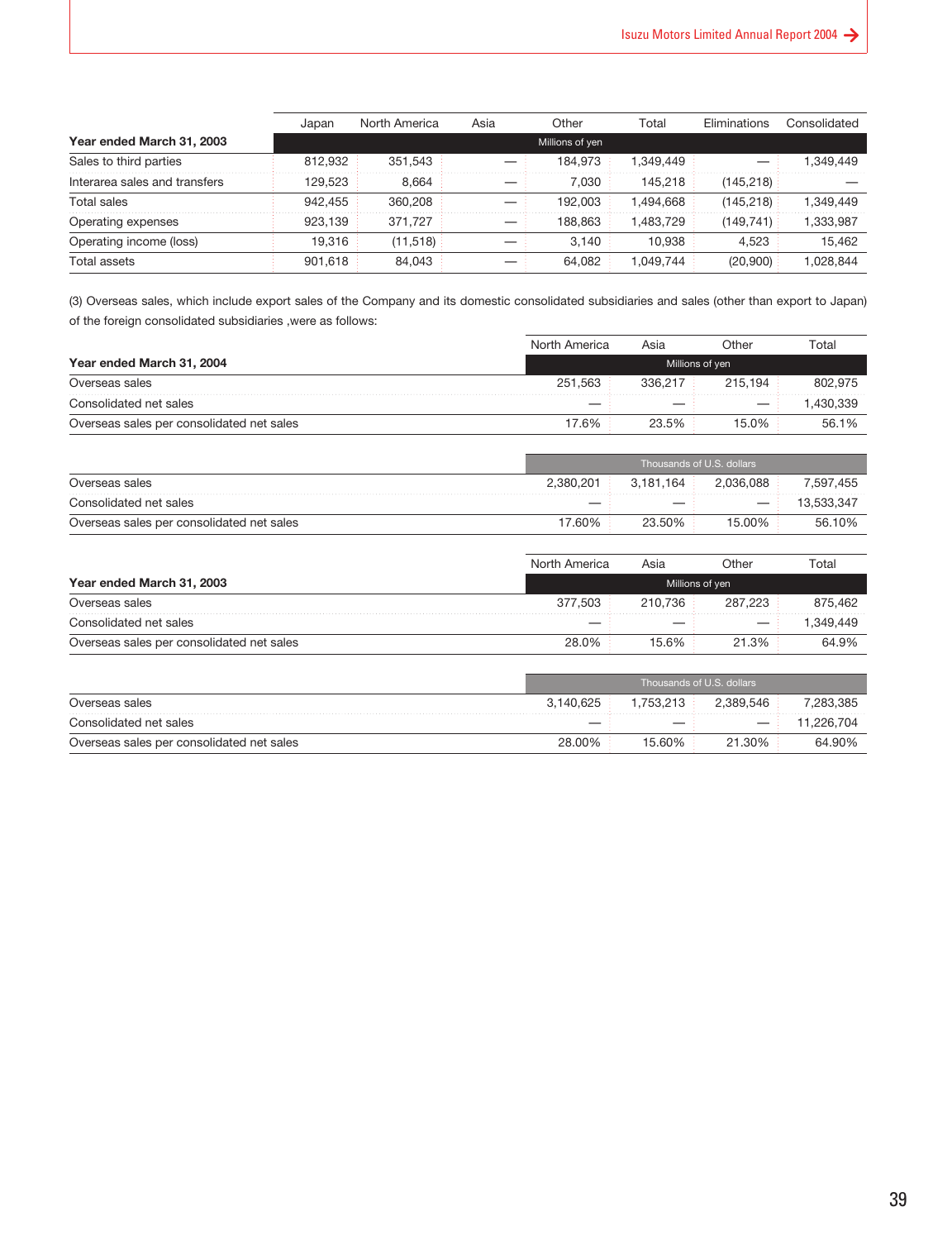| Year ended March 31, 2003 | Japan | North America | Asia | Other | Total | Eliminations | Consolidated |
|---|---|---|---|---|---|---|---|
| | Millions of yen | | | | | | |
| Sales to third parties | 812,932 | 351,543 | — | 184,973 | 1,349,449 | — | 1,349,449 |
| Interarea sales and transfers | 129,523 | 8,664 | — | 7,030 | 145,218 | (145,218) | — |
| Total sales | 942,455 | 360,208 | — | 192,003 | 1,494,668 | (145,218) | 1,349,449 |
| Operating expenses | 923,139 | 371,727 | — | 188,863 | 1,483,729 | (149,741) | 1,333,987 |
| Operating income (loss) | 19,316 | (11,518) | — | 3,140 | 10,938 | 4,523 | 15,462 |
| Total assets | 901,618 | 84,043 | — | 64,082 | 1,049,744 | (20,900) | 1,028,844 |

(3) Overseas sales, which include export sales of the Company and its domestic consolidated subsidiaries and sales (other than export to Japan) of the foreign consolidated subsidiaries ,were as follows:

| Year ended March 31, 2004 | North America | Asia | Other | Total |
|---|---|---|---|---|
| | Millions of yen | | | |
| Overseas sales | 251,563 | 336,217 | 215,194 | 802,975 |
| Consolidated net sales | — | — | — | 1,430,339 |
| Overseas sales per consolidated net sales | 17.6% | 23.5% | 15.0% | 56.1% |
| | Thousands of U.S. dollars | | | |
| Overseas sales | 2,380,201 | 3,181,164 | 2,036,088 | 7,597,455 |
| Consolidated net sales | — | — | — | 13,533,347 |
| Overseas sales per consolidated net sales | 17.60% | 23.50% | 15.00% | 56.10% |

| Year ended March 31, 2003 | North America | Asia | Other | Total |
|---|---|---|---|---|
| | Millions of yen | | | |
| Overseas sales | 377,503 | 210,736 | 287,223 | 875,462 |
| Consolidated net sales | — | — | — | 1,349,449 |
| Overseas sales per consolidated net sales | 28.0% | 15.6% | 21.3% | 64.9% |
| | Thousands of U.S. dollars | | | |
| Overseas sales | 3,140,625 | 1,753,213 | 2,389,546 | 7,283,385 |
| Consolidated net sales | — | — | — | 11,226,704 |
| Overseas sales per consolidated net sales | 28.00% | 15.60% | 21.30% | 64.90% |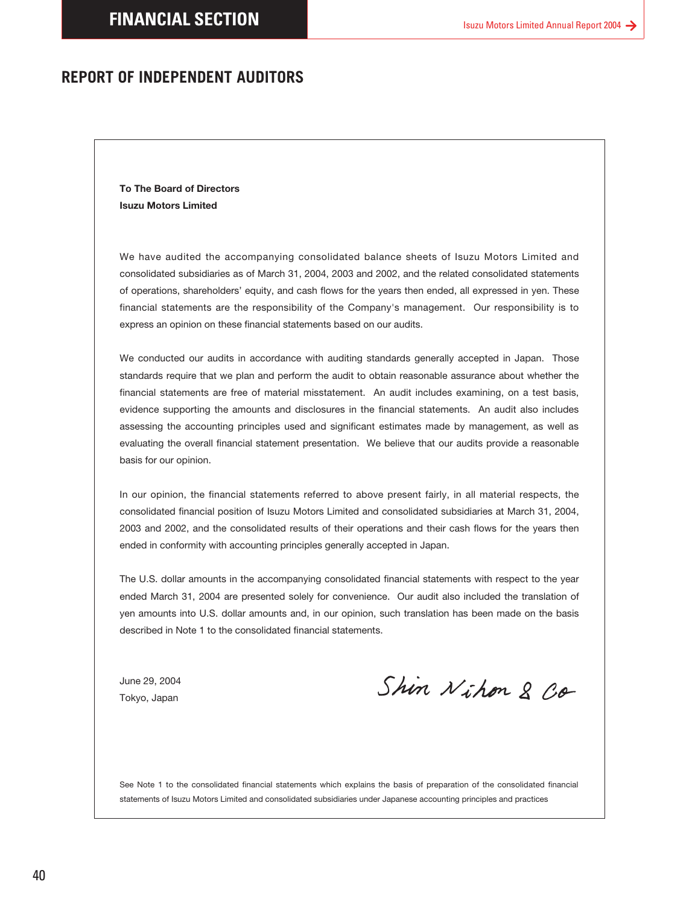# REPORT OF INDEPENDENT AUDITORS

**To The Board of Directors**
**Isuzu Motors Limited**

We have audited the accompanying consolidated balance sheets of Isuzu Motors Limited and consolidated subsidiaries as of March 31, 2004, 2003 and 2002, and the related consolidated statements of operations, shareholders' equity, and cash flows for the years then ended, all expressed in yen. These financial statements are the responsibility of the Company's management. Our responsibility is to express an opinion on these financial statements based on our audits.

We conducted our audits in accordance with auditing standards generally accepted in Japan. Those standards require that we plan and perform the audit to obtain reasonable assurance about whether the financial statements are free of material misstatement. An audit includes examining, on a test basis, evidence supporting the amounts and disclosures in the financial statements. An audit also includes assessing the accounting principles used and significant estimates made by management, as well as evaluating the overall financial statement presentation. We believe that our audits provide a reasonable basis for our opinion.

In our opinion, the financial statements referred to above present fairly, in all material respects, the consolidated financial position of Isuzu Motors Limited and consolidated subsidiaries at March 31, 2004, 2003 and 2002, and the consolidated results of their operations and their cash flows for the years then ended in conformity with accounting principles generally accepted in Japan.

The U.S. dollar amounts in the accompanying consolidated financial statements with respect to the year ended March 31, 2004 are presented solely for convenience. Our audit also included the translation of yen amounts into U.S. dollar amounts and, in our opinion, such translation has been made on the basis described in Note 1 to the consolidated financial statements.

June 29, 2004
Tokyo, Japan

Shin Nihon & Co

See Note 1 to the consolidated financial statements which explains the basis of preparation of the consolidated financial statements of Isuzu Motors Limited and consolidated subsidiaries under Japanese accounting principles and practices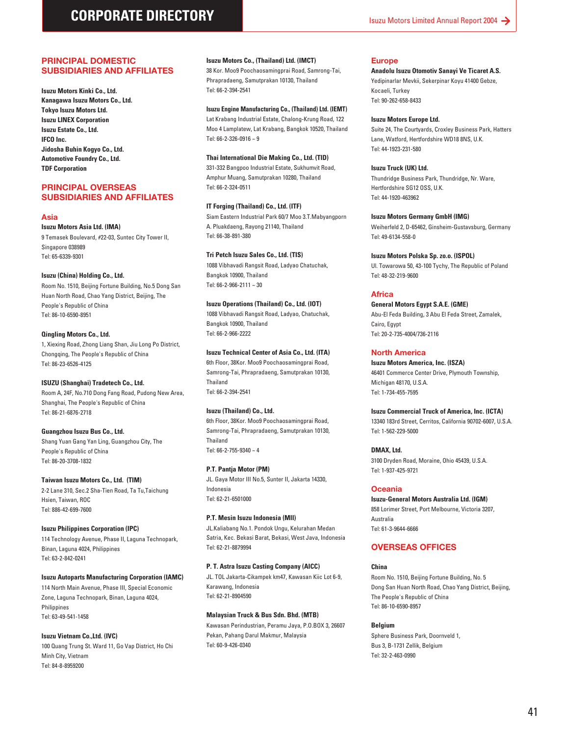# CORPORATE DIRECTORY

## PRINCIPAL DOMESTIC SUBSIDIARIES AND AFFILIATES

**Isuzu Motors Kinki Co., Ltd.**
**Kanagawa Isuzu Motors Co., Ltd.**
**Tokyo Isuzu Motors Ltd.**
**Isuzu LINEX Corporation**
**Isuzu Estate Co., Ltd.**
**IFCO Inc.**
**Jidosha Buhin Kogyo Co., Ltd.**
**Automotive Foundry Co., Ltd.**
**TDF Corporation**

## PRINCIPAL OVERSEAS SUBSIDIARIES AND AFFILIATES

### Asia

**Isuzu Motors Asia Ltd. (IMA)**
9 Temasek Boulevard, #22-03, Suntec City Tower II, Singapore 038989
Tel: 65-6339-9301

**Isuzu (China) Holding Co., Ltd.**
Room No. 1510, Beijing Fortune Building, No.5 Dong San Huan North Road, Chao Yang District, Beijing, The People's Republic of China
Tel: 86-10-6590-8951

**Qingling Motors Co., Ltd.**
1, Xiexing Road, Zhong Liang Shan, Jiu Long Po District, Chongqing, The People's Republic of China
Tel: 86-23-6526-4125

**ISUZU (Shanghai) Tradetech Co., Ltd.**
Room A, 24F, No.710 Dong Fang Road, Pudong New Area, Shanghai, The People's Republic of China
Tel: 86-21-6876-2718

**Guangzhou Isuzu Bus Co., Ltd.**
Shang Yuan Gang Yan Ling, Guangzhou City, The People's Republic of China
Tel: 86-20-3708-1832

**Taiwan Isuzu Motors Co., Ltd. (TIM)**
2-2 Lane 310, Sec.2 Sha-Tien Road, Ta Tu,Taichung Hsien, Taiwan, ROC
Tel: 886-42-699-7600

**Isuzu Philippines Corporation (IPC)**
114 Technology Avenue, Phase II, Laguna Technopark, Binan, Laguna 4024, Philippines
Tel: 63-2-842-0241

**Isuzu Autoparts Manufacturing Corporation (IAMC)**
114 North Main Avenue, Phase III, Special Economic Zone, Laguna Technopark, Binan, Laguna, 4024, Philippines
Tel: 63-49-541-1458

**Isuzu Vietnam Co.,Ltd. (IVC)**
100 Quang Trung St. Ward 11, Go Vap District, Ho Chi Minh City, Vietnam
Tel: 84-8-8959200

**Isuzu Motors Co., (Thailand) Ltd. (IMCT)**
38 Kor. Moo9 Poochaosamingprai Road, Samrong-Tai, Phrapradaeng, Samutprakan 10130, Thailand
Tel: 66-2-394-2541

**Isuzu Engine Manufacturing Co., (Thailand) Ltd. (IEMT)**
Lat Krabang Industrial Estate, Chalong-Krung Road, 122 Moo 4 Lamplatew, Lat Krabang, Bangkok 10520, Thailand
Tel: 66-2-326-0916 ~ 9

**Thai International Die Making Co., Ltd. (TID)**
331-332 Bangpoo Industrial Estate, Sukhumvit Road, Amphur Muang, Samutprakan 10280, Thailand
Tel: 66-2-324-0511

**IT Forging (Thailand) Co., Ltd. (ITF)**
Siam Eastern Industrial Park 60/7 Moo 3.T.Mabyangporn A. Pluakdaeng, Rayong 21140, Thailand
Tel: 66-38-891-380

**Tri Petch Isuzu Sales Co., Ltd. (TIS)**
1088 Vibhavadi Rangsit Road, Ladyao Chatuchak, Bangkok 10900, Thailand
Tel: 66-2-966-2111 ~ 30

**Isuzu Operations (Thailand) Co., Ltd. (IOT)**
1088 Vibhavadi Rangsit Road, Ladyao, Chatuchak, Bangkok 10900, Thailand
Tel: 66-2-966-2222

**Isuzu Technical Center of Asia Co., Ltd. (ITA)**
6th Floor, 38Kor. Moo9 Poochaosamingprai Road, Samrong-Tai, Phrapradaeng, Samutprakan 10130, Thailand
Tel: 66-2-394-2541

**Isuzu (Thailand) Co., Ltd.**
6th Floor, 38Kor. Moo9 Poochaosamingprai Road, Samrong-Tai, Phrapradaeng, Samutprakan 10130, Thailand
Tel: 66-2-755-9340 ~ 4

**P.T. Pantja Motor (PM)**
JL. Gaya Motor III No.5, Sunter II, Jakarta 14330, Indonesia
Tel: 62-21-6501000

**P.T. Mesin Isuzu Indonesia (MII)**
JL.Kaliabang No.1. Pondok Ungu, Kelurahan Medan Satria, Kec. Bekasi Barat, Bekasi, West Java, Indonesia
Tel: 62-21-8879994

**P. T. Astra Isuzu Casting Company (AICC)**
JL. TOL Jakarta-Cikampek km47, Kawasan Kiic Lot 6-9, Karawang, Indonesia
Tel: 62-21-8904590

**Malaysian Truck & Bus Sdn. Bhd. (MTB)**
Kawasan Perindustrian, Peramu Jaya, P.O.BOX 3, 26607 Pekan, Pahang Darul Makmur, Malaysia
Tel: 60-9-426-0340

### Europe

**Anadolu Isuzu Otomotiv Sanayi Ve Ticaret A.S.**
Yedipinarlar Mevkii, Sekerpinar Koyu 41400 Gebze, Kocaeli, Turkey
Tel: 90-262-658-8433

**Isuzu Motors Europe Ltd.**
Suite 24, The Courtyards, Croxley Business Park, Hatters Lane, Watford, Hertfordshire WD18 8NS, U.K.
Tel: 44-1923-231-580

**Isuzu Truck (UK) Ltd.**
Thundridge Business Park, Thundridge, Nr. Ware, Hertfordshire SG12 0SS, U.K.
Tel: 44-1920-463962

**Isuzu Motors Germany GmbH (IMG)**
Weiherfeld 2, D-65462, Ginsheim-Gustavsburg, Germany
Tel: 49-6134-558-0

**Isuzu Motors Polska Sp. zo.o. (ISPOL)**
Ul. Towarowa 50, 43-100 Tychy, The Republic of Poland
Tel: 48-32-219-9600

### Africa

**General Motors Egypt S.A.E. (GME)**
Abu-El Feda Building, 3 Abu El Feda Street, Zamalek, Cairo, Egypt
Tel: 20-2-735-4004/736-2116

### North America

**Isuzu Motors America, Inc. (ISZA)**
46401 Commerce Center Drive, Plymouth Township, Michigan 48170, U.S.A.
Tel: 1-734-455-7595

**Isuzu Commercial Truck of America, Inc. (ICTA)**
13340 183rd Street, Cerritos, California 90702-6007, U.S.A.
Tel: 1-562-229-5000

**DMAX, Ltd.**
3100 Dryden Road, Moraine, Ohio 45439, U.S.A.
Tel: 1-937-425-9721

### Oceania

**Isuzu-General Motors Australia Ltd. (IGM)**
858 Lorimer Street, Port Melbourne, Victoria 3207, Australia
Tel: 61-3-9644-6666

## OVERSEAS OFFICES

**China**
Room No. 1510, Beijing Fortune Building, No. 5 Dong San Huan North Road, Chao Yang District, Beijing, The People's Republic of China
Tel: 86-10-6590-8957

**Belgium**
Sphere Business Park, Doornveld 1, Bus 3, B-1731 Zellik, Belgium
Tel: 32-2-463-0990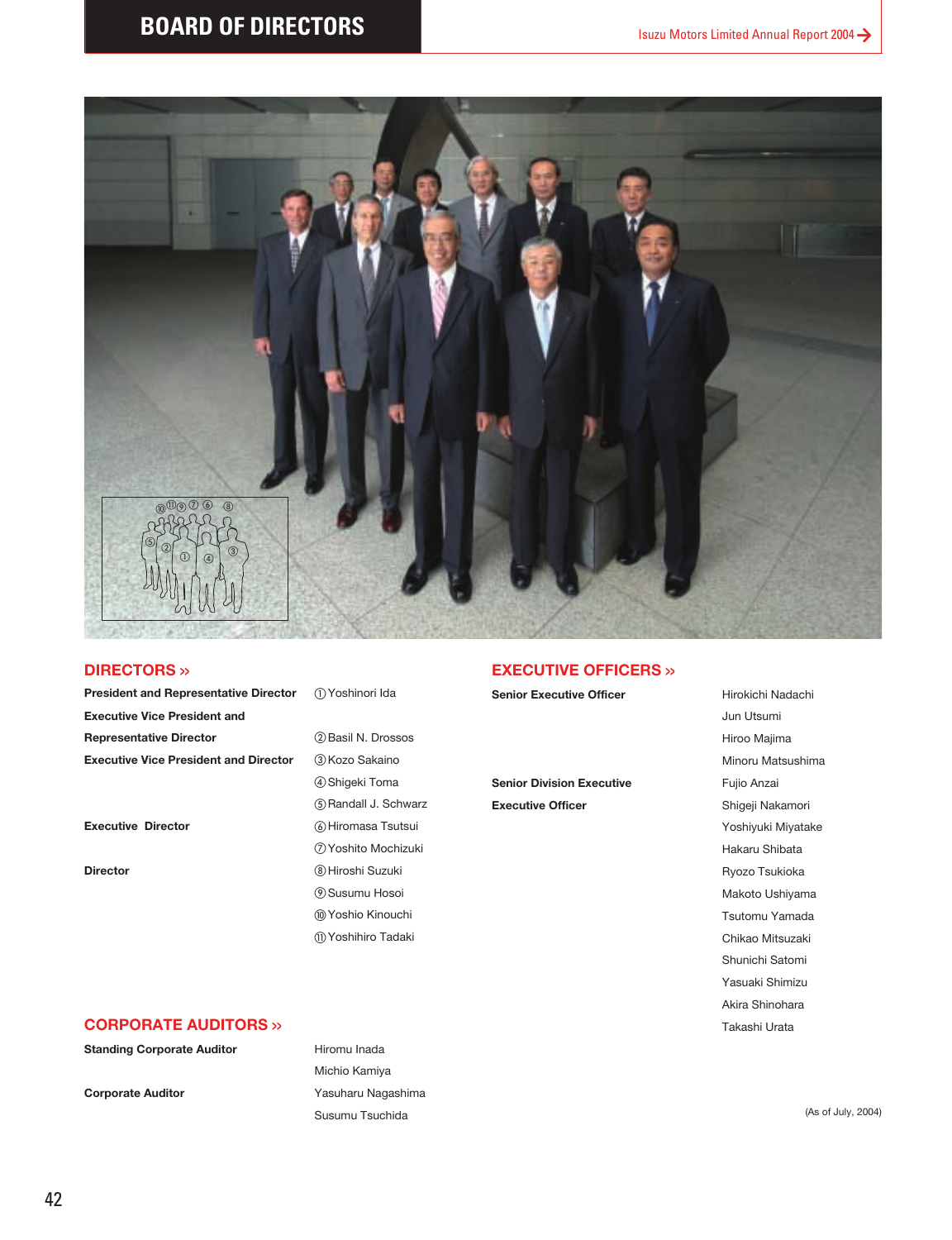# BOARD OF DIRECTORS

## DIRECTORS »

**President and Representative Director**
① Yoshinori Ida

**Executive Vice President and Representative Director**
② Basil N. Drossos

**Executive Vice President and Director**
③ Kozo Sakaino
④ Shigeki Toma
⑤ Randall J. Schwarz

**Executive Director**
⑥ Hiromasa Tsutsui
⑦ Yoshito Mochizuki

**Director**
⑧ Hiroshi Suzuki
⑨ Susumu Hosoi
⑩ Yoshio Kinouchi
⑪ Yoshihiro Tadaki

## CORPORATE AUDITORS »

**Standing Corporate Auditor**
Hiromu Inada
Michio Kamiya

**Corporate Auditor**
Yasuharu Nagashima
Susumu Tsuchida

## EXECUTIVE OFFICERS »

**Senior Executive Officer**
Hirokichi Nadachi
Jun Utsumi
Hiroo Majima
Minoru Matsushima

**Senior Division Executive**
Fujio Anzai

**Executive Officer**
Shigeji Nakamori
Yoshiyuki Miyatake
Hakaru Shibata
Ryozo Tsukioka
Makoto Ushiyama
Tsutomu Yamada
Chikao Mitsuzaki
Shunichi Satomi
Yasuaki Shimizu
Akira Shinohara
Takashi Urata

(As of July, 2004)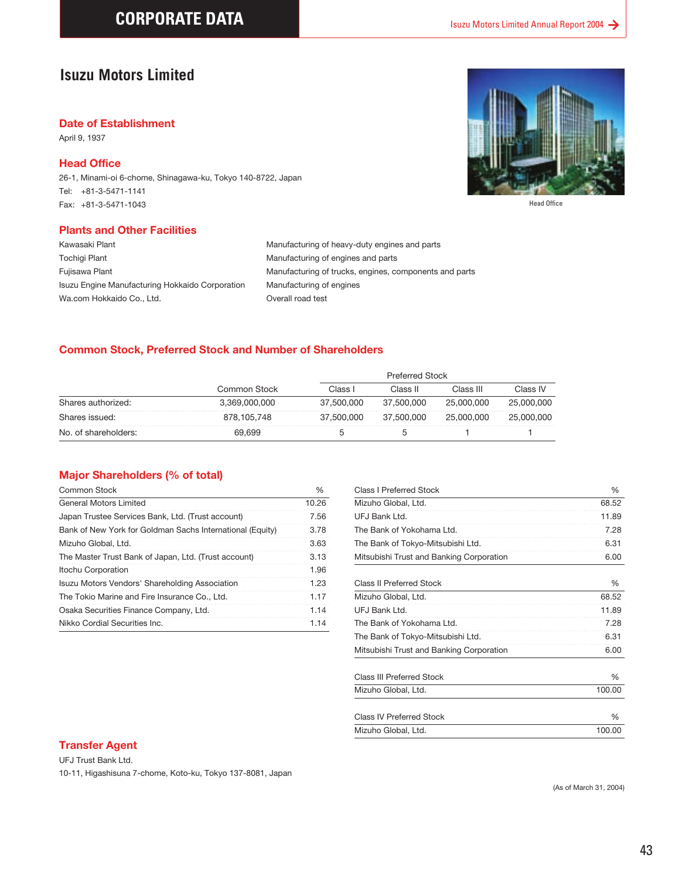# CORPORATE DATA

## Isuzu Motors Limited

### Date of Establishment

April 9, 1937

### Head Office

26-1, Minami-oi 6-chome, Shinagawa-ku, Tokyo 140-8722, Japan
Tel: +81-3-5471-1141
Fax: +81-3-5471-1043

Head Office

### Plants and Other Facilities

| | |
|---|---|
| Kawasaki Plant | Manufacturing of heavy-duty engines and parts |
| Tochigi Plant | Manufacturing of engines and parts |
| Fujisawa Plant | Manufacturing of trucks, engines, components and parts |
| Isuzu Engine Manufacturing Hokkaido Corporation | Manufacturing of engines |
| Wa.com Hokkaido Co., Ltd. | Overall road test |

### Common Stock, Preferred Stock and Number of Shareholders

| | | Preferred Stock | | | |
|---|---|---|---|---|---|
| | Common Stock | Class I | Class II | Class III | Class IV |
| Shares authorized: | 3,369,000,000 | 37,500,000 | 37,500,000 | 25,000,000 | 25,000,000 |
| Shares issued: | 878,105,748 | 37,500,000 | 37,500,000 | 25,000,000 | 25,000,000 |
| No. of shareholders: | 69,699 | 5 | 5 | 1 | 1 |

### Major Shareholders (% of total)

| Common Stock | % |
|---|---|
| General Motors Limited | 10.26 |
| Japan Trustee Services Bank, Ltd. (Trust account) | 7.56 |
| Bank of New York for Goldman Sachs International (Equity) | 3.78 |
| Mizuho Global, Ltd. | 3.63 |
| The Master Trust Bank of Japan, Ltd. (Trust account) | 3.13 |
| Itochu Corporation | 1.96 |
| Isuzu Motors Vendors' Shareholding Association | 1.23 |
| The Tokio Marine and Fire Insurance Co., Ltd. | 1.17 |
| Osaka Securities Finance Company, Ltd. | 1.14 |
| Nikko Cordial Securities Inc. | 1.14 |

| Class I Preferred Stock | % |
|---|---|
| Mizuho Global, Ltd. | 68.52 |
| UFJ Bank Ltd. | 11.89 |
| The Bank of Yokohama Ltd. | 7.28 |
| The Bank of Tokyo-Mitsubishi Ltd. | 6.31 |
| Mitsubishi Trust and Banking Corporation | 6.00 |

| Class II Preferred Stock | % |
|---|---|
| Mizuho Global, Ltd. | 68.52 |
| UFJ Bank Ltd. | 11.89 |
| The Bank of Yokohama Ltd. | 7.28 |
| The Bank of Tokyo-Mitsubishi Ltd. | 6.31 |
| Mitsubishi Trust and Banking Corporation | 6.00 |

| Class III Preferred Stock | % |
|---|---|
| Mizuho Global, Ltd. | 100.00 |

| Class IV Preferred Stock | % |
|---|---|
| Mizuho Global, Ltd. | 100.00 |

### Transfer Agent

UFJ Trust Bank Ltd.
10-11, Higashisuna 7-chome, Koto-ku, Tokyo 137-8081, Japan

(As of March 31, 2004)